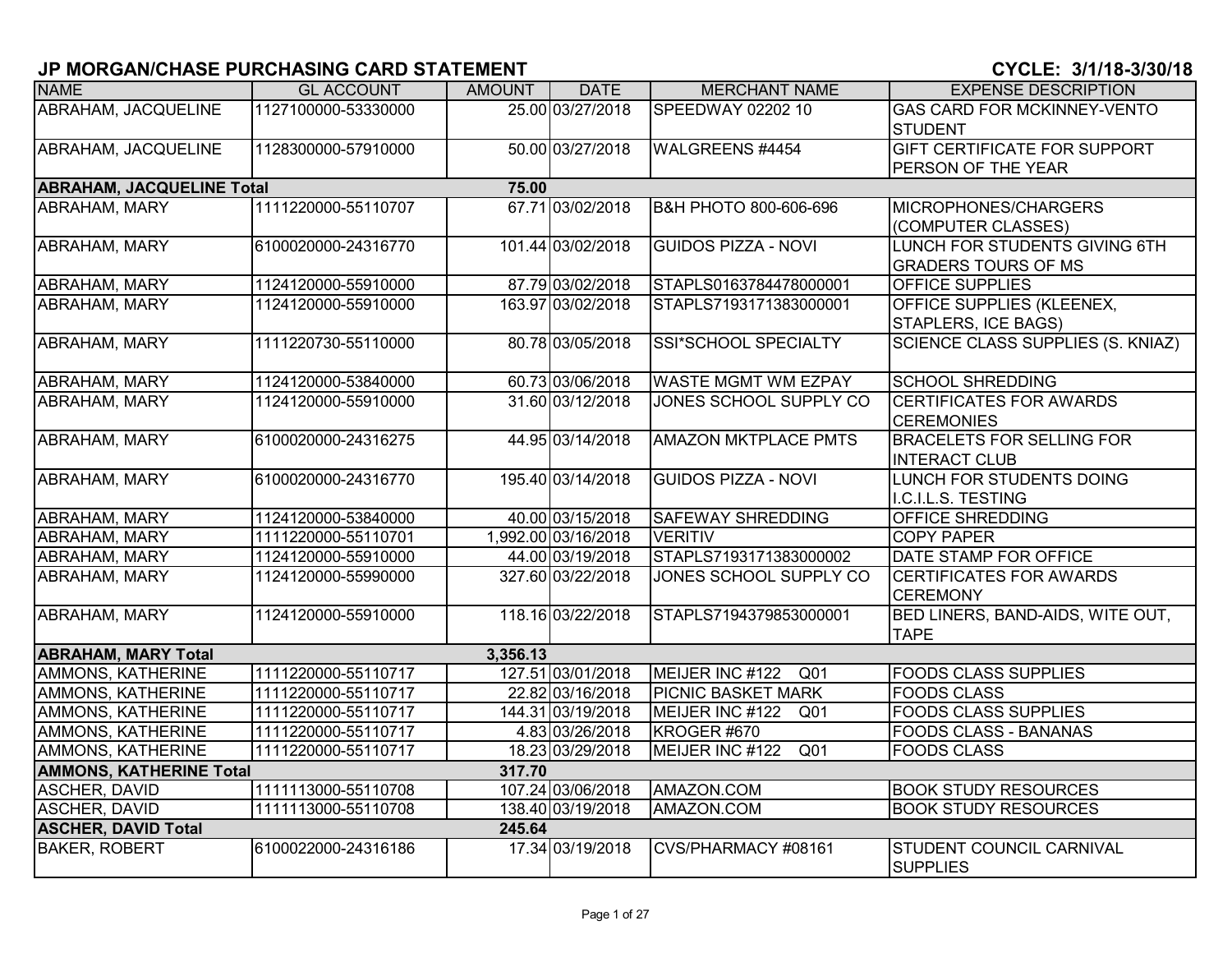## JP MORGAN/CHASE PURCHASING CARD STATEMENT

**CYCLE: 3/1/18-3/30/18**

| NAME | GL ACCOUNT | AMOUNT | DATE | MERCHANT NAME | EXPENSE DESCRIPTION |
|---|---|---|---|---|---|
| ABRAHAM, JACQUELINE | 1127100000-53330000 | 25.00 | 03/27/2018 | SPEEDWAY 02202 10 | GAS CARD FOR MCKINNEY-VENTO STUDENT |
| ABRAHAM, JACQUELINE | 1128300000-57910000 | 50.00 | 03/27/2018 | WALGREENS #4454 | GIFT CERTIFICATE FOR SUPPORT PERSON OF THE YEAR |
| **ABRAHAM, JACQUELINE Total** | | **75.00** | | | |
| ABRAHAM, MARY | 1111220000-55110707 | 67.71 | 03/02/2018 | B&H PHOTO 800-606-696 | MICROPHONES/CHARGERS (COMPUTER CLASSES) |
| ABRAHAM, MARY | 6100020000-24316770 | 101.44 | 03/02/2018 | GUIDOS PIZZA - NOVI | LUNCH FOR STUDENTS GIVING 6TH GRADERS TOURS OF MS |
| ABRAHAM, MARY | 1124120000-55910000 | 87.79 | 03/02/2018 | STAPLS0163784478000001 | OFFICE SUPPLIES |
| ABRAHAM, MARY | 1124120000-55910000 | 163.97 | 03/02/2018 | STAPLS7193171383000001 | OFFICE SUPPLIES (KLEENEX, STAPLERS, ICE BAGS) |
| ABRAHAM, MARY | 1111220730-55110000 | 80.78 | 03/05/2018 | SSI*SCHOOL SPECIALTY | SCIENCE CLASS SUPPLIES (S. KNIAZ) |
| ABRAHAM, MARY | 1124120000-53840000 | 60.73 | 03/06/2018 | WASTE MGMT WM EZPAY | SCHOOL SHREDDING |
| ABRAHAM, MARY | 1124120000-55910000 | 31.60 | 03/12/2018 | JONES SCHOOL SUPPLY CO | CERTIFICATES FOR AWARDS CEREMONIES |
| ABRAHAM, MARY | 6100020000-24316275 | 44.95 | 03/14/2018 | AMAZON MKTPLACE PMTS | BRACELETS FOR SELLING FOR INTERACT CLUB |
| ABRAHAM, MARY | 6100020000-24316770 | 195.40 | 03/14/2018 | GUIDOS PIZZA - NOVI | LUNCH FOR STUDENTS DOING I.C.I.L.S. TESTING |
| ABRAHAM, MARY | 1124120000-53840000 | 40.00 | 03/15/2018 | SAFEWAY SHREDDING | OFFICE SHREDDING |
| ABRAHAM, MARY | 1111220000-55110701 | 1,992.00 | 03/16/2018 | VERITIV | COPY PAPER |
| ABRAHAM, MARY | 1124120000-55910000 | 44.00 | 03/19/2018 | STAPLS7193171383000002 | DATE STAMP FOR OFFICE |
| ABRAHAM, MARY | 1124120000-55990000 | 327.60 | 03/22/2018 | JONES SCHOOL SUPPLY CO | CERTIFICATES FOR AWARDS CEREMONY |
| ABRAHAM, MARY | 1124120000-55910000 | 118.16 | 03/22/2018 | STAPLS7194379853000001 | BED LINERS, BAND-AIDS, WITE OUT, TAPE |
| **ABRAHAM, MARY Total** | | **3,356.13** | | | |
| AMMONS, KATHERINE | 1111220000-55110717 | 127.51 | 03/01/2018 | MEIJER INC #122 Q01 | FOODS CLASS SUPPLIES |
| AMMONS, KATHERINE | 1111220000-55110717 | 22.82 | 03/16/2018 | PICNIC BASKET MARK | FOODS CLASS |
| AMMONS, KATHERINE | 1111220000-55110717 | 144.31 | 03/19/2018 | MEIJER INC #122 Q01 | FOODS CLASS SUPPLIES |
| AMMONS, KATHERINE | 1111220000-55110717 | 4.83 | 03/26/2018 | KROGER #670 | FOODS CLASS - BANANAS |
| AMMONS, KATHERINE | 1111220000-55110717 | 18.23 | 03/29/2018 | MEIJER INC #122 Q01 | FOODS CLASS |
| **AMMONS, KATHERINE Total** | | **317.70** | | | |
| ASCHER, DAVID | 1111113000-55110708 | 107.24 | 03/06/2018 | AMAZON.COM | BOOK STUDY RESOURCES |
| ASCHER, DAVID | 1111113000-55110708 | 138.40 | 03/19/2018 | AMAZON.COM | BOOK STUDY RESOURCES |
| **ASCHER, DAVID Total** | | **245.64** | | | |
| BAKER, ROBERT | 6100022000-24316186 | 17.34 | 03/19/2018 | CVS/PHARMACY #08161 | STUDENT COUNCIL CARNIVAL SUPPLIES |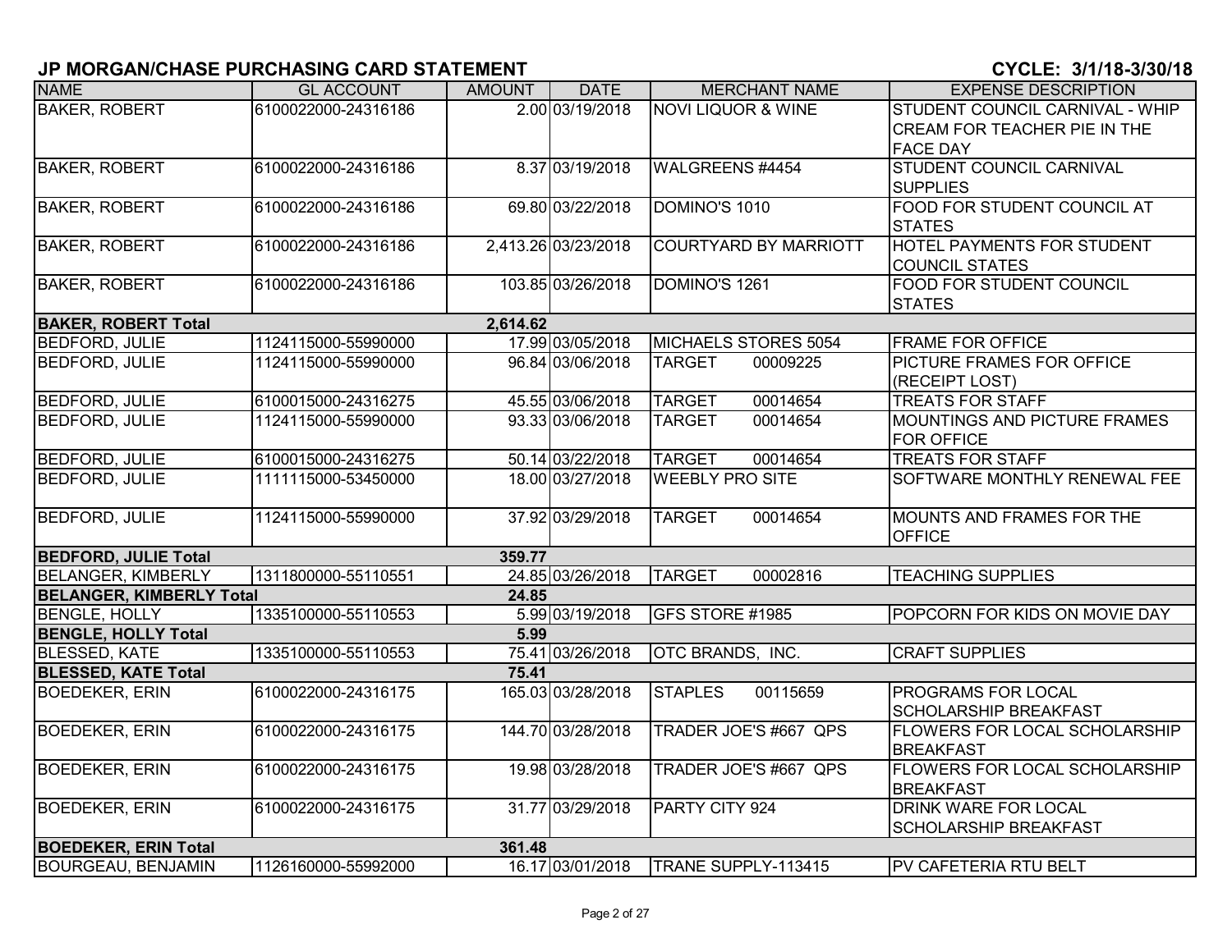## JP MORGAN/CHASE PURCHASING CARD STATEMENT

**CYCLE: 3/1/18-3/30/18**

| NAME | GL ACCOUNT | AMOUNT | DATE | MERCHANT NAME | EXPENSE DESCRIPTION |
|---|---|---|---|---|---|
| BAKER, ROBERT | 6100022000-24316186 | 2.00 | 03/19/2018 | NOVI LIQUOR & WINE | STUDENT COUNCIL CARNIVAL - WHIP CREAM FOR TEACHER PIE IN THE FACE DAY |
| BAKER, ROBERT | 6100022000-24316186 | 8.37 | 03/19/2018 | WALGREENS #4454 | STUDENT COUNCIL CARNIVAL SUPPLIES |
| BAKER, ROBERT | 6100022000-24316186 | 69.80 | 03/22/2018 | DOMINO'S 1010 | FOOD FOR STUDENT COUNCIL AT STATES |
| BAKER, ROBERT | 6100022000-24316186 | 2,413.26 | 03/23/2018 | COURTYARD BY MARRIOTT | HOTEL PAYMENTS FOR STUDENT COUNCIL STATES |
| BAKER, ROBERT | 6100022000-24316186 | 103.85 | 03/26/2018 | DOMINO'S 1261 | FOOD FOR STUDENT COUNCIL STATES |
| **BAKER, ROBERT Total** | | **2,614.62** | | | |
| BEDFORD, JULIE | 1124115000-55990000 | 17.99 | 03/05/2018 | MICHAELS STORES 5054 | FRAME FOR OFFICE |
| BEDFORD, JULIE | 1124115000-55990000 | 96.84 | 03/06/2018 | TARGET 00009225 | PICTURE FRAMES FOR OFFICE (RECEIPT LOST) |
| BEDFORD, JULIE | 6100015000-24316275 | 45.55 | 03/06/2018 | TARGET 00014654 | TREATS FOR STAFF |
| BEDFORD, JULIE | 1124115000-55990000 | 93.33 | 03/06/2018 | TARGET 00014654 | MOUNTINGS AND PICTURE FRAMES FOR OFFICE |
| BEDFORD, JULIE | 6100015000-24316275 | 50.14 | 03/22/2018 | TARGET 00014654 | TREATS FOR STAFF |
| BEDFORD, JULIE | 1111115000-53450000 | 18.00 | 03/27/2018 | WEEBLY PRO SITE | SOFTWARE MONTHLY RENEWAL FEE |
| BEDFORD, JULIE | 1124115000-55990000 | 37.92 | 03/29/2018 | TARGET 00014654 | MOUNTS AND FRAMES FOR THE OFFICE |
| **BEDFORD, JULIE Total** | | **359.77** | | | |
| BELANGER, KIMBERLY | 1311800000-55110551 | 24.85 | 03/26/2018 | TARGET 00002816 | TEACHING SUPPLIES |
| **BELANGER, KIMBERLY Total** | | **24.85** | | | |
| BENGLE, HOLLY | 1335100000-55110553 | 5.99 | 03/19/2018 | GFS STORE #1985 | POPCORN FOR KIDS ON MOVIE DAY |
| **BENGLE, HOLLY Total** | | **5.99** | | | |
| BLESSED, KATE | 1335100000-55110553 | 75.41 | 03/26/2018 | OTC BRANDS, INC. | CRAFT SUPPLIES |
| **BLESSED, KATE Total** | | **75.41** | | | |
| BOEDEKER, ERIN | 6100022000-24316175 | 165.03 | 03/28/2018 | STAPLES 00115659 | PROGRAMS FOR LOCAL SCHOLARSHIP BREAKFAST |
| BOEDEKER, ERIN | 6100022000-24316175 | 144.70 | 03/28/2018 | TRADER JOE'S #667 QPS | FLOWERS FOR LOCAL SCHOLARSHIP BREAKFAST |
| BOEDEKER, ERIN | 6100022000-24316175 | 19.98 | 03/28/2018 | TRADER JOE'S #667 QPS | FLOWERS FOR LOCAL SCHOLARSHIP BREAKFAST |
| BOEDEKER, ERIN | 6100022000-24316175 | 31.77 | 03/29/2018 | PARTY CITY 924 | DRINK WARE FOR LOCAL SCHOLARSHIP BREAKFAST |
| **BOEDEKER, ERIN Total** | | **361.48** | | | |
| BOURGEAU, BENJAMIN | 1126160000-55992000 | 16.17 | 03/01/2018 | TRANE SUPPLY-113415 | PV CAFETERIA RTU BELT |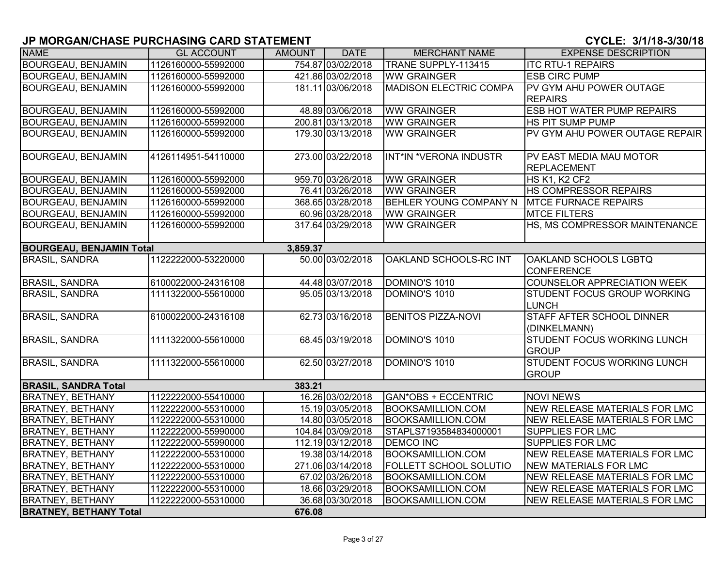## JP MORGAN/CHASE PURCHASING CARD STATEMENT

**CYCLE: 3/1/18-3/30/18**

| NAME | GL ACCOUNT | AMOUNT | DATE | MERCHANT NAME | EXPENSE DESCRIPTION |
|---|---|---|---|---|---|
| BOURGEAU, BENJAMIN | 1126160000-55992000 | 754.87 | 03/02/2018 | TRANE SUPPLY-113415 | ITC RTU-1 REPAIRS |
| BOURGEAU, BENJAMIN | 1126160000-55992000 | 421.86 | 03/02/2018 | WW GRAINGER | ESB CIRC PUMP |
| BOURGEAU, BENJAMIN | 1126160000-55992000 | 181.11 | 03/06/2018 | MADISON ELECTRIC COMPA | PV GYM AHU POWER OUTAGE REPAIRS |
| BOURGEAU, BENJAMIN | 1126160000-55992000 | 48.89 | 03/06/2018 | WW GRAINGER | ESB HOT WATER PUMP REPAIRS |
| BOURGEAU, BENJAMIN | 1126160000-55992000 | 200.81 | 03/13/2018 | WW GRAINGER | HS PIT SUMP PUMP |
| BOURGEAU, BENJAMIN | 1126160000-55992000 | 179.30 | 03/13/2018 | WW GRAINGER | PV GYM AHU POWER OUTAGE REPAIR |
| BOURGEAU, BENJAMIN | 4126114951-54110000 | 273.00 | 03/22/2018 | INT*IN *VERONA INDUSTR | PV EAST MEDIA MAU MOTOR REPLACEMENT |
| BOURGEAU, BENJAMIN | 1126160000-55992000 | 959.70 | 03/26/2018 | WW GRAINGER | HS K1, K2 CF2 |
| BOURGEAU, BENJAMIN | 1126160000-55992000 | 76.41 | 03/26/2018 | WW GRAINGER | HS COMPRESSOR REPAIRS |
| BOURGEAU, BENJAMIN | 1126160000-55992000 | 368.65 | 03/28/2018 | BEHLER YOUNG COMPANY N | MTCE FURNACE REPAIRS |
| BOURGEAU, BENJAMIN | 1126160000-55992000 | 60.96 | 03/28/2018 | WW GRAINGER | MTCE FILTERS |
| BOURGEAU, BENJAMIN | 1126160000-55992000 | 317.64 | 03/29/2018 | WW GRAINGER | HS, MS COMPRESSOR MAINTENANCE |
| **BOURGEAU, BENJAMIN Total** | | **3,859.37** | | | |
| BRASIL, SANDRA | 1122222000-53220000 | 50.00 | 03/02/2018 | OAKLAND SCHOOLS-RC INT | OAKLAND SCHOOLS LGBTQ CONFERENCE |
| BRASIL, SANDRA | 6100022000-24316108 | 44.48 | 03/07/2018 | DOMINO'S 1010 | COUNSELOR APPRECIATION WEEK |
| BRASIL, SANDRA | 1111322000-55610000 | 95.05 | 03/13/2018 | DOMINO'S 1010 | STUDENT FOCUS GROUP WORKING LUNCH |
| BRASIL, SANDRA | 6100022000-24316108 | 62.73 | 03/16/2018 | BENITOS PIZZA-NOVI | STAFF AFTER SCHOOL DINNER (DINKELMANN) |
| BRASIL, SANDRA | 1111322000-55610000 | 68.45 | 03/19/2018 | DOMINO'S 1010 | STUDENT FOCUS WORKING LUNCH GROUP |
| BRASIL, SANDRA | 1111322000-55610000 | 62.50 | 03/27/2018 | DOMINO'S 1010 | STUDENT FOCUS WORKING LUNCH GROUP |
| **BRASIL, SANDRA Total** | | **383.21** | | | |
| BRATNEY, BETHANY | 1122222000-55410000 | 16.26 | 03/02/2018 | GAN*OBS + ECCENTRIC | NOVI NEWS |
| BRATNEY, BETHANY | 1122222000-55310000 | 15.19 | 03/05/2018 | BOOKSAMILLION.COM | NEW RELEASE MATERIALS FOR LMC |
| BRATNEY, BETHANY | 1122222000-55310000 | 14.80 | 03/05/2018 | BOOKSAMILLION.COM | NEW RELEASE MATERIALS FOR LMC |
| BRATNEY, BETHANY | 1122222000-55990000 | 104.84 | 03/09/2018 | STAPLS7193584834000001 | SUPPLIES FOR LMC |
| BRATNEY, BETHANY | 1122222000-55990000 | 112.19 | 03/12/2018 | DEMCO INC | SUPPLIES FOR LMC |
| BRATNEY, BETHANY | 1122222000-55310000 | 19.38 | 03/14/2018 | BOOKSAMILLION.COM | NEW RELEASE MATERIALS FOR LMC |
| BRATNEY, BETHANY | 1122222000-55310000 | 271.06 | 03/14/2018 | FOLLETT SCHOOL SOLUTIO | NEW MATERIALS FOR LMC |
| BRATNEY, BETHANY | 1122222000-55310000 | 67.02 | 03/26/2018 | BOOKSAMILLION.COM | NEW RELEASE MATERIALS FOR LMC |
| BRATNEY, BETHANY | 1122222000-55310000 | 18.66 | 03/29/2018 | BOOKSAMILLION.COM | NEW RELEASE MATERIALS FOR LMC |
| BRATNEY, BETHANY | 1122222000-55310000 | 36.68 | 03/30/2018 | BOOKSAMILLION.COM | NEW RELEASE MATERIALS FOR LMC |
| **BRATNEY, BETHANY Total** | | **676.08** | | | |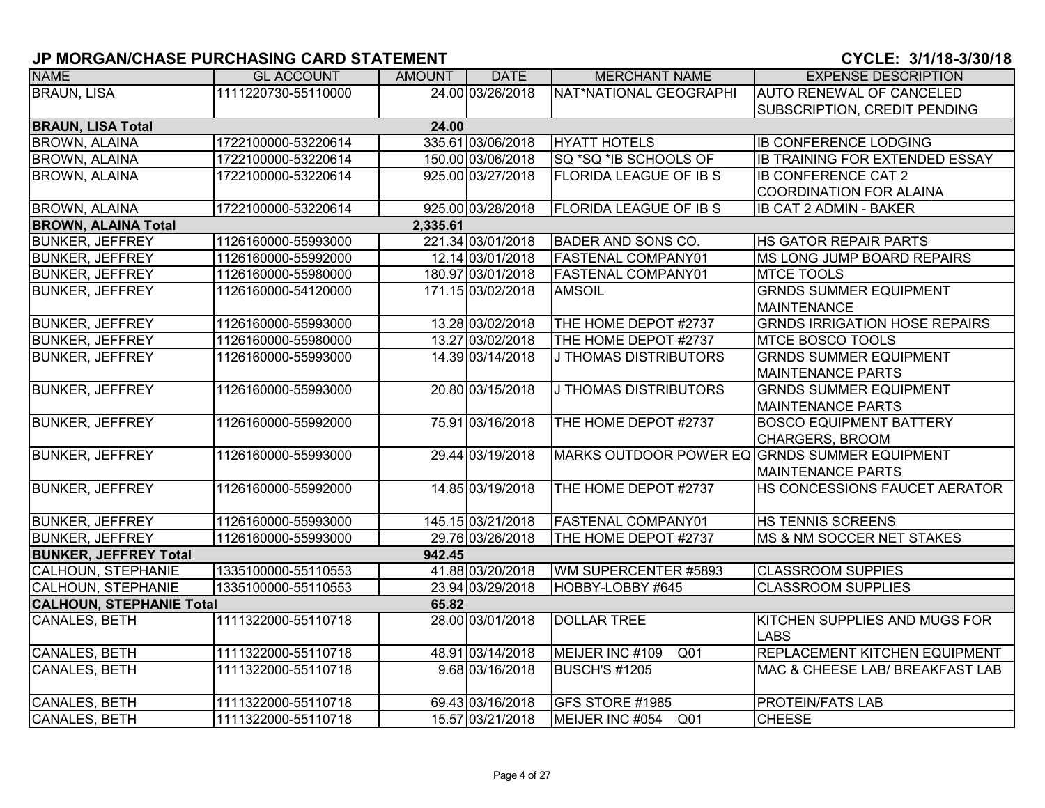# JP MORGAN/CHASE PURCHASING CARD STATEMENT

**CYCLE: 3/1/18-3/30/18**

| NAME | GL ACCOUNT | AMOUNT | DATE | MERCHANT NAME | EXPENSE DESCRIPTION |
|---|---|---|---|---|---|
| BRAUN, LISA | 1111220730-55110000 | 24.00 | 03/26/2018 | NAT*NATIONAL GEOGRAPHI | AUTO RENEWAL OF CANCELED SUBSCRIPTION, CREDIT PENDING |
| **BRAUN, LISA Total** | | **24.00** | | | |
| BROWN, ALAINA | 1722100000-53220614 | 335.61 | 03/06/2018 | HYATT HOTELS | IB CONFERENCE LODGING |
| BROWN, ALAINA | 1722100000-53220614 | 150.00 | 03/06/2018 | SQ *SQ *IB SCHOOLS OF | IB TRAINING FOR EXTENDED ESSAY |
| BROWN, ALAINA | 1722100000-53220614 | 925.00 | 03/27/2018 | FLORIDA LEAGUE OF IB S | IB CONFERENCE CAT 2 COORDINATION FOR ALAINA |
| BROWN, ALAINA | 1722100000-53220614 | 925.00 | 03/28/2018 | FLORIDA LEAGUE OF IB S | IB CAT 2 ADMIN - BAKER |
| **BROWN, ALAINA Total** | | **2,335.61** | | | |
| BUNKER, JEFFREY | 1126160000-55993000 | 221.34 | 03/01/2018 | BADER AND SONS CO. | HS GATOR REPAIR PARTS |
| BUNKER, JEFFREY | 1126160000-55992000 | 12.14 | 03/01/2018 | FASTENAL COMPANY01 | MS LONG JUMP BOARD REPAIRS |
| BUNKER, JEFFREY | 1126160000-55980000 | 180.97 | 03/01/2018 | FASTENAL COMPANY01 | MTCE TOOLS |
| BUNKER, JEFFREY | 1126160000-54120000 | 171.15 | 03/02/2018 | AMSOIL | GRNDS SUMMER EQUIPMENT MAINTENANCE |
| BUNKER, JEFFREY | 1126160000-55993000 | 13.28 | 03/02/2018 | THE HOME DEPOT #2737 | GRNDS IRRIGATION HOSE REPAIRS |
| BUNKER, JEFFREY | 1126160000-55980000 | 13.27 | 03/02/2018 | THE HOME DEPOT #2737 | MTCE BOSCO TOOLS |
| BUNKER, JEFFREY | 1126160000-55993000 | 14.39 | 03/14/2018 | J THOMAS DISTRIBUTORS | GRNDS SUMMER EQUIPMENT MAINTENANCE PARTS |
| BUNKER, JEFFREY | 1126160000-55993000 | 20.80 | 03/15/2018 | J THOMAS DISTRIBUTORS | GRNDS SUMMER EQUIPMENT MAINTENANCE PARTS |
| BUNKER, JEFFREY | 1126160000-55992000 | 75.91 | 03/16/2018 | THE HOME DEPOT #2737 | BOSCO EQUIPMENT BATTERY CHARGERS, BROOM |
| BUNKER, JEFFREY | 1126160000-55993000 | 29.44 | 03/19/2018 | MARKS OUTDOOR POWER EQ | GRNDS SUMMER EQUIPMENT MAINTENANCE PARTS |
| BUNKER, JEFFREY | 1126160000-55992000 | 14.85 | 03/19/2018 | THE HOME DEPOT #2737 | HS CONCESSIONS FAUCET AERATOR |
| BUNKER, JEFFREY | 1126160000-55993000 | 145.15 | 03/21/2018 | FASTENAL COMPANY01 | HS TENNIS SCREENS |
| BUNKER, JEFFREY | 1126160000-55993000 | 29.76 | 03/26/2018 | THE HOME DEPOT #2737 | MS & NM SOCCER NET STAKES |
| **BUNKER, JEFFREY Total** | | **942.45** | | | |
| CALHOUN, STEPHANIE | 1335100000-55110553 | 41.88 | 03/20/2018 | WM SUPERCENTER #5893 | CLASSROOM SUPPIES |
| CALHOUN, STEPHANIE | 1335100000-55110553 | 23.94 | 03/29/2018 | HOBBY-LOBBY #645 | CLASSROOM SUPPLIES |
| **CALHOUN, STEPHANIE Total** | | **65.82** | | | |
| CANALES, BETH | 1111322000-55110718 | 28.00 | 03/01/2018 | DOLLAR TREE | KITCHEN SUPPLIES AND MUGS FOR LABS |
| CANALES, BETH | 1111322000-55110718 | 48.91 | 03/14/2018 | MEIJER INC #109 Q01 | REPLACEMENT KITCHEN EQUIPMENT |
| CANALES, BETH | 1111322000-55110718 | 9.68 | 03/16/2018 | BUSCH'S #1205 | MAC & CHEESE LAB/ BREAKFAST LAB |
| CANALES, BETH | 1111322000-55110718 | 69.43 | 03/16/2018 | GFS STORE #1985 | PROTEIN/FATS LAB |
| CANALES, BETH | 1111322000-55110718 | 15.57 | 03/21/2018 | MEIJER INC #054 Q01 | CHEESE |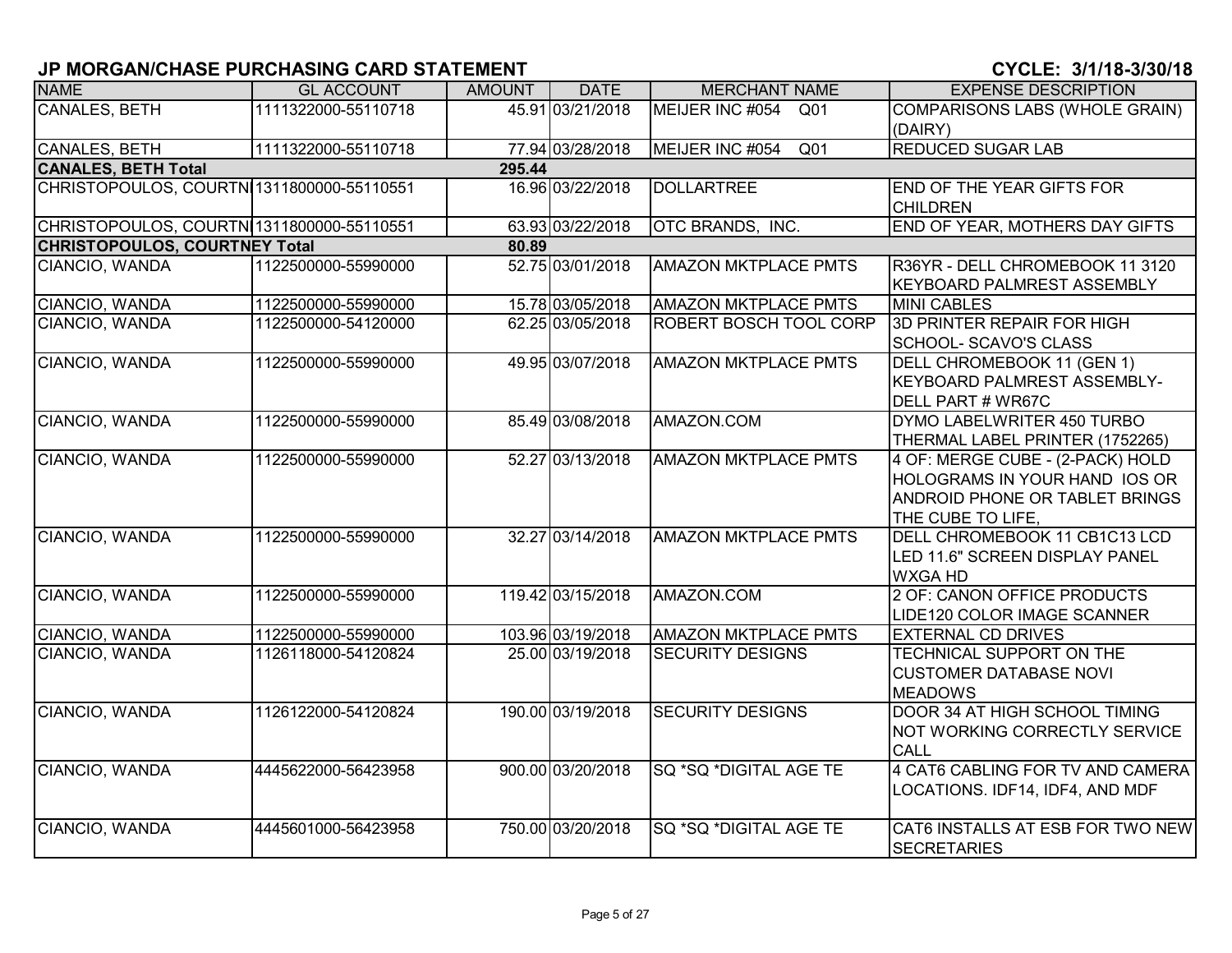## JP MORGAN/CHASE PURCHASING CARD STATEMENT

**CYCLE: 3/1/18-3/30/18**

| NAME | GL ACCOUNT | AMOUNT | DATE | MERCHANT NAME | EXPENSE DESCRIPTION |
|---|---|---|---|---|---|
| CANALES, BETH | 1111322000-55110718 | 45.91 | 03/21/2018 | MEIJER INC #054 Q01 | COMPARISONS LABS (WHOLE GRAIN) (DAIRY) |
| CANALES, BETH | 1111322000-55110718 | 77.94 | 03/28/2018 | MEIJER INC #054 Q01 | REDUCED SUGAR LAB |
| **CANALES, BETH Total** | | **295.44** | | | |
| CHRISTOPOULOS, COURTN | 1311800000-55110551 | 16.96 | 03/22/2018 | DOLLARTREE | END OF THE YEAR GIFTS FOR CHILDREN |
| CHRISTOPOULOS, COURTN | 1311800000-55110551 | 63.93 | 03/22/2018 | OTC BRANDS, INC. | END OF YEAR, MOTHERS DAY GIFTS |
| **CHRISTOPOULOS, COURTNEY Total** | | **80.89** | | | |
| CIANCIO, WANDA | 1122500000-55990000 | 52.75 | 03/01/2018 | AMAZON MKTPLACE PMTS | R36YR - DELL CHROMEBOOK 11 3120 KEYBOARD PALMREST ASSEMBLY |
| CIANCIO, WANDA | 1122500000-55990000 | 15.78 | 03/05/2018 | AMAZON MKTPLACE PMTS | MINI CABLES |
| CIANCIO, WANDA | 1122500000-54120000 | 62.25 | 03/05/2018 | ROBERT BOSCH TOOL CORP | 3D PRINTER REPAIR FOR HIGH SCHOOL- SCAVO'S CLASS |
| CIANCIO, WANDA | 1122500000-55990000 | 49.95 | 03/07/2018 | AMAZON MKTPLACE PMTS | DELL CHROMEBOOK 11 (GEN 1) KEYBOARD PALMREST ASSEMBLY- DELL PART # WR67C |
| CIANCIO, WANDA | 1122500000-55990000 | 85.49 | 03/08/2018 | AMAZON.COM | DYMO LABELWRITER 450 TURBO THERMAL LABEL PRINTER (1752265) |
| CIANCIO, WANDA | 1122500000-55990000 | 52.27 | 03/13/2018 | AMAZON MKTPLACE PMTS | 4 OF: MERGE CUBE - (2-PACK) HOLD HOLOGRAMS IN YOUR HAND IOS OR ANDROID PHONE OR TABLET BRINGS THE CUBE TO LIFE, |
| CIANCIO, WANDA | 1122500000-55990000 | 32.27 | 03/14/2018 | AMAZON MKTPLACE PMTS | DELL CHROMEBOOK 11 CB1C13 LCD LED 11.6" SCREEN DISPLAY PANEL WXGA HD |
| CIANCIO, WANDA | 1122500000-55990000 | 119.42 | 03/15/2018 | AMAZON.COM | 2 OF: CANON OFFICE PRODUCTS LIDE120 COLOR IMAGE SCANNER |
| CIANCIO, WANDA | 1122500000-55990000 | 103.96 | 03/19/2018 | AMAZON MKTPLACE PMTS | EXTERNAL CD DRIVES |
| CIANCIO, WANDA | 1126118000-54120824 | 25.00 | 03/19/2018 | SECURITY DESIGNS | TECHNICAL SUPPORT ON THE CUSTOMER DATABASE NOVI MEADOWS |
| CIANCIO, WANDA | 1126122000-54120824 | 190.00 | 03/19/2018 | SECURITY DESIGNS | DOOR 34 AT HIGH SCHOOL TIMING NOT WORKING CORRECTLY SERVICE CALL |
| CIANCIO, WANDA | 4445622000-56423958 | 900.00 | 03/20/2018 | SQ *SQ *DIGITAL AGE TE | 4 CAT6 CABLING FOR TV AND CAMERA LOCATIONS. IDF14, IDF4, AND MDF |
| CIANCIO, WANDA | 4445601000-56423958 | 750.00 | 03/20/2018 | SQ *SQ *DIGITAL AGE TE | CAT6 INSTALLS AT ESB FOR TWO NEW SECRETARIES |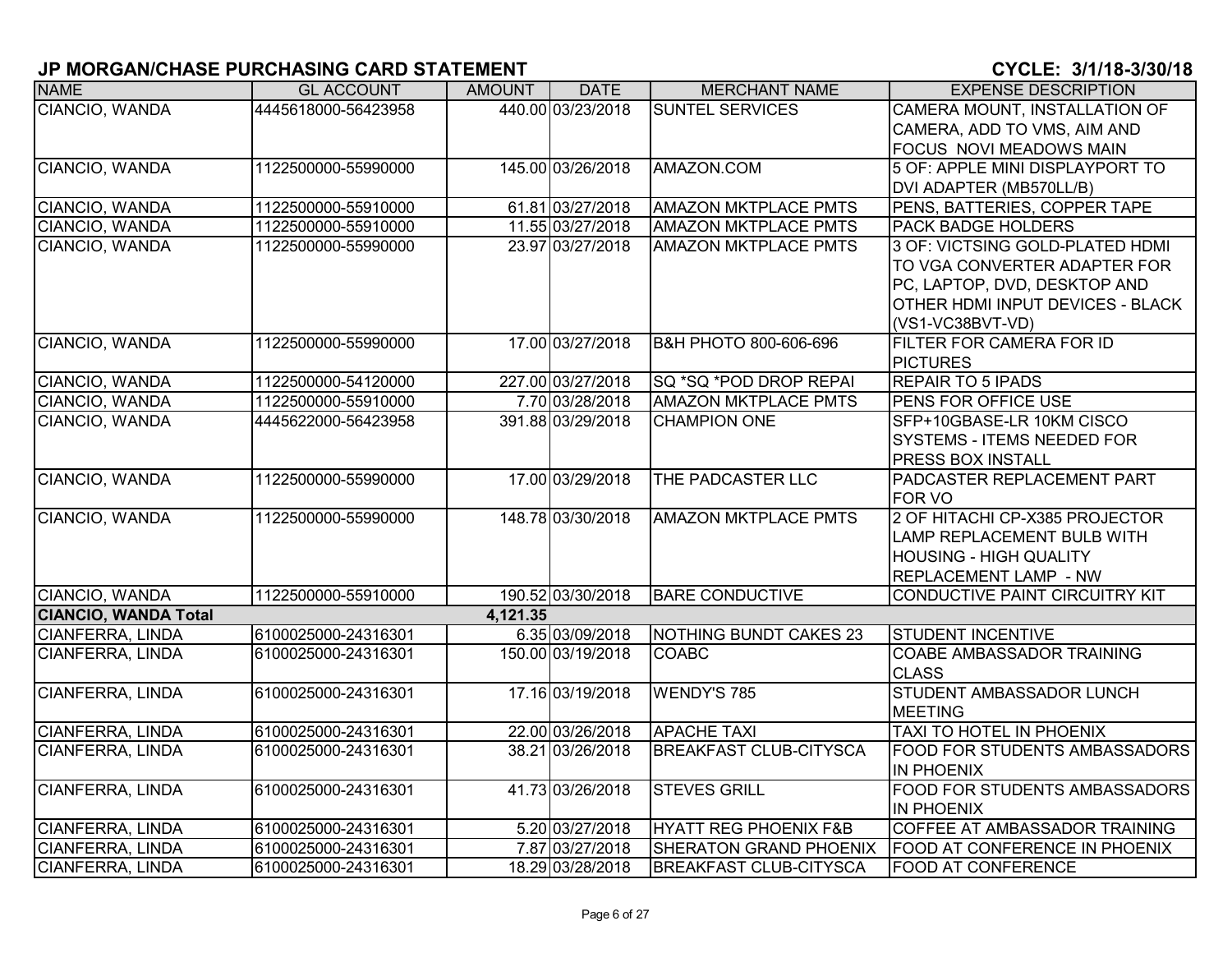## JP MORGAN/CHASE PURCHASING CARD STATEMENT

**CYCLE: 3/1/18-3/30/18**

| NAME | GL ACCOUNT | AMOUNT | DATE | MERCHANT NAME | EXPENSE DESCRIPTION |
|---|---|---|---|---|---|
| CIANCIO, WANDA | 4445618000-56423958 | 440.00 | 03/23/2018 | SUNTEL SERVICES | CAMERA MOUNT, INSTALLATION OF CAMERA, ADD TO VMS, AIM AND FOCUS NOVI MEADOWS MAIN |
| CIANCIO, WANDA | 1122500000-55990000 | 145.00 | 03/26/2018 | AMAZON.COM | 5 OF: APPLE MINI DISPLAYPORT TO DVI ADAPTER (MB570LL/B) |
| CIANCIO, WANDA | 1122500000-55910000 | 61.81 | 03/27/2018 | AMAZON MKTPLACE PMTS | PENS, BATTERIES, COPPER TAPE |
| CIANCIO, WANDA | 1122500000-55910000 | 11.55 | 03/27/2018 | AMAZON MKTPLACE PMTS | PACK BADGE HOLDERS |
| CIANCIO, WANDA | 1122500000-55990000 | 23.97 | 03/27/2018 | AMAZON MKTPLACE PMTS | 3 OF: VICTSING GOLD-PLATED HDMI TO VGA CONVERTER ADAPTER FOR PC, LAPTOP, DVD, DESKTOP AND OTHER HDMI INPUT DEVICES - BLACK (VS1-VC38BVT-VD) |
| CIANCIO, WANDA | 1122500000-55990000 | 17.00 | 03/27/2018 | B&H PHOTO 800-606-696 | FILTER FOR CAMERA FOR ID PICTURES |
| CIANCIO, WANDA | 1122500000-54120000 | 227.00 | 03/27/2018 | SQ *SQ *POD DROP REPAI | REPAIR TO 5 IPADS |
| CIANCIO, WANDA | 1122500000-55910000 | 7.70 | 03/28/2018 | AMAZON MKTPLACE PMTS | PENS FOR OFFICE USE |
| CIANCIO, WANDA | 4445622000-56423958 | 391.88 | 03/29/2018 | CHAMPION ONE | SFP+10GBASE-LR 10KM CISCO SYSTEMS - ITEMS NEEDED FOR PRESS BOX INSTALL |
| CIANCIO, WANDA | 1122500000-55990000 | 17.00 | 03/29/2018 | THE PADCASTER LLC | PADCASTER REPLACEMENT PART FOR VO |
| CIANCIO, WANDA | 1122500000-55990000 | 148.78 | 03/30/2018 | AMAZON MKTPLACE PMTS | 2 OF HITACHI CP-X385 PROJECTOR LAMP REPLACEMENT BULB WITH HOUSING - HIGH QUALITY REPLACEMENT LAMP - NW |
| CIANCIO, WANDA | 1122500000-55910000 | 190.52 | 03/30/2018 | BARE CONDUCTIVE | CONDUCTIVE PAINT CIRCUITRY KIT |
| **CIANCIO, WANDA Total** | | **4,121.35** | | | |
| CIANFERRA, LINDA | 6100025000-24316301 | 6.35 | 03/09/2018 | NOTHING BUNDT CAKES 23 | STUDENT INCENTIVE |
| CIANFERRA, LINDA | 6100025000-24316301 | 150.00 | 03/19/2018 | COABC | COABE AMBASSADOR TRAINING CLASS |
| CIANFERRA, LINDA | 6100025000-24316301 | 17.16 | 03/19/2018 | WENDY'S 785 | STUDENT AMBASSADOR LUNCH MEETING |
| CIANFERRA, LINDA | 6100025000-24316301 | 22.00 | 03/26/2018 | APACHE TAXI | TAXI TO HOTEL IN PHOENIX |
| CIANFERRA, LINDA | 6100025000-24316301 | 38.21 | 03/26/2018 | BREAKFAST CLUB-CITYSCA | FOOD FOR STUDENTS AMBASSADORS IN PHOENIX |
| CIANFERRA, LINDA | 6100025000-24316301 | 41.73 | 03/26/2018 | STEVES GRILL | FOOD FOR STUDENTS AMBASSADORS IN PHOENIX |
| CIANFERRA, LINDA | 6100025000-24316301 | 5.20 | 03/27/2018 | HYATT REG PHOENIX F&B | COFFEE AT AMBASSADOR TRAINING |
| CIANFERRA, LINDA | 6100025000-24316301 | 7.87 | 03/27/2018 | SHERATON GRAND PHOENIX | FOOD AT CONFERENCE IN PHOENIX |
| CIANFERRA, LINDA | 6100025000-24316301 | 18.29 | 03/28/2018 | BREAKFAST CLUB-CITYSCA | FOOD AT CONFERENCE |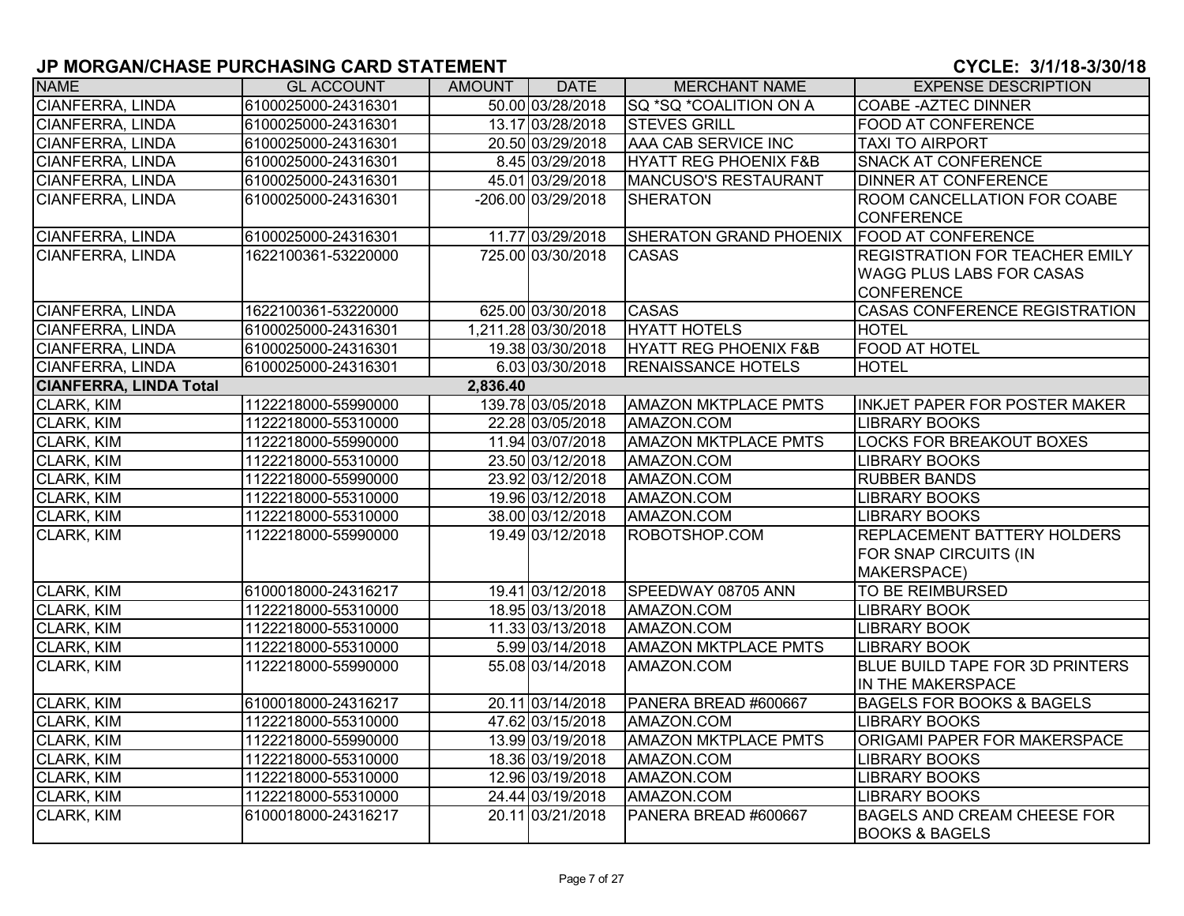## JP MORGAN/CHASE PURCHASING CARD STATEMENT

**CYCLE: 3/1/18-3/30/18**

| NAME | GL ACCOUNT | AMOUNT | DATE | MERCHANT NAME | EXPENSE DESCRIPTION |
|---|---|---|---|---|---|
| CIANFERRA, LINDA | 6100025000-24316301 | 50.00 | 03/28/2018 | SQ *SQ *COALITION ON A | COABE -AZTEC DINNER |
| CIANFERRA, LINDA | 6100025000-24316301 | 13.17 | 03/28/2018 | STEVES GRILL | FOOD AT CONFERENCE |
| CIANFERRA, LINDA | 6100025000-24316301 | 20.50 | 03/29/2018 | AAA CAB SERVICE INC | TAXI TO AIRPORT |
| CIANFERRA, LINDA | 6100025000-24316301 | 8.45 | 03/29/2018 | HYATT REG PHOENIX F&B | SNACK AT CONFERENCE |
| CIANFERRA, LINDA | 6100025000-24316301 | 45.01 | 03/29/2018 | MANCUSO'S RESTAURANT | DINNER AT CONFERENCE |
| CIANFERRA, LINDA | 6100025000-24316301 | -206.00 | 03/29/2018 | SHERATON | ROOM CANCELLATION FOR COABE CONFERENCE |
| CIANFERRA, LINDA | 6100025000-24316301 | 11.77 | 03/29/2018 | SHERATON GRAND PHOENIX | FOOD AT CONFERENCE |
| CIANFERRA, LINDA | 1622100361-53220000 | 725.00 | 03/30/2018 | CASAS | REGISTRATION FOR TEACHER EMILY WAGG PLUS LABS FOR CASAS CONFERENCE |
| CIANFERRA, LINDA | 1622100361-53220000 | 625.00 | 03/30/2018 | CASAS | CASAS CONFERENCE REGISTRATION |
| CIANFERRA, LINDA | 6100025000-24316301 | 1,211.28 | 03/30/2018 | HYATT HOTELS | HOTEL |
| CIANFERRA, LINDA | 6100025000-24316301 | 19.38 | 03/30/2018 | HYATT REG PHOENIX F&B | FOOD AT HOTEL |
| CIANFERRA, LINDA | 6100025000-24316301 | 6.03 | 03/30/2018 | RENAISSANCE HOTELS | HOTEL |
| **CIANFERRA, LINDA Total** | | **2,836.40** | | | |
| CLARK, KIM | 1122218000-55990000 | 139.78 | 03/05/2018 | AMAZON MKTPLACE PMTS | INKJET PAPER FOR POSTER MAKER |
| CLARK, KIM | 1122218000-55310000 | 22.28 | 03/05/2018 | AMAZON.COM | LIBRARY BOOKS |
| CLARK, KIM | 1122218000-55990000 | 11.94 | 03/07/2018 | AMAZON MKTPLACE PMTS | LOCKS FOR BREAKOUT BOXES |
| CLARK, KIM | 1122218000-55310000 | 23.50 | 03/12/2018 | AMAZON.COM | LIBRARY BOOKS |
| CLARK, KIM | 1122218000-55990000 | 23.92 | 03/12/2018 | AMAZON.COM | RUBBER BANDS |
| CLARK, KIM | 1122218000-55310000 | 19.96 | 03/12/2018 | AMAZON.COM | LIBRARY BOOKS |
| CLARK, KIM | 1122218000-55310000 | 38.00 | 03/12/2018 | AMAZON.COM | LIBRARY BOOKS |
| CLARK, KIM | 1122218000-55990000 | 19.49 | 03/12/2018 | ROBOTSHOP.COM | REPLACEMENT BATTERY HOLDERS FOR SNAP CIRCUITS (IN MAKERSPACE) |
| CLARK, KIM | 6100018000-24316217 | 19.41 | 03/12/2018 | SPEEDWAY 08705 ANN | TO BE REIMBURSED |
| CLARK, KIM | 1122218000-55310000 | 18.95 | 03/13/2018 | AMAZON.COM | LIBRARY BOOK |
| CLARK, KIM | 1122218000-55310000 | 11.33 | 03/13/2018 | AMAZON.COM | LIBRARY BOOK |
| CLARK, KIM | 1122218000-55310000 | 5.99 | 03/14/2018 | AMAZON MKTPLACE PMTS | LIBRARY BOOK |
| CLARK, KIM | 1122218000-55990000 | 55.08 | 03/14/2018 | AMAZON.COM | BLUE BUILD TAPE FOR 3D PRINTERS IN THE MAKERSPACE |
| CLARK, KIM | 6100018000-24316217 | 20.11 | 03/14/2018 | PANERA BREAD #600667 | BAGELS FOR BOOKS & BAGELS |
| CLARK, KIM | 1122218000-55310000 | 47.62 | 03/15/2018 | AMAZON.COM | LIBRARY BOOKS |
| CLARK, KIM | 1122218000-55990000 | 13.99 | 03/19/2018 | AMAZON MKTPLACE PMTS | ORIGAMI PAPER FOR MAKERSPACE |
| CLARK, KIM | 1122218000-55310000 | 18.36 | 03/19/2018 | AMAZON.COM | LIBRARY BOOKS |
| CLARK, KIM | 1122218000-55310000 | 12.96 | 03/19/2018 | AMAZON.COM | LIBRARY BOOKS |
| CLARK, KIM | 1122218000-55310000 | 24.44 | 03/19/2018 | AMAZON.COM | LIBRARY BOOKS |
| CLARK, KIM | 6100018000-24316217 | 20.11 | 03/21/2018 | PANERA BREAD #600667 | BAGELS AND CREAM CHEESE FOR BOOKS & BAGELS |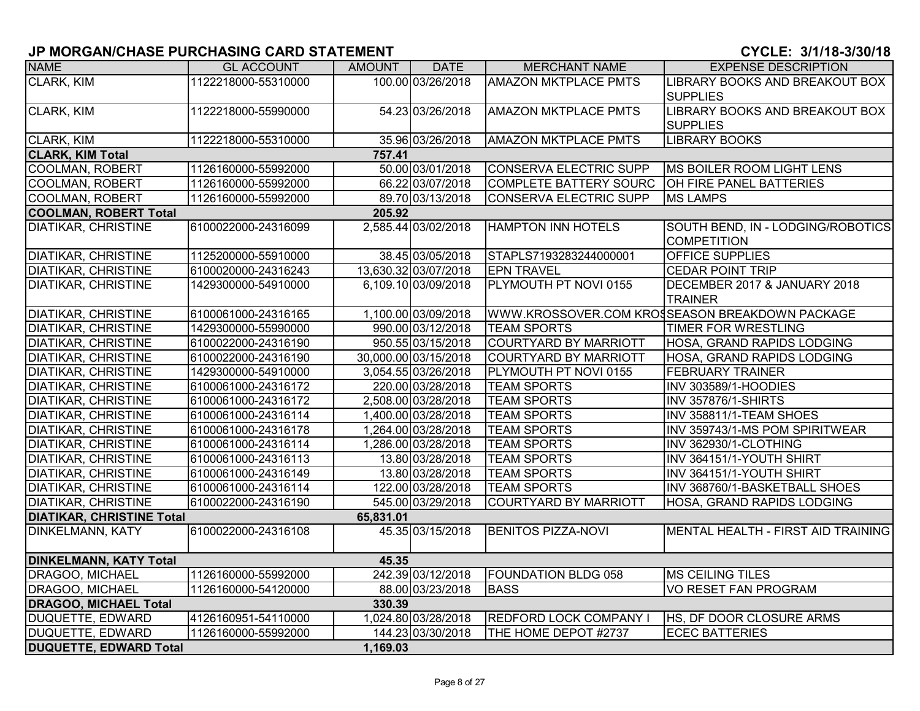## JP MORGAN/CHASE PURCHASING CARD STATEMENT

**CYCLE: 3/1/18-3/30/18**

| NAME | GL ACCOUNT | AMOUNT | DATE | MERCHANT NAME | EXPENSE DESCRIPTION |
|---|---|---|---|---|---|
| CLARK, KIM | 1122218000-55310000 | 100.00 | 03/26/2018 | AMAZON MKTPLACE PMTS | LIBRARY BOOKS AND BREAKOUT BOX SUPPLIES |
| CLARK, KIM | 1122218000-55990000 | 54.23 | 03/26/2018 | AMAZON MKTPLACE PMTS | LIBRARY BOOKS AND BREAKOUT BOX SUPPLIES |
| CLARK, KIM | 1122218000-55310000 | 35.96 | 03/26/2018 | AMAZON MKTPLACE PMTS | LIBRARY BOOKS |
| **CLARK, KIM Total** | | **757.41** | | | |
| COOLMAN, ROBERT | 1126160000-55992000 | 50.00 | 03/01/2018 | CONSERVA ELECTRIC SUPP | MS BOILER ROOM LIGHT LENS |
| COOLMAN, ROBERT | 1126160000-55992000 | 66.22 | 03/07/2018 | COMPLETE BATTERY SOURC | OH FIRE PANEL BATTERIES |
| COOLMAN, ROBERT | 1126160000-55992000 | 89.70 | 03/13/2018 | CONSERVA ELECTRIC SUPP | MS LAMPS |
| **COOLMAN, ROBERT Total** | | **205.92** | | | |
| DIATIKAR, CHRISTINE | 6100022000-24316099 | 2,585.44 | 03/02/2018 | HAMPTON INN HOTELS | SOUTH BEND, IN - LODGING/ROBOTICS COMPETITION |
| DIATIKAR, CHRISTINE | 1125200000-55910000 | 38.45 | 03/05/2018 | STAPLS7193283244000001 | OFFICE SUPPLIES |
| DIATIKAR, CHRISTINE | 6100020000-24316243 | 13,630.32 | 03/07/2018 | EPN TRAVEL | CEDAR POINT TRIP |
| DIATIKAR, CHRISTINE | 1429300000-54910000 | 6,109.10 | 03/09/2018 | PLYMOUTH PT NOVI 0155 | DECEMBER 2017 & JANUARY 2018 TRAINER |
| DIATIKAR, CHRISTINE | 6100061000-24316165 | 1,100.00 | 03/09/2018 | WWW.KROSSOVER.COM KROS | SEASON BREAKDOWN PACKAGE |
| DIATIKAR, CHRISTINE | 1429300000-55990000 | 990.00 | 03/12/2018 | TEAM SPORTS | TIMER FOR WRESTLING |
| DIATIKAR, CHRISTINE | 6100022000-24316190 | 950.55 | 03/15/2018 | COURTYARD BY MARRIOTT | HOSA, GRAND RAPIDS LODGING |
| DIATIKAR, CHRISTINE | 6100022000-24316190 | 30,000.00 | 03/15/2018 | COURTYARD BY MARRIOTT | HOSA, GRAND RAPIDS LODGING |
| DIATIKAR, CHRISTINE | 1429300000-54910000 | 3,054.55 | 03/26/2018 | PLYMOUTH PT NOVI 0155 | FEBRUARY TRAINER |
| DIATIKAR, CHRISTINE | 6100061000-24316172 | 220.00 | 03/28/2018 | TEAM SPORTS | INV 303589/1-HOODIES |
| DIATIKAR, CHRISTINE | 6100061000-24316172 | 2,508.00 | 03/28/2018 | TEAM SPORTS | INV 357876/1-SHIRTS |
| DIATIKAR, CHRISTINE | 6100061000-24316114 | 1,400.00 | 03/28/2018 | TEAM SPORTS | INV 358811/1-TEAM SHOES |
| DIATIKAR, CHRISTINE | 6100061000-24316178 | 1,264.00 | 03/28/2018 | TEAM SPORTS | INV 359743/1-MS POM SPIRITWEAR |
| DIATIKAR, CHRISTINE | 6100061000-24316114 | 1,286.00 | 03/28/2018 | TEAM SPORTS | INV 362930/1-CLOTHING |
| DIATIKAR, CHRISTINE | 6100061000-24316113 | 13.80 | 03/28/2018 | TEAM SPORTS | INV 364151/1-YOUTH SHIRT |
| DIATIKAR, CHRISTINE | 6100061000-24316149 | 13.80 | 03/28/2018 | TEAM SPORTS | INV 364151/1-YOUTH SHIRT |
| DIATIKAR, CHRISTINE | 6100061000-24316114 | 122.00 | 03/28/2018 | TEAM SPORTS | INV 368760/1-BASKETBALL SHOES |
| DIATIKAR, CHRISTINE | 6100022000-24316190 | 545.00 | 03/29/2018 | COURTYARD BY MARRIOTT | HOSA, GRAND RAPIDS LODGING |
| **DIATIKAR, CHRISTINE Total** | | **65,831.01** | | | |
| DINKELMANN, KATY | 6100022000-24316108 | 45.35 | 03/15/2018 | BENITOS PIZZA-NOVI | MENTAL HEALTH - FIRST AID TRAINING |
| **DINKELMANN, KATY Total** | | **45.35** | | | |
| DRAGOO, MICHAEL | 1126160000-55992000 | 242.39 | 03/12/2018 | FOUNDATION BLDG 058 | MS CEILING TILES |
| DRAGOO, MICHAEL | 1126160000-54120000 | 88.00 | 03/23/2018 | BASS | VO RESET FAN PROGRAM |
| **DRAGOO, MICHAEL Total** | | **330.39** | | | |
| DUQUETTE, EDWARD | 4126160951-54110000 | 1,024.80 | 03/28/2018 | REDFORD LOCK COMPANY I | HS, DF DOOR CLOSURE ARMS |
| DUQUETTE, EDWARD | 1126160000-55992000 | 144.23 | 03/30/2018 | THE HOME DEPOT #2737 | ECEC BATTERIES |
| **DUQUETTE, EDWARD Total** | | **1,169.03** | | | |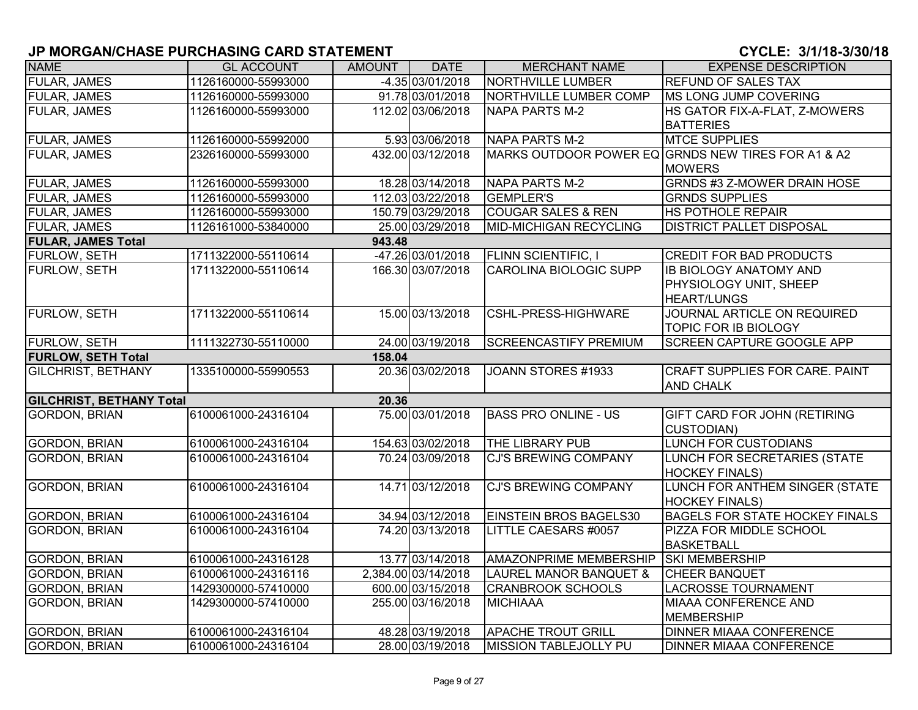## JP MORGAN/CHASE PURCHASING CARD STATEMENT

## CYCLE: 3/1/18-3/30/18

| NAME | GL ACCOUNT | AMOUNT | DATE | MERCHANT NAME | EXPENSE DESCRIPTION |
|---|---|---|---|---|---|
| FULAR, JAMES | 1126160000-55993000 | -4.35 | 03/01/2018 | NORTHVILLE LUMBER | REFUND OF SALES TAX |
| FULAR, JAMES | 1126160000-55993000 | 91.78 | 03/01/2018 | NORTHVILLE LUMBER COMP | MS LONG JUMP COVERING |
| FULAR, JAMES | 1126160000-55993000 | 112.02 | 03/06/2018 | NAPA PARTS M-2 | HS GATOR FIX-A-FLAT, Z-MOWERS BATTERIES |
| FULAR, JAMES | 1126160000-55992000 | 5.93 | 03/06/2018 | NAPA PARTS M-2 | MTCE SUPPLIES |
| FULAR, JAMES | 2326160000-55993000 | 432.00 | 03/12/2018 | MARKS OUTDOOR POWER EQ | GRNDS NEW TIRES FOR A1 & A2 MOWERS |
| FULAR, JAMES | 1126160000-55993000 | 18.28 | 03/14/2018 | NAPA PARTS M-2 | GRNDS #3 Z-MOWER DRAIN HOSE |
| FULAR, JAMES | 1126160000-55993000 | 112.03 | 03/22/2018 | GEMPLER'S | GRNDS SUPPLIES |
| FULAR, JAMES | 1126160000-55993000 | 150.79 | 03/29/2018 | COUGAR SALES & REN | HS POTHOLE REPAIR |
| FULAR, JAMES | 1126161000-53840000 | 25.00 | 03/29/2018 | MID-MICHIGAN RECYCLING | DISTRICT PALLET DISPOSAL |
| **FULAR, JAMES Total** | | **943.48** | | | |
| FURLOW, SETH | 1711322000-55110614 | -47.26 | 03/01/2018 | FLINN SCIENTIFIC, I | CREDIT FOR BAD PRODUCTS |
| FURLOW, SETH | 1711322000-55110614 | 166.30 | 03/07/2018 | CAROLINA BIOLOGIC SUPP | IB BIOLOGY ANATOMY AND PHYSIOLOGY UNIT, SHEEP HEART/LUNGS |
| FURLOW, SETH | 1711322000-55110614 | 15.00 | 03/13/2018 | CSHL-PRESS-HIGHWARE | JOURNAL ARTICLE ON REQUIRED TOPIC FOR IB BIOLOGY |
| FURLOW, SETH | 1111322730-55110000 | 24.00 | 03/19/2018 | SCREENCASTIFY PREMIUM | SCREEN CAPTURE GOOGLE APP |
| **FURLOW, SETH Total** | | **158.04** | | | |
| GILCHRIST, BETHANY | 1335100000-55990553 | 20.36 | 03/02/2018 | JOANN STORES #1933 | CRAFT SUPPLIES FOR CARE. PAINT AND CHALK |
| **GILCHRIST, BETHANY Total** | | **20.36** | | | |
| GORDON, BRIAN | 6100061000-24316104 | 75.00 | 03/01/2018 | BASS PRO ONLINE - US | GIFT CARD FOR JOHN (RETIRING CUSTODIAN) |
| GORDON, BRIAN | 6100061000-24316104 | 154.63 | 03/02/2018 | THE LIBRARY PUB | LUNCH FOR CUSTODIANS |
| GORDON, BRIAN | 6100061000-24316104 | 70.24 | 03/09/2018 | CJ'S BREWING COMPANY | LUNCH FOR SECRETARIES (STATE HOCKEY FINALS) |
| GORDON, BRIAN | 6100061000-24316104 | 14.71 | 03/12/2018 | CJ'S BREWING COMPANY | LUNCH FOR ANTHEM SINGER (STATE HOCKEY FINALS) |
| GORDON, BRIAN | 6100061000-24316104 | 34.94 | 03/12/2018 | EINSTEIN BROS BAGELS30 | BAGELS FOR STATE HOCKEY FINALS |
| GORDON, BRIAN | 6100061000-24316104 | 74.20 | 03/13/2018 | LITTLE CAESARS #0057 | PIZZA FOR MIDDLE SCHOOL BASKETBALL |
| GORDON, BRIAN | 6100061000-24316128 | 13.77 | 03/14/2018 | AMAZONPRIME MEMBERSHIP | SKI MEMBERSHIP |
| GORDON, BRIAN | 6100061000-24316116 | 2,384.00 | 03/14/2018 | LAUREL MANOR BANQUET & | CHEER BANQUET |
| GORDON, BRIAN | 1429300000-57410000 | 600.00 | 03/15/2018 | CRANBROOK SCHOOLS | LACROSSE TOURNAMENT |
| GORDON, BRIAN | 1429300000-57410000 | 255.00 | 03/16/2018 | MICHIAAA | MIAAA CONFERENCE AND MEMBERSHIP |
| GORDON, BRIAN | 6100061000-24316104 | 48.28 | 03/19/2018 | APACHE TROUT GRILL | DINNER MIAAA CONFERENCE |
| GORDON, BRIAN | 6100061000-24316104 | 28.00 | 03/19/2018 | MISSION TABLEJOLLY PU | DINNER MIAAA CONFERENCE |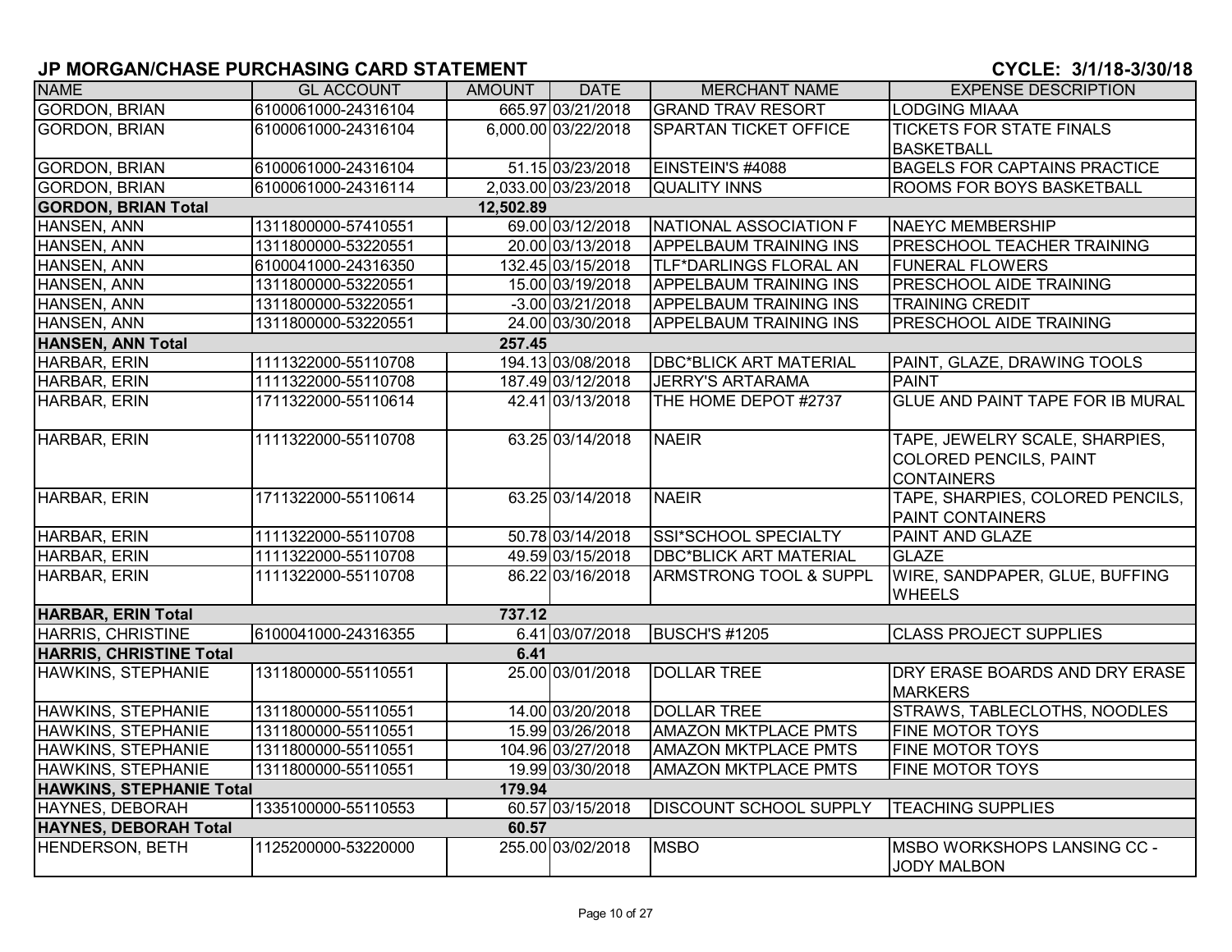## JP MORGAN/CHASE PURCHASING CARD STATEMENT

**CYCLE: 3/1/18-3/30/18**

| NAME | GL ACCOUNT | AMOUNT | DATE | MERCHANT NAME | EXPENSE DESCRIPTION |
|---|---|---|---|---|---|
| GORDON, BRIAN | 6100061000-24316104 | 665.97 | 03/21/2018 | GRAND TRAV RESORT | LODGING MIAAA |
| GORDON, BRIAN | 6100061000-24316104 | 6,000.00 | 03/22/2018 | SPARTAN TICKET OFFICE | TICKETS FOR STATE FINALS BASKETBALL |
| GORDON, BRIAN | 6100061000-24316104 | 51.15 | 03/23/2018 | EINSTEIN'S #4088 | BAGELS FOR CAPTAINS PRACTICE |
| GORDON, BRIAN | 6100061000-24316114 | 2,033.00 | 03/23/2018 | QUALITY INNS | ROOMS FOR BOYS BASKETBALL |
| **GORDON, BRIAN Total** | | **12,502.89** | | | |
| HANSEN, ANN | 1311800000-57410551 | 69.00 | 03/12/2018 | NATIONAL ASSOCIATION F | NAEYC MEMBERSHIP |
| HANSEN, ANN | 1311800000-53220551 | 20.00 | 03/13/2018 | APPELBAUM TRAINING INS | PRESCHOOL TEACHER TRAINING |
| HANSEN, ANN | 6100041000-24316350 | 132.45 | 03/15/2018 | TLF*DARLINGS FLORAL AN | FUNERAL FLOWERS |
| HANSEN, ANN | 1311800000-53220551 | 15.00 | 03/19/2018 | APPELBAUM TRAINING INS | PRESCHOOL AIDE TRAINING |
| HANSEN, ANN | 1311800000-53220551 | -3.00 | 03/21/2018 | APPELBAUM TRAINING INS | TRAINING CREDIT |
| HANSEN, ANN | 1311800000-53220551 | 24.00 | 03/30/2018 | APPELBAUM TRAINING INS | PRESCHOOL AIDE TRAINING |
| **HANSEN, ANN Total** | | **257.45** | | | |
| HARBAR, ERIN | 1111322000-55110708 | 194.13 | 03/08/2018 | DBC*BLICK ART MATERIAL | PAINT, GLAZE, DRAWING TOOLS |
| HARBAR, ERIN | 1111322000-55110708 | 187.49 | 03/12/2018 | JERRY'S ARTARAMA | PAINT |
| HARBAR, ERIN | 1711322000-55110614 | 42.41 | 03/13/2018 | THE HOME DEPOT #2737 | GLUE AND PAINT TAPE FOR IB MURAL |
| HARBAR, ERIN | 1111322000-55110708 | 63.25 | 03/14/2018 | NAEIR | TAPE, JEWELRY SCALE, SHARPIES, COLORED PENCILS, PAINT CONTAINERS |
| HARBAR, ERIN | 1711322000-55110614 | 63.25 | 03/14/2018 | NAEIR | TAPE, SHARPIES, COLORED PENCILS, PAINT CONTAINERS |
| HARBAR, ERIN | 1111322000-55110708 | 50.78 | 03/14/2018 | SSI*SCHOOL SPECIALTY | PAINT AND GLAZE |
| HARBAR, ERIN | 1111322000-55110708 | 49.59 | 03/15/2018 | DBC*BLICK ART MATERIAL | GLAZE |
| HARBAR, ERIN | 1111322000-55110708 | 86.22 | 03/16/2018 | ARMSTRONG TOOL & SUPPL | WIRE, SANDPAPER, GLUE, BUFFING WHEELS |
| **HARBAR, ERIN Total** | | **737.12** | | | |
| HARRIS, CHRISTINE | 6100041000-24316355 | 6.41 | 03/07/2018 | BUSCH'S #1205 | CLASS PROJECT SUPPLIES |
| **HARRIS, CHRISTINE Total** | | **6.41** | | | |
| HAWKINS, STEPHANIE | 1311800000-55110551 | 25.00 | 03/01/2018 | DOLLAR TREE | DRY ERASE BOARDS AND DRY ERASE MARKERS |
| HAWKINS, STEPHANIE | 1311800000-55110551 | 14.00 | 03/20/2018 | DOLLAR TREE | STRAWS, TABLECLOTHS, NOODLES |
| HAWKINS, STEPHANIE | 1311800000-55110551 | 15.99 | 03/26/2018 | AMAZON MKTPLACE PMTS | FINE MOTOR TOYS |
| HAWKINS, STEPHANIE | 1311800000-55110551 | 104.96 | 03/27/2018 | AMAZON MKTPLACE PMTS | FINE MOTOR TOYS |
| HAWKINS, STEPHANIE | 1311800000-55110551 | 19.99 | 03/30/2018 | AMAZON MKTPLACE PMTS | FINE MOTOR TOYS |
| **HAWKINS, STEPHANIE Total** | | **179.94** | | | |
| HAYNES, DEBORAH | 1335100000-55110553 | 60.57 | 03/15/2018 | DISCOUNT SCHOOL SUPPLY | TEACHING SUPPLIES |
| **HAYNES, DEBORAH Total** | | **60.57** | | | |
| HENDERSON, BETH | 1125200000-53220000 | 255.00 | 03/02/2018 | MSBO | MSBO WORKSHOPS LANSING CC - JODY MALBON |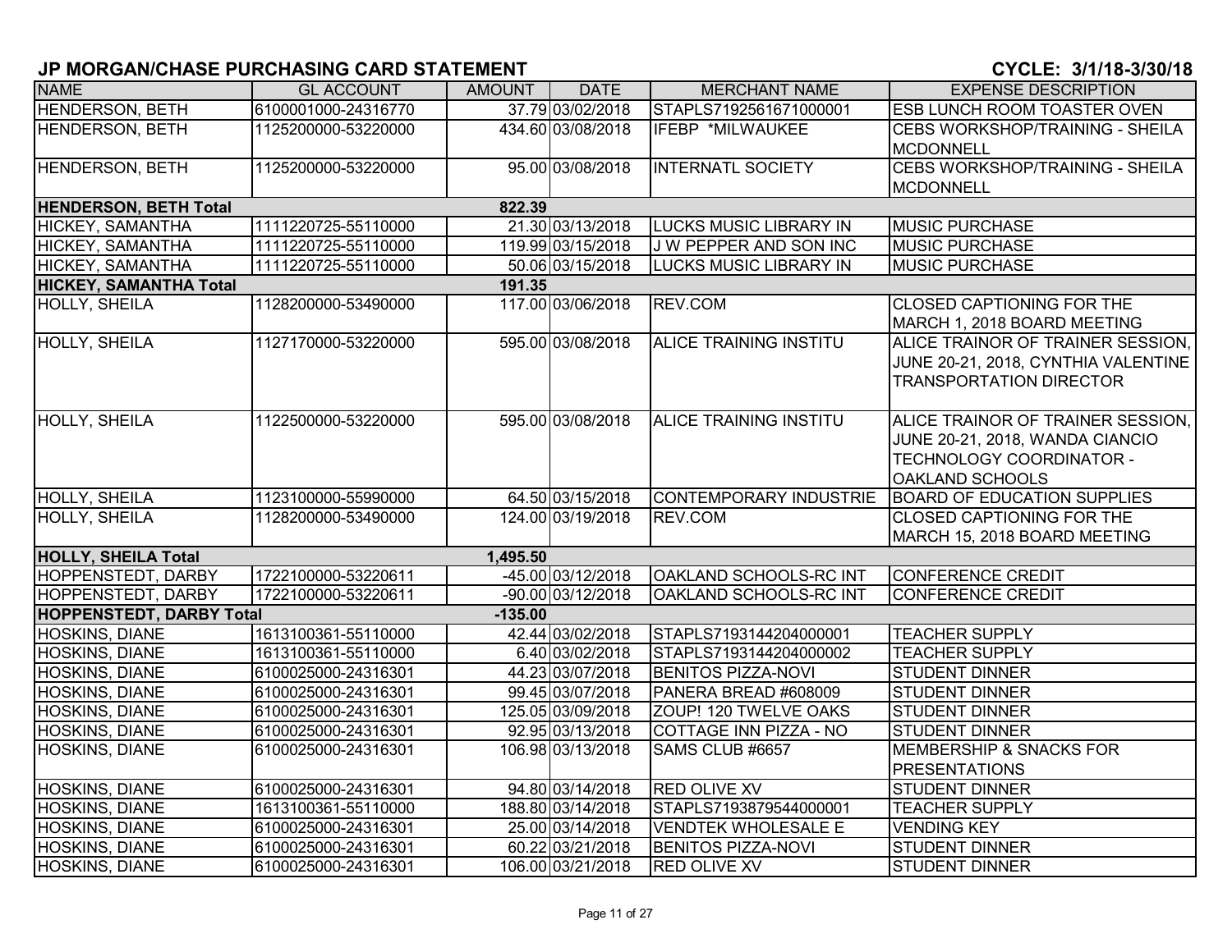## JP MORGAN/CHASE PURCHASING CARD STATEMENT

**CYCLE: 3/1/18-3/30/18**

| NAME | GL ACCOUNT | AMOUNT | DATE | MERCHANT NAME | EXPENSE DESCRIPTION |
|---|---|---|---|---|---|
| HENDERSON, BETH | 6100001000-24316770 | 37.79 | 03/02/2018 | STAPLS7192561671000001 | ESB LUNCH ROOM TOASTER OVEN |
| HENDERSON, BETH | 1125200000-53220000 | 434.60 | 03/08/2018 | IFEBP *MILWAUKEE | CEBS WORKSHOP/TRAINING - SHEILA MCDONNELL |
| HENDERSON, BETH | 1125200000-53220000 | 95.00 | 03/08/2018 | INTERNATL SOCIETY | CEBS WORKSHOP/TRAINING - SHEILA MCDONNELL |
| **HENDERSON, BETH Total** | | **822.39** | | | |
| HICKEY, SAMANTHA | 1111220725-55110000 | 21.30 | 03/13/2018 | LUCKS MUSIC LIBRARY IN | MUSIC PURCHASE |
| HICKEY, SAMANTHA | 1111220725-55110000 | 119.99 | 03/15/2018 | J W PEPPER AND SON INC | MUSIC PURCHASE |
| HICKEY, SAMANTHA | 1111220725-55110000 | 50.06 | 03/15/2018 | LUCKS MUSIC LIBRARY IN | MUSIC PURCHASE |
| **HICKEY, SAMANTHA Total** | | **191.35** | | | |
| HOLLY, SHEILA | 1128200000-53490000 | 117.00 | 03/06/2018 | REV.COM | CLOSED CAPTIONING FOR THE MARCH 1, 2018 BOARD MEETING |
| HOLLY, SHEILA | 1127170000-53220000 | 595.00 | 03/08/2018 | ALICE TRAINING INSTITU | ALICE TRAINOR OF TRAINER SESSION, JUNE 20-21, 2018, CYNTHIA VALENTINE TRANSPORTATION DIRECTOR |
| HOLLY, SHEILA | 1122500000-53220000 | 595.00 | 03/08/2018 | ALICE TRAINING INSTITU | ALICE TRAINOR OF TRAINER SESSION, JUNE 20-21, 2018, WANDA CIANCIO TECHNOLOGY COORDINATOR - OAKLAND SCHOOLS |
| HOLLY, SHEILA | 1123100000-55990000 | 64.50 | 03/15/2018 | CONTEMPORARY INDUSTRIE | BOARD OF EDUCATION SUPPLIES |
| HOLLY, SHEILA | 1128200000-53490000 | 124.00 | 03/19/2018 | REV.COM | CLOSED CAPTIONING FOR THE MARCH 15, 2018 BOARD MEETING |
| **HOLLY, SHEILA Total** | | **1,495.50** | | | |
| HOPPENSTEDT, DARBY | 1722100000-53220611 | -45.00 | 03/12/2018 | OAKLAND SCHOOLS-RC INT | CONFERENCE CREDIT |
| HOPPENSTEDT, DARBY | 1722100000-53220611 | -90.00 | 03/12/2018 | OAKLAND SCHOOLS-RC INT | CONFERENCE CREDIT |
| **HOPPENSTEDT, DARBY Total** | | **-135.00** | | | |
| HOSKINS, DIANE | 1613100361-55110000 | 42.44 | 03/02/2018 | STAPLS7193144204000001 | TEACHER SUPPLY |
| HOSKINS, DIANE | 1613100361-55110000 | 6.40 | 03/02/2018 | STAPLS7193144204000002 | TEACHER SUPPLY |
| HOSKINS, DIANE | 6100025000-24316301 | 44.23 | 03/07/2018 | BENITOS PIZZA-NOVI | STUDENT DINNER |
| HOSKINS, DIANE | 6100025000-24316301 | 99.45 | 03/07/2018 | PANERA BREAD #608009 | STUDENT DINNER |
| HOSKINS, DIANE | 6100025000-24316301 | 125.05 | 03/09/2018 | ZOUP! 120 TWELVE OAKS | STUDENT DINNER |
| HOSKINS, DIANE | 6100025000-24316301 | 92.95 | 03/13/2018 | COTTAGE INN PIZZA - NO | STUDENT DINNER |
| HOSKINS, DIANE | 6100025000-24316301 | 106.98 | 03/13/2018 | SAMS CLUB #6657 | MEMBERSHIP & SNACKS FOR PRESENTATIONS |
| HOSKINS, DIANE | 6100025000-24316301 | 94.80 | 03/14/2018 | RED OLIVE XV | STUDENT DINNER |
| HOSKINS, DIANE | 1613100361-55110000 | 188.80 | 03/14/2018 | STAPLS7193879544000001 | TEACHER SUPPLY |
| HOSKINS, DIANE | 6100025000-24316301 | 25.00 | 03/14/2018 | VENDTEK WHOLESALE E | VENDING KEY |
| HOSKINS, DIANE | 6100025000-24316301 | 60.22 | 03/21/2018 | BENITOS PIZZA-NOVI | STUDENT DINNER |
| HOSKINS, DIANE | 6100025000-24316301 | 106.00 | 03/21/2018 | RED OLIVE XV | STUDENT DINNER |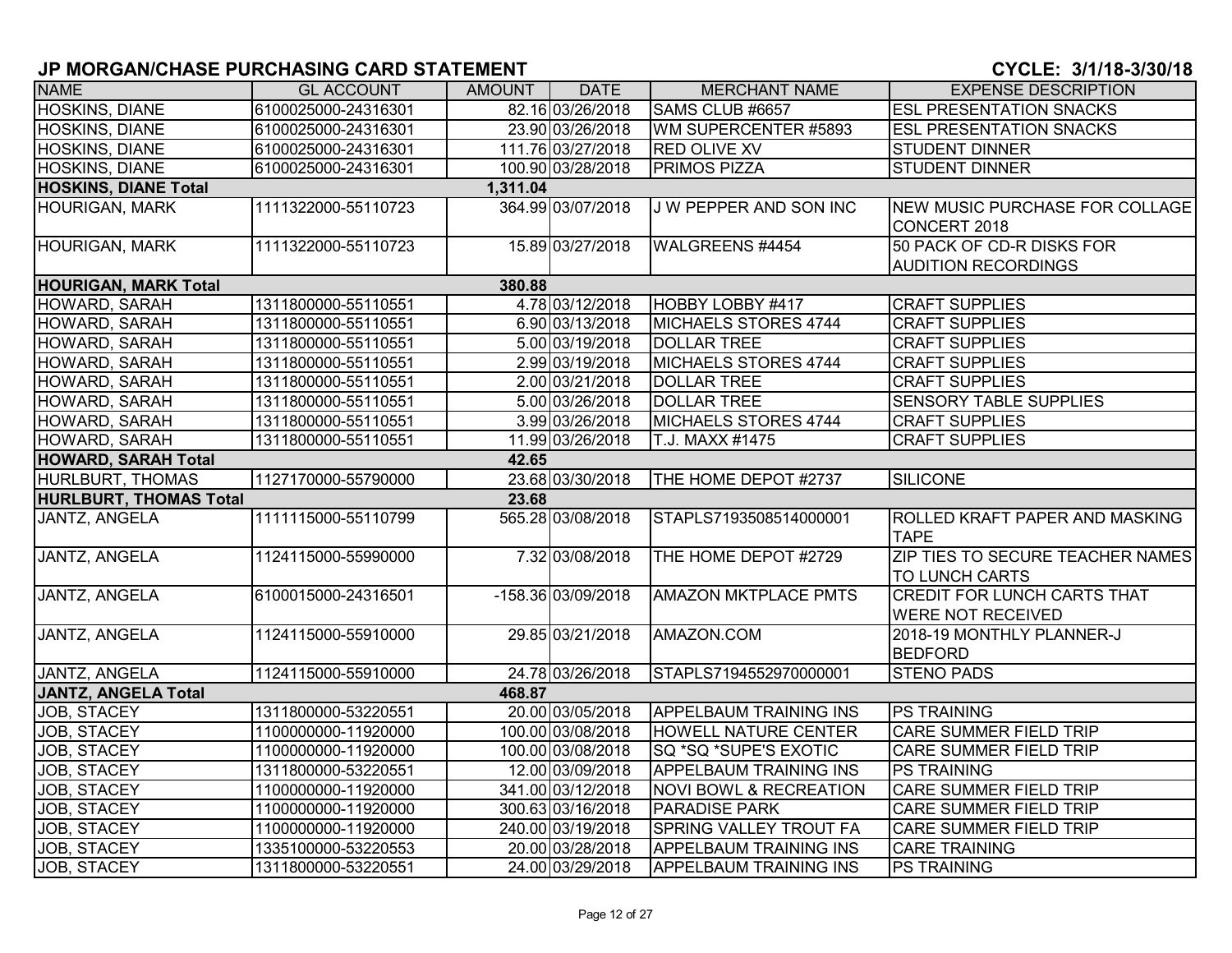## JP MORGAN/CHASE PURCHASING CARD STATEMENT

**CYCLE: 3/1/18-3/30/18**

| NAME | GL ACCOUNT | AMOUNT | DATE | MERCHANT NAME | EXPENSE DESCRIPTION |
|---|---|---|---|---|---|
| HOSKINS, DIANE | 6100025000-24316301 | 82.16 | 03/26/2018 | SAMS CLUB #6657 | ESL PRESENTATION SNACKS |
| HOSKINS, DIANE | 6100025000-24316301 | 23.90 | 03/26/2018 | WM SUPERCENTER #5893 | ESL PRESENTATION SNACKS |
| HOSKINS, DIANE | 6100025000-24316301 | 111.76 | 03/27/2018 | RED OLIVE XV | STUDENT DINNER |
| HOSKINS, DIANE | 6100025000-24316301 | 100.90 | 03/28/2018 | PRIMOS PIZZA | STUDENT DINNER |
| **HOSKINS, DIANE Total** | | **1,311.04** | | | |
| HOURIGAN, MARK | 1111322000-55110723 | 364.99 | 03/07/2018 | J W PEPPER AND SON INC | NEW MUSIC PURCHASE FOR COLLAGE CONCERT 2018 |
| HOURIGAN, MARK | 1111322000-55110723 | 15.89 | 03/27/2018 | WALGREENS #4454 | 50 PACK OF CD-R DISKS FOR AUDITION RECORDINGS |
| **HOURIGAN, MARK Total** | | **380.88** | | | |
| HOWARD, SARAH | 1311800000-55110551 | 4.78 | 03/12/2018 | HOBBY LOBBY #417 | CRAFT SUPPLIES |
| HOWARD, SARAH | 1311800000-55110551 | 6.90 | 03/13/2018 | MICHAELS STORES 4744 | CRAFT SUPPLIES |
| HOWARD, SARAH | 1311800000-55110551 | 5.00 | 03/19/2018 | DOLLAR TREE | CRAFT SUPPLIES |
| HOWARD, SARAH | 1311800000-55110551 | 2.99 | 03/19/2018 | MICHAELS STORES 4744 | CRAFT SUPPLIES |
| HOWARD, SARAH | 1311800000-55110551 | 2.00 | 03/21/2018 | DOLLAR TREE | CRAFT SUPPLIES |
| HOWARD, SARAH | 1311800000-55110551 | 5.00 | 03/26/2018 | DOLLAR TREE | SENSORY TABLE SUPPLIES |
| HOWARD, SARAH | 1311800000-55110551 | 3.99 | 03/26/2018 | MICHAELS STORES 4744 | CRAFT SUPPLIES |
| HOWARD, SARAH | 1311800000-55110551 | 11.99 | 03/26/2018 | T.J. MAXX #1475 | CRAFT SUPPLIES |
| **HOWARD, SARAH Total** | | **42.65** | | | |
| HURLBURT, THOMAS | 1127170000-55790000 | 23.68 | 03/30/2018 | THE HOME DEPOT #2737 | SILICONE |
| **HURLBURT, THOMAS Total** | | **23.68** | | | |
| JANTZ, ANGELA | 1111115000-55110799 | 565.28 | 03/08/2018 | STAPLS7193508514000001 | ROLLED KRAFT PAPER AND MASKING TAPE |
| JANTZ, ANGELA | 1124115000-55990000 | 7.32 | 03/08/2018 | THE HOME DEPOT #2729 | ZIP TIES TO SECURE TEACHER NAMES TO LUNCH CARTS |
| JANTZ, ANGELA | 6100015000-24316501 | -158.36 | 03/09/2018 | AMAZON MKTPLACE PMTS | CREDIT FOR LUNCH CARTS THAT WERE NOT RECEIVED |
| JANTZ, ANGELA | 1124115000-55910000 | 29.85 | 03/21/2018 | AMAZON.COM | 2018-19 MONTHLY PLANNER-J BEDFORD |
| JANTZ, ANGELA | 1124115000-55910000 | 24.78 | 03/26/2018 | STAPLS7194552970000001 | STENO PADS |
| **JANTZ, ANGELA Total** | | **468.87** | | | |
| JOB, STACEY | 1311800000-53220551 | 20.00 | 03/05/2018 | APPELBAUM TRAINING INS | PS TRAINING |
| JOB, STACEY | 1100000000-11920000 | 100.00 | 03/08/2018 | HOWELL NATURE CENTER | CARE SUMMER FIELD TRIP |
| JOB, STACEY | 1100000000-11920000 | 100.00 | 03/08/2018 | SQ *SQ *SUPE'S EXOTIC | CARE SUMMER FIELD TRIP |
| JOB, STACEY | 1311800000-53220551 | 12.00 | 03/09/2018 | APPELBAUM TRAINING INS | PS TRAINING |
| JOB, STACEY | 1100000000-11920000 | 341.00 | 03/12/2018 | NOVI BOWL & RECREATION | CARE SUMMER FIELD TRIP |
| JOB, STACEY | 1100000000-11920000 | 300.63 | 03/16/2018 | PARADISE PARK | CARE SUMMER FIELD TRIP |
| JOB, STACEY | 1100000000-11920000 | 240.00 | 03/19/2018 | SPRING VALLEY TROUT FA | CARE SUMMER FIELD TRIP |
| JOB, STACEY | 1335100000-53220553 | 20.00 | 03/28/2018 | APPELBAUM TRAINING INS | CARE TRAINING |
| JOB, STACEY | 1311800000-53220551 | 24.00 | 03/29/2018 | APPELBAUM TRAINING INS | PS TRAINING |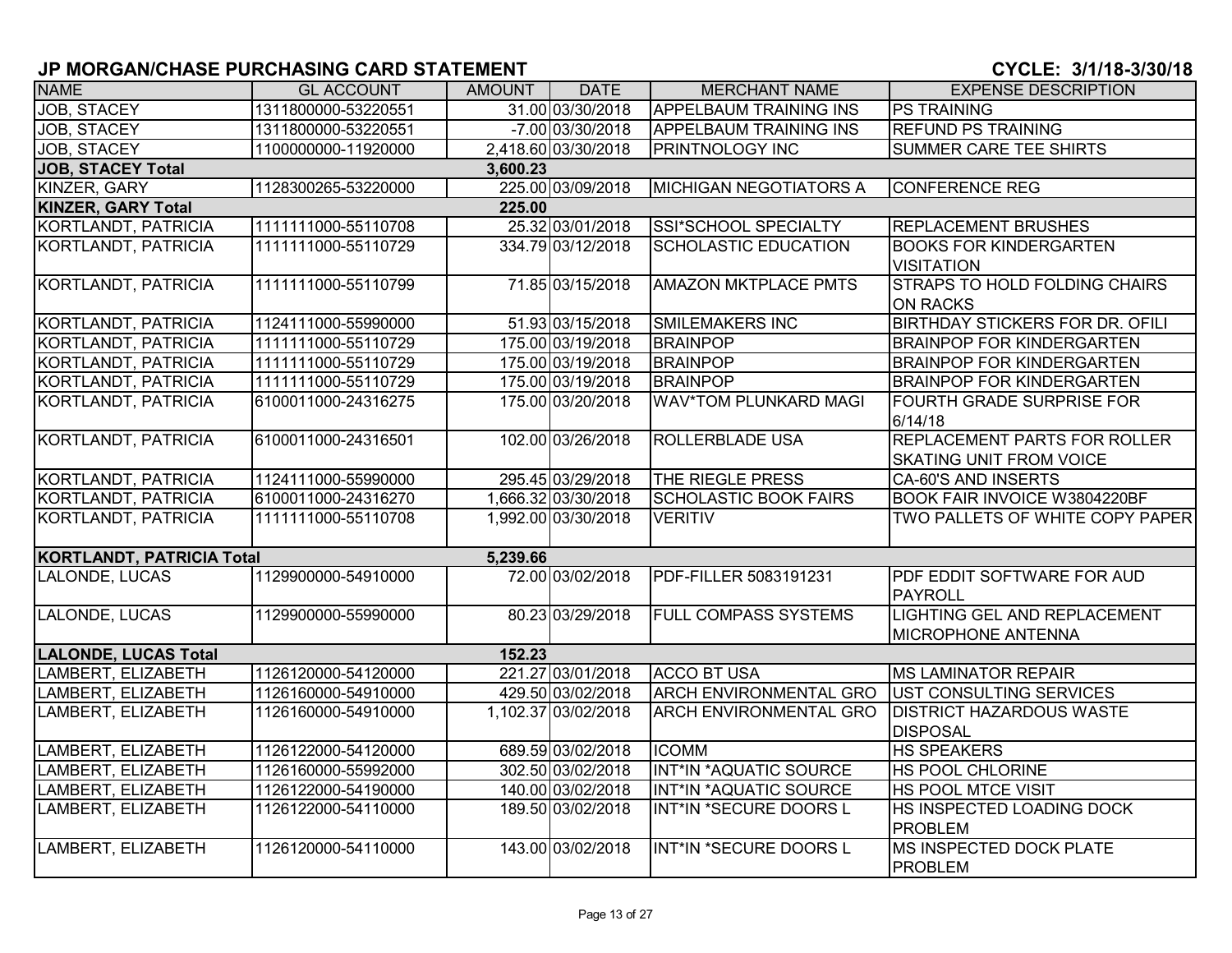## JP MORGAN/CHASE PURCHASING CARD STATEMENT

**CYCLE: 3/1/18-3/30/18**

| NAME | GL ACCOUNT | AMOUNT | DATE | MERCHANT NAME | EXPENSE DESCRIPTION |
|---|---|---|---|---|---|
| JOB, STACEY | 1311800000-53220551 | 31.00 | 03/30/2018 | APPELBAUM TRAINING INS | PS TRAINING |
| JOB, STACEY | 1311800000-53220551 | -7.00 | 03/30/2018 | APPELBAUM TRAINING INS | REFUND PS TRAINING |
| JOB, STACEY | 1100000000-11920000 | 2,418.60 | 03/30/2018 | PRINTNOLOGY INC | SUMMER CARE TEE SHIRTS |
| **JOB, STACEY Total** | | **3,600.23** | | | |
| KINZER, GARY | 1128300265-53220000 | 225.00 | 03/09/2018 | MICHIGAN NEGOTIATORS A | CONFERENCE REG |
| **KINZER, GARY Total** | | **225.00** | | | |
| KORTLANDT, PATRICIA | 1111111000-55110708 | 25.32 | 03/01/2018 | SSI*SCHOOL SPECIALTY | REPLACEMENT BRUSHES |
| KORTLANDT, PATRICIA | 1111111000-55110729 | 334.79 | 03/12/2018 | SCHOLASTIC EDUCATION | BOOKS FOR KINDERGARTEN VISITATION |
| KORTLANDT, PATRICIA | 1111111000-55110799 | 71.85 | 03/15/2018 | AMAZON MKTPLACE PMTS | STRAPS TO HOLD FOLDING CHAIRS ON RACKS |
| KORTLANDT, PATRICIA | 1124111000-55990000 | 51.93 | 03/15/2018 | SMILEMAKERS INC | BIRTHDAY STICKERS FOR DR. OFILI |
| KORTLANDT, PATRICIA | 1111111000-55110729 | 175.00 | 03/19/2018 | BRAINPOP | BRAINPOP FOR KINDERGARTEN |
| KORTLANDT, PATRICIA | 1111111000-55110729 | 175.00 | 03/19/2018 | BRAINPOP | BRAINPOP FOR KINDERGARTEN |
| KORTLANDT, PATRICIA | 1111111000-55110729 | 175.00 | 03/19/2018 | BRAINPOP | BRAINPOP FOR KINDERGARTEN |
| KORTLANDT, PATRICIA | 6100011000-24316275 | 175.00 | 03/20/2018 | WAV*TOM PLUNKARD MAGI | FOURTH GRADE SURPRISE FOR 6/14/18 |
| KORTLANDT, PATRICIA | 6100011000-24316501 | 102.00 | 03/26/2018 | ROLLERBLADE USA | REPLACEMENT PARTS FOR ROLLER SKATING UNIT FROM VOICE |
| KORTLANDT, PATRICIA | 1124111000-55990000 | 295.45 | 03/29/2018 | THE RIEGLE PRESS | CA-60'S AND INSERTS |
| KORTLANDT, PATRICIA | 6100011000-24316270 | 1,666.32 | 03/30/2018 | SCHOLASTIC BOOK FAIRS | BOOK FAIR INVOICE W3804220BF |
| KORTLANDT, PATRICIA | 1111111000-55110708 | 1,992.00 | 03/30/2018 | VERITIV | TWO PALLETS OF WHITE COPY PAPER |
| **KORTLANDT, PATRICIA Total** | | **5,239.66** | | | |
| LALONDE, LUCAS | 1129900000-54910000 | 72.00 | 03/02/2018 | PDF-FILLER 5083191231 | PDF EDDIT SOFTWARE FOR AUD PAYROLL |
| LALONDE, LUCAS | 1129900000-55990000 | 80.23 | 03/29/2018 | FULL COMPASS SYSTEMS | LIGHTING GEL AND REPLACEMENT MICROPHONE ANTENNA |
| **LALONDE, LUCAS Total** | | **152.23** | | | |
| LAMBERT, ELIZABETH | 1126120000-54120000 | 221.27 | 03/01/2018 | ACCO BT USA | MS LAMINATOR REPAIR |
| LAMBERT, ELIZABETH | 1126160000-54910000 | 429.50 | 03/02/2018 | ARCH ENVIRONMENTAL GRO | UST CONSULTING SERVICES |
| LAMBERT, ELIZABETH | 1126160000-54910000 | 1,102.37 | 03/02/2018 | ARCH ENVIRONMENTAL GRO | DISTRICT HAZARDOUS WASTE DISPOSAL |
| LAMBERT, ELIZABETH | 1126122000-54120000 | 689.59 | 03/02/2018 | ICOMM | HS SPEAKERS |
| LAMBERT, ELIZABETH | 1126160000-55992000 | 302.50 | 03/02/2018 | INT*IN *AQUATIC SOURCE | HS POOL CHLORINE |
| LAMBERT, ELIZABETH | 1126122000-54190000 | 140.00 | 03/02/2018 | INT*IN *AQUATIC SOURCE | HS POOL MTCE VISIT |
| LAMBERT, ELIZABETH | 1126122000-54110000 | 189.50 | 03/02/2018 | INT*IN *SECURE DOORS L | HS INSPECTED LOADING DOCK PROBLEM |
| LAMBERT, ELIZABETH | 1126120000-54110000 | 143.00 | 03/02/2018 | INT*IN *SECURE DOORS L | MS INSPECTED DOCK PLATE PROBLEM |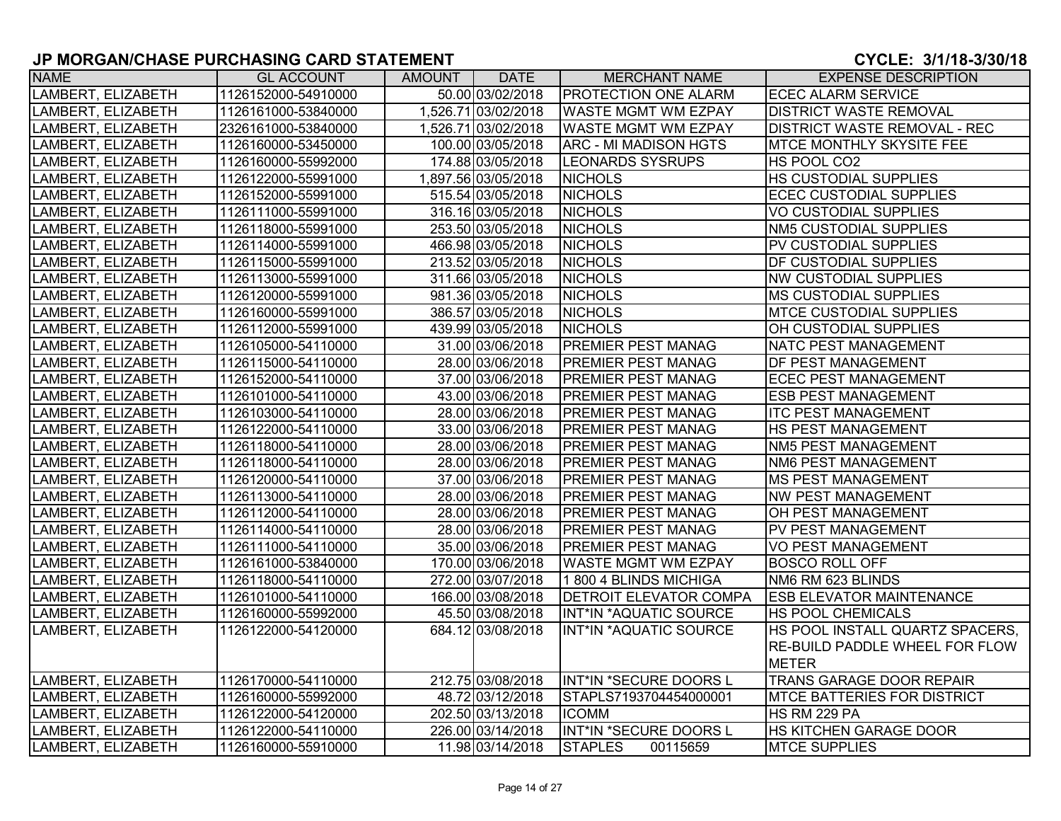## JP MORGAN/CHASE PURCHASING CARD STATEMENT

**CYCLE: 3/1/18-3/30/18**

| NAME | GL ACCOUNT | AMOUNT | DATE | MERCHANT NAME | EXPENSE DESCRIPTION |
|---|---|---|---|---|---|
| LAMBERT, ELIZABETH | 1126152000-54910000 | 50.00 | 03/02/2018 | PROTECTION ONE ALARM | ECEC ALARM SERVICE |
| LAMBERT, ELIZABETH | 1126161000-53840000 | 1,526.71 | 03/02/2018 | WASTE MGMT WM EZPAY | DISTRICT WASTE REMOVAL |
| LAMBERT, ELIZABETH | 2326161000-53840000 | 1,526.71 | 03/02/2018 | WASTE MGMT WM EZPAY | DISTRICT WASTE REMOVAL - REC |
| LAMBERT, ELIZABETH | 1126160000-53450000 | 100.00 | 03/05/2018 | ARC - MI MADISON HGTS | MTCE MONTHLY SKYSITE FEE |
| LAMBERT, ELIZABETH | 1126160000-55992000 | 174.88 | 03/05/2018 | LEONARDS SYSRUPS | HS POOL CO2 |
| LAMBERT, ELIZABETH | 1126122000-55991000 | 1,897.56 | 03/05/2018 | NICHOLS | HS CUSTODIAL SUPPLIES |
| LAMBERT, ELIZABETH | 1126152000-55991000 | 515.54 | 03/05/2018 | NICHOLS | ECEC CUSTODIAL SUPPLIES |
| LAMBERT, ELIZABETH | 1126111000-55991000 | 316.16 | 03/05/2018 | NICHOLS | VO CUSTODIAL SUPPLIES |
| LAMBERT, ELIZABETH | 1126118000-55991000 | 253.50 | 03/05/2018 | NICHOLS | NM5 CUSTODIAL SUPPLIES |
| LAMBERT, ELIZABETH | 1126114000-55991000 | 466.98 | 03/05/2018 | NICHOLS | PV CUSTODIAL SUPPLIES |
| LAMBERT, ELIZABETH | 1126115000-55991000 | 213.52 | 03/05/2018 | NICHOLS | DF CUSTODIAL SUPPLIES |
| LAMBERT, ELIZABETH | 1126113000-55991000 | 311.66 | 03/05/2018 | NICHOLS | NW CUSTODIAL SUPPLIES |
| LAMBERT, ELIZABETH | 1126120000-55991000 | 981.36 | 03/05/2018 | NICHOLS | MS CUSTODIAL SUPPLIES |
| LAMBERT, ELIZABETH | 1126160000-55991000 | 386.57 | 03/05/2018 | NICHOLS | MTCE CUSTODIAL SUPPLIES |
| LAMBERT, ELIZABETH | 1126112000-55991000 | 439.99 | 03/05/2018 | NICHOLS | OH CUSTODIAL SUPPLIES |
| LAMBERT, ELIZABETH | 1126105000-54110000 | 31.00 | 03/06/2018 | PREMIER PEST MANAG | NATC PEST MANAGEMENT |
| LAMBERT, ELIZABETH | 1126115000-54110000 | 28.00 | 03/06/2018 | PREMIER PEST MANAG | DF PEST MANAGEMENT |
| LAMBERT, ELIZABETH | 1126152000-54110000 | 37.00 | 03/06/2018 | PREMIER PEST MANAG | ECEC PEST MANAGEMENT |
| LAMBERT, ELIZABETH | 1126101000-54110000 | 43.00 | 03/06/2018 | PREMIER PEST MANAG | ESB PEST MANAGEMENT |
| LAMBERT, ELIZABETH | 1126103000-54110000 | 28.00 | 03/06/2018 | PREMIER PEST MANAG | ITC PEST MANAGEMENT |
| LAMBERT, ELIZABETH | 1126122000-54110000 | 33.00 | 03/06/2018 | PREMIER PEST MANAG | HS PEST MANAGEMENT |
| LAMBERT, ELIZABETH | 1126118000-54110000 | 28.00 | 03/06/2018 | PREMIER PEST MANAG | NM5 PEST MANAGEMENT |
| LAMBERT, ELIZABETH | 1126118000-54110000 | 28.00 | 03/06/2018 | PREMIER PEST MANAG | NM6 PEST MANAGEMENT |
| LAMBERT, ELIZABETH | 1126120000-54110000 | 37.00 | 03/06/2018 | PREMIER PEST MANAG | MS PEST MANAGEMENT |
| LAMBERT, ELIZABETH | 1126113000-54110000 | 28.00 | 03/06/2018 | PREMIER PEST MANAG | NW PEST MANAGEMENT |
| LAMBERT, ELIZABETH | 1126112000-54110000 | 28.00 | 03/06/2018 | PREMIER PEST MANAG | OH PEST MANAGEMENT |
| LAMBERT, ELIZABETH | 1126114000-54110000 | 28.00 | 03/06/2018 | PREMIER PEST MANAG | PV PEST MANAGEMENT |
| LAMBERT, ELIZABETH | 1126111000-54110000 | 35.00 | 03/06/2018 | PREMIER PEST MANAG | VO PEST MANAGEMENT |
| LAMBERT, ELIZABETH | 1126161000-53840000 | 170.00 | 03/06/2018 | WASTE MGMT WM EZPAY | BOSCO ROLL OFF |
| LAMBERT, ELIZABETH | 1126118000-54110000 | 272.00 | 03/07/2018 | 1 800 4 BLINDS MICHIGA | NM6 RM 623 BLINDS |
| LAMBERT, ELIZABETH | 1126101000-54110000 | 166.00 | 03/08/2018 | DETROIT ELEVATOR COMPA | ESB ELEVATOR MAINTENANCE |
| LAMBERT, ELIZABETH | 1126160000-55992000 | 45.50 | 03/08/2018 | INT*IN *AQUATIC SOURCE | HS POOL CHEMICALS |
| LAMBERT, ELIZABETH | 1126122000-54120000 | 684.12 | 03/08/2018 | INT*IN *AQUATIC SOURCE | HS POOL INSTALL QUARTZ SPACERS, RE-BUILD PADDLE WHEEL FOR FLOW METER |
| LAMBERT, ELIZABETH | 1126170000-54110000 | 212.75 | 03/08/2018 | INT*IN *SECURE DOORS L | TRANS GARAGE DOOR REPAIR |
| LAMBERT, ELIZABETH | 1126160000-55992000 | 48.72 | 03/12/2018 | STAPLS7193704454000001 | MTCE BATTERIES FOR DISTRICT |
| LAMBERT, ELIZABETH | 1126122000-54120000 | 202.50 | 03/13/2018 | ICOMM | HS RM 229 PA |
| LAMBERT, ELIZABETH | 1126122000-54110000 | 226.00 | 03/14/2018 | INT*IN *SECURE DOORS L | HS KITCHEN GARAGE DOOR |
| LAMBERT, ELIZABETH | 1126160000-55910000 | 11.98 | 03/14/2018 | STAPLES 00115659 | MTCE SUPPLIES |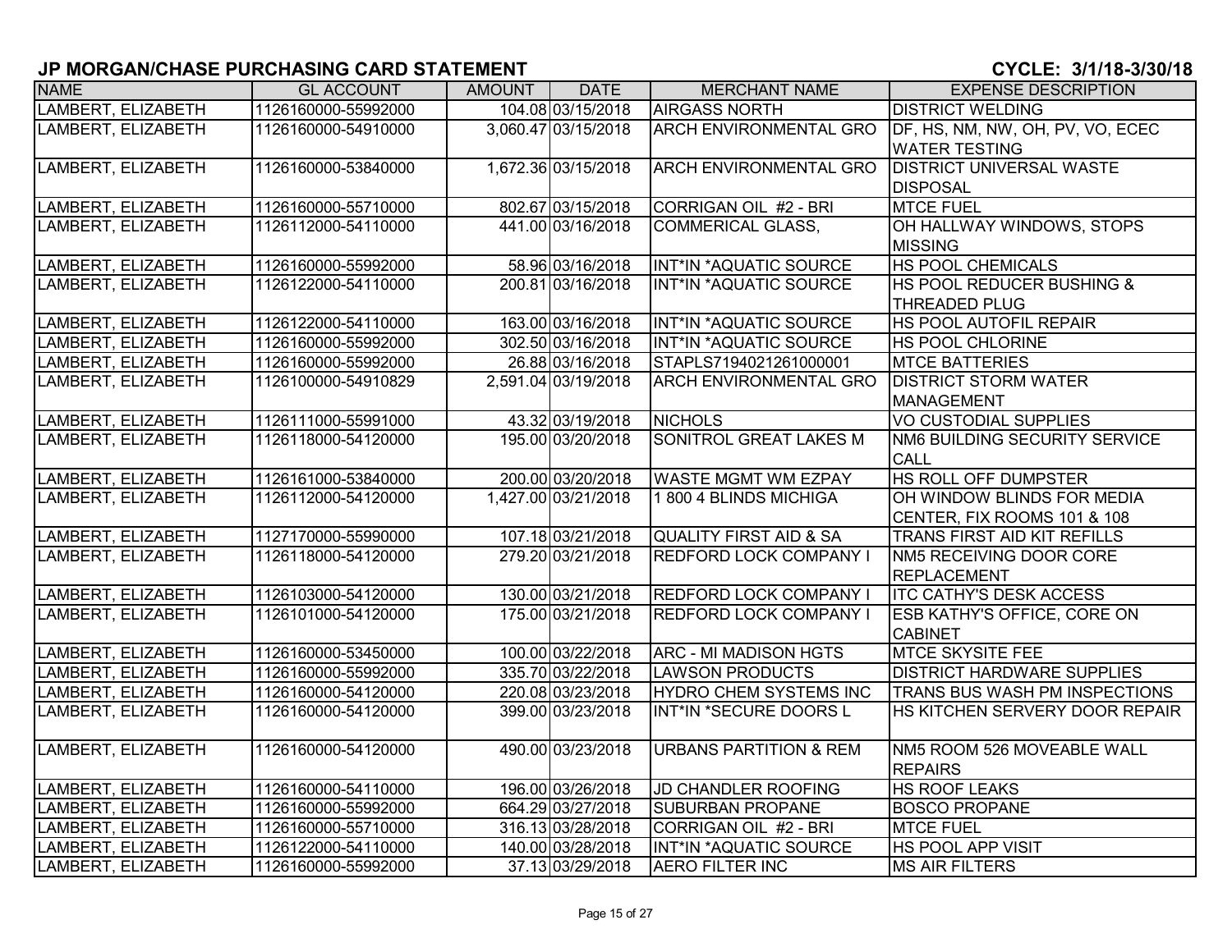## JP MORGAN/CHASE PURCHASING CARD STATEMENT

**CYCLE: 3/1/18-3/30/18**

| NAME | GL ACCOUNT | AMOUNT | DATE | MERCHANT NAME | EXPENSE DESCRIPTION |
|---|---|---|---|---|---|
| LAMBERT, ELIZABETH | 1126160000-55992000 | 104.08 | 03/15/2018 | AIRGASS NORTH | DISTRICT WELDING |
| LAMBERT, ELIZABETH | 1126160000-54910000 | 3,060.47 | 03/15/2018 | ARCH ENVIRONMENTAL GRO | DF, HS, NM, NW, OH, PV, VO, ECEC WATER TESTING |
| LAMBERT, ELIZABETH | 1126160000-53840000 | 1,672.36 | 03/15/2018 | ARCH ENVIRONMENTAL GRO | DISTRICT UNIVERSAL WASTE DISPOSAL |
| LAMBERT, ELIZABETH | 1126160000-55710000 | 802.67 | 03/15/2018 | CORRIGAN OIL #2 - BRI | MTCE FUEL |
| LAMBERT, ELIZABETH | 1126112000-54110000 | 441.00 | 03/16/2018 | COMMERICAL GLASS, | OH HALLWAY WINDOWS, STOPS MISSING |
| LAMBERT, ELIZABETH | 1126160000-55992000 | 58.96 | 03/16/2018 | INT*IN *AQUATIC SOURCE | HS POOL CHEMICALS |
| LAMBERT, ELIZABETH | 1126122000-54110000 | 200.81 | 03/16/2018 | INT*IN *AQUATIC SOURCE | HS POOL REDUCER BUSHING & THREADED PLUG |
| LAMBERT, ELIZABETH | 1126122000-54110000 | 163.00 | 03/16/2018 | INT*IN *AQUATIC SOURCE | HS POOL AUTOFIL REPAIR |
| LAMBERT, ELIZABETH | 1126160000-55992000 | 302.50 | 03/16/2018 | INT*IN *AQUATIC SOURCE | HS POOL CHLORINE |
| LAMBERT, ELIZABETH | 1126160000-55992000 | 26.88 | 03/16/2018 | STAPLS7194021261000001 | MTCE BATTERIES |
| LAMBERT, ELIZABETH | 1126100000-54910829 | 2,591.04 | 03/19/2018 | ARCH ENVIRONMENTAL GRO | DISTRICT STORM WATER MANAGEMENT |
| LAMBERT, ELIZABETH | 1126111000-55991000 | 43.32 | 03/19/2018 | NICHOLS | VO CUSTODIAL SUPPLIES |
| LAMBERT, ELIZABETH | 1126118000-54120000 | 195.00 | 03/20/2018 | SONITROL GREAT LAKES M | NM6 BUILDING SECURITY SERVICE CALL |
| LAMBERT, ELIZABETH | 1126161000-53840000 | 200.00 | 03/20/2018 | WASTE MGMT WM EZPAY | HS ROLL OFF DUMPSTER |
| LAMBERT, ELIZABETH | 1126112000-54120000 | 1,427.00 | 03/21/2018 | 1 800 4 BLINDS MICHIGA | OH WINDOW BLINDS FOR MEDIA CENTER, FIX ROOMS 101 & 108 |
| LAMBERT, ELIZABETH | 1127170000-55990000 | 107.18 | 03/21/2018 | QUALITY FIRST AID & SA | TRANS FIRST AID KIT REFILLS |
| LAMBERT, ELIZABETH | 1126118000-54120000 | 279.20 | 03/21/2018 | REDFORD LOCK COMPANY I | NM5 RECEIVING DOOR CORE REPLACEMENT |
| LAMBERT, ELIZABETH | 1126103000-54120000 | 130.00 | 03/21/2018 | REDFORD LOCK COMPANY I | ITC CATHY'S DESK ACCESS |
| LAMBERT, ELIZABETH | 1126101000-54120000 | 175.00 | 03/21/2018 | REDFORD LOCK COMPANY I | ESB KATHY'S OFFICE, CORE ON CABINET |
| LAMBERT, ELIZABETH | 1126160000-53450000 | 100.00 | 03/22/2018 | ARC - MI MADISON HGTS | MTCE SKYSITE FEE |
| LAMBERT, ELIZABETH | 1126160000-55992000 | 335.70 | 03/22/2018 | LAWSON PRODUCTS | DISTRICT HARDWARE SUPPLIES |
| LAMBERT, ELIZABETH | 1126160000-54120000 | 220.08 | 03/23/2018 | HYDRO CHEM SYSTEMS INC | TRANS BUS WASH PM INSPECTIONS |
| LAMBERT, ELIZABETH | 1126160000-54120000 | 399.00 | 03/23/2018 | INT*IN *SECURE DOORS L | HS KITCHEN SERVERY DOOR REPAIR |
| LAMBERT, ELIZABETH | 1126160000-54120000 | 490.00 | 03/23/2018 | URBANS PARTITION & REM | NM5 ROOM 526 MOVEABLE WALL REPAIRS |
| LAMBERT, ELIZABETH | 1126160000-54110000 | 196.00 | 03/26/2018 | JD CHANDLER ROOFING | HS ROOF LEAKS |
| LAMBERT, ELIZABETH | 1126160000-55992000 | 664.29 | 03/27/2018 | SUBURBAN PROPANE | BOSCO PROPANE |
| LAMBERT, ELIZABETH | 1126160000-55710000 | 316.13 | 03/28/2018 | CORRIGAN OIL #2 - BRI | MTCE FUEL |
| LAMBERT, ELIZABETH | 1126122000-54110000 | 140.00 | 03/28/2018 | INT*IN *AQUATIC SOURCE | HS POOL APP VISIT |
| LAMBERT, ELIZABETH | 1126160000-55992000 | 37.13 | 03/29/2018 | AERO FILTER INC | MS AIR FILTERS |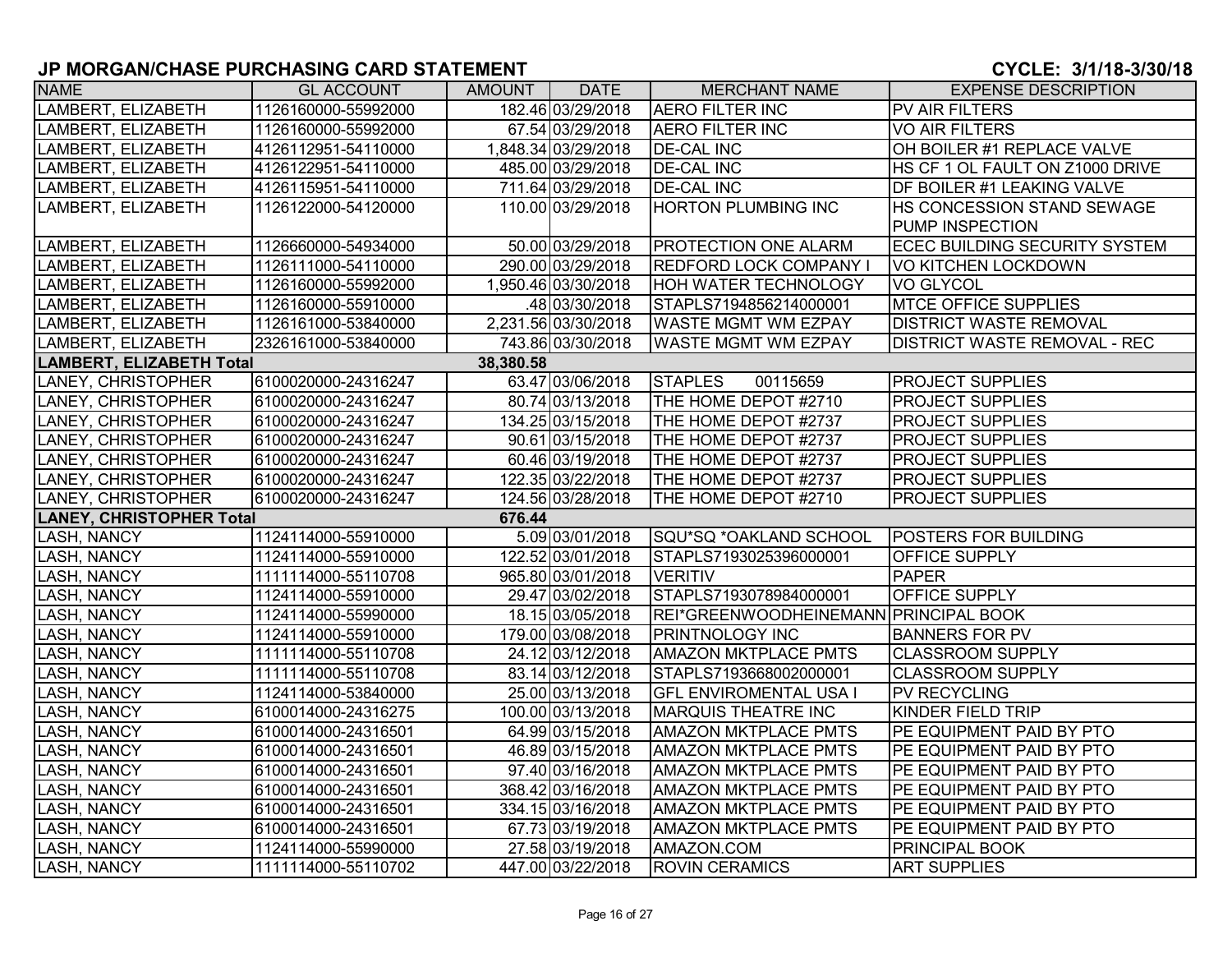## JP MORGAN/CHASE PURCHASING CARD STATEMENT

**CYCLE: 3/1/18-3/30/18**

| NAME | GL ACCOUNT | AMOUNT | DATE | MERCHANT NAME | EXPENSE DESCRIPTION |
|---|---|---|---|---|---|
| LAMBERT, ELIZABETH | 1126160000-55992000 | 182.46 | 03/29/2018 | AERO FILTER INC | PV AIR FILTERS |
| LAMBERT, ELIZABETH | 1126160000-55992000 | 67.54 | 03/29/2018 | AERO FILTER INC | VO AIR FILTERS |
| LAMBERT, ELIZABETH | 4126112951-54110000 | 1,848.34 | 03/29/2018 | DE-CAL INC | OH BOILER #1 REPLACE VALVE |
| LAMBERT, ELIZABETH | 4126122951-54110000 | 485.00 | 03/29/2018 | DE-CAL INC | HS CF 1 OL FAULT ON Z1000 DRIVE |
| LAMBERT, ELIZABETH | 4126115951-54110000 | 711.64 | 03/29/2018 | DE-CAL INC | DF BOILER #1 LEAKING VALVE |
| LAMBERT, ELIZABETH | 1126122000-54120000 | 110.00 | 03/29/2018 | HORTON PLUMBING INC | HS CONCESSION STAND SEWAGE PUMP INSPECTION |
| LAMBERT, ELIZABETH | 1126660000-54934000 | 50.00 | 03/29/2018 | PROTECTION ONE ALARM | ECEC BUILDING SECURITY SYSTEM |
| LAMBERT, ELIZABETH | 1126111000-54110000 | 290.00 | 03/29/2018 | REDFORD LOCK COMPANY I | VO KITCHEN LOCKDOWN |
| LAMBERT, ELIZABETH | 1126160000-55992000 | 1,950.46 | 03/30/2018 | HOH WATER TECHNOLOGY | VO GLYCOL |
| LAMBERT, ELIZABETH | 1126160000-55910000 | .48 | 03/30/2018 | STAPLS7194856214000001 | MTCE OFFICE SUPPLIES |
| LAMBERT, ELIZABETH | 1126161000-53840000 | 2,231.56 | 03/30/2018 | WASTE MGMT WM EZPAY | DISTRICT WASTE REMOVAL |
| LAMBERT, ELIZABETH | 2326161000-53840000 | 743.86 | 03/30/2018 | WASTE MGMT WM EZPAY | DISTRICT WASTE REMOVAL - REC |
| **LAMBERT, ELIZABETH Total** | | **38,380.58** | | | |
| LANEY, CHRISTOPHER | 6100020000-24316247 | 63.47 | 03/06/2018 | STAPLES 00115659 | PROJECT SUPPLIES |
| LANEY, CHRISTOPHER | 6100020000-24316247 | 80.74 | 03/13/2018 | THE HOME DEPOT #2710 | PROJECT SUPPLIES |
| LANEY, CHRISTOPHER | 6100020000-24316247 | 134.25 | 03/15/2018 | THE HOME DEPOT #2737 | PROJECT SUPPLIES |
| LANEY, CHRISTOPHER | 6100020000-24316247 | 90.61 | 03/15/2018 | THE HOME DEPOT #2737 | PROJECT SUPPLIES |
| LANEY, CHRISTOPHER | 6100020000-24316247 | 60.46 | 03/19/2018 | THE HOME DEPOT #2737 | PROJECT SUPPLIES |
| LANEY, CHRISTOPHER | 6100020000-24316247 | 122.35 | 03/22/2018 | THE HOME DEPOT #2737 | PROJECT SUPPLIES |
| LANEY, CHRISTOPHER | 6100020000-24316247 | 124.56 | 03/28/2018 | THE HOME DEPOT #2710 | PROJECT SUPPLIES |
| **LANEY, CHRISTOPHER Total** | | **676.44** | | | |
| LASH, NANCY | 1124114000-55910000 | 5.09 | 03/01/2018 | SQU*SQ *OAKLAND SCHOOL | POSTERS FOR BUILDING |
| LASH, NANCY | 1124114000-55910000 | 122.52 | 03/01/2018 | STAPLS7193025396000001 | OFFICE SUPPLY |
| LASH, NANCY | 1111114000-55110708 | 965.80 | 03/01/2018 | VERITIV | PAPER |
| LASH, NANCY | 1124114000-55910000 | 29.47 | 03/02/2018 | STAPLS7193078984000001 | OFFICE SUPPLY |
| LASH, NANCY | 1124114000-55990000 | 18.15 | 03/05/2018 | REI*GREENWOODHEINEMANN | PRINCIPAL BOOK |
| LASH, NANCY | 1124114000-55910000 | 179.00 | 03/08/2018 | PRINTNOLOGY INC | BANNERS FOR PV |
| LASH, NANCY | 1111114000-55110708 | 24.12 | 03/12/2018 | AMAZON MKTPLACE PMTS | CLASSROOM SUPPLY |
| LASH, NANCY | 1111114000-55110708 | 83.14 | 03/12/2018 | STAPLS7193668002000001 | CLASSROOM SUPPLY |
| LASH, NANCY | 1124114000-53840000 | 25.00 | 03/13/2018 | GFL ENVIROMENTAL USA I | PV RECYCLING |
| LASH, NANCY | 6100014000-24316275 | 100.00 | 03/13/2018 | MARQUIS THEATRE INC | KINDER FIELD TRIP |
| LASH, NANCY | 6100014000-24316501 | 64.99 | 03/15/2018 | AMAZON MKTPLACE PMTS | PE EQUIPMENT PAID BY PTO |
| LASH, NANCY | 6100014000-24316501 | 46.89 | 03/15/2018 | AMAZON MKTPLACE PMTS | PE EQUIPMENT PAID BY PTO |
| LASH, NANCY | 6100014000-24316501 | 97.40 | 03/16/2018 | AMAZON MKTPLACE PMTS | PE EQUIPMENT PAID BY PTO |
| LASH, NANCY | 6100014000-24316501 | 368.42 | 03/16/2018 | AMAZON MKTPLACE PMTS | PE EQUIPMENT PAID BY PTO |
| LASH, NANCY | 6100014000-24316501 | 334.15 | 03/16/2018 | AMAZON MKTPLACE PMTS | PE EQUIPMENT PAID BY PTO |
| LASH, NANCY | 6100014000-24316501 | 67.73 | 03/19/2018 | AMAZON MKTPLACE PMTS | PE EQUIPMENT PAID BY PTO |
| LASH, NANCY | 1124114000-55990000 | 27.58 | 03/19/2018 | AMAZON.COM | PRINCIPAL BOOK |
| LASH, NANCY | 1111114000-55110702 | 447.00 | 03/22/2018 | ROVIN CERAMICS | ART SUPPLIES |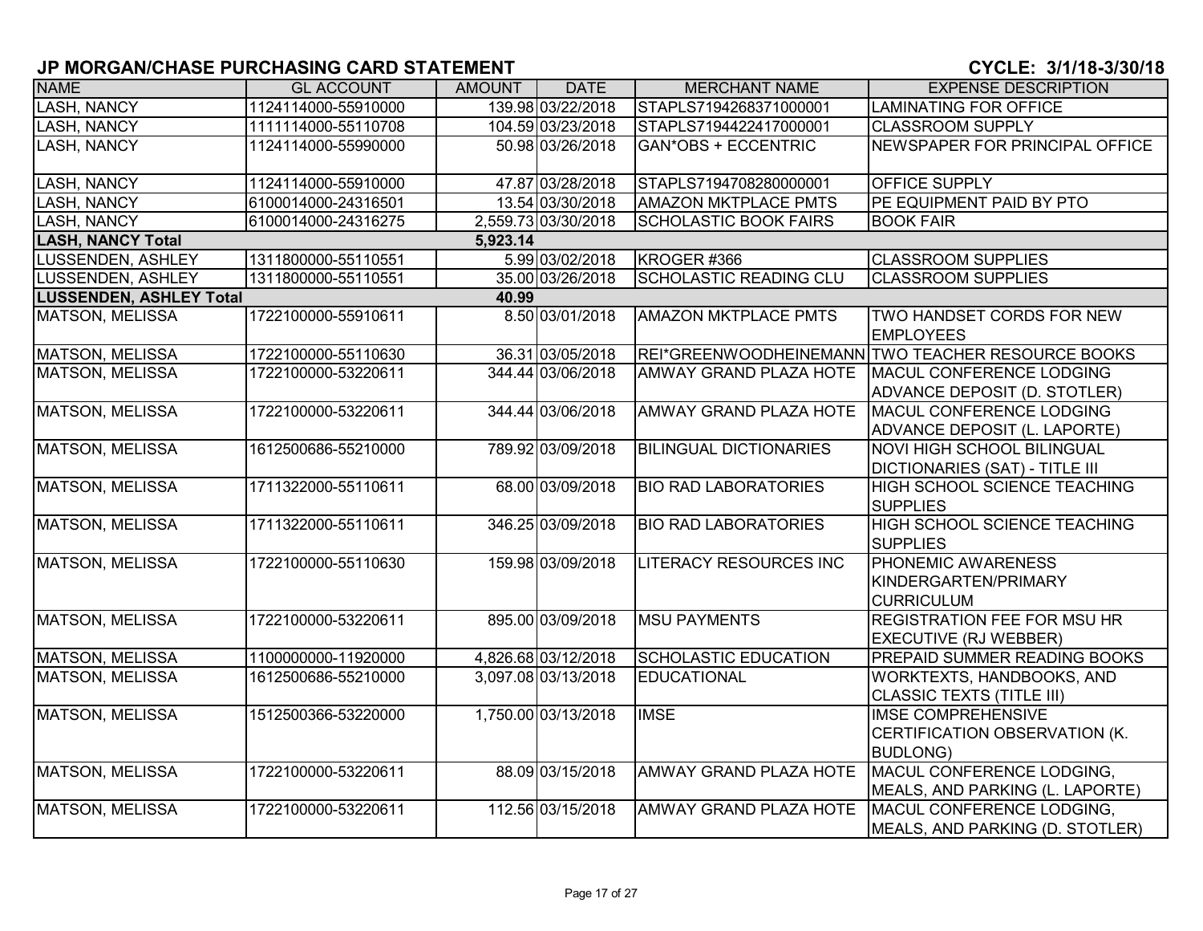## JP MORGAN/CHASE PURCHASING CARD STATEMENT

**CYCLE: 3/1/18-3/30/18**

| NAME | GL ACCOUNT | AMOUNT | DATE | MERCHANT NAME | EXPENSE DESCRIPTION |
|---|---|---|---|---|---|
| LASH, NANCY | 1124114000-55910000 | 139.98 | 03/22/2018 | STAPLS7194268371000001 | LAMINATING FOR OFFICE |
| LASH, NANCY | 1111114000-55110708 | 104.59 | 03/23/2018 | STAPLS7194422417000001 | CLASSROOM SUPPLY |
| LASH, NANCY | 1124114000-55990000 | 50.98 | 03/26/2018 | GAN*OBS + ECCENTRIC | NEWSPAPER FOR PRINCIPAL OFFICE |
| LASH, NANCY | 1124114000-55910000 | 47.87 | 03/28/2018 | STAPLS7194708280000001 | OFFICE SUPPLY |
| LASH, NANCY | 6100014000-24316501 | 13.54 | 03/30/2018 | AMAZON MKTPLACE PMTS | PE EQUIPMENT PAID BY PTO |
| LASH, NANCY | 6100014000-24316275 | 2,559.73 | 03/30/2018 | SCHOLASTIC BOOK FAIRS | BOOK FAIR |
| **LASH, NANCY Total** | | **5,923.14** | | | |
| LUSSENDEN, ASHLEY | 1311800000-55110551 | 5.99 | 03/02/2018 | KROGER #366 | CLASSROOM SUPPLIES |
| LUSSENDEN, ASHLEY | 1311800000-55110551 | 35.00 | 03/26/2018 | SCHOLASTIC READING CLU | CLASSROOM SUPPLIES |
| **LUSSENDEN, ASHLEY Total** | | **40.99** | | | |
| MATSON, MELISSA | 1722100000-55910611 | 8.50 | 03/01/2018 | AMAZON MKTPLACE PMTS | TWO HANDSET CORDS FOR NEW EMPLOYEES |
| MATSON, MELISSA | 1722100000-55110630 | 36.31 | 03/05/2018 | REI*GREENWOODHEINEMANN | TWO TEACHER RESOURCE BOOKS |
| MATSON, MELISSA | 1722100000-53220611 | 344.44 | 03/06/2018 | AMWAY GRAND PLAZA HOTE | MACUL CONFERENCE LODGING ADVANCE DEPOSIT (D. STOTLER) |
| MATSON, MELISSA | 1722100000-53220611 | 344.44 | 03/06/2018 | AMWAY GRAND PLAZA HOTE | MACUL CONFERENCE LODGING ADVANCE DEPOSIT (L. LAPORTE) |
| MATSON, MELISSA | 1612500686-55210000 | 789.92 | 03/09/2018 | BILINGUAL DICTIONARIES | NOVI HIGH SCHOOL BILINGUAL DICTIONARIES (SAT) - TITLE III |
| MATSON, MELISSA | 1711322000-55110611 | 68.00 | 03/09/2018 | BIO RAD LABORATORIES | HIGH SCHOOL SCIENCE TEACHING SUPPLIES |
| MATSON, MELISSA | 1711322000-55110611 | 346.25 | 03/09/2018 | BIO RAD LABORATORIES | HIGH SCHOOL SCIENCE TEACHING SUPPLIES |
| MATSON, MELISSA | 1722100000-55110630 | 159.98 | 03/09/2018 | LITERACY RESOURCES INC | PHONEMIC AWARENESS KINDERGARTEN/PRIMARY CURRICULUM |
| MATSON, MELISSA | 1722100000-53220611 | 895.00 | 03/09/2018 | MSU PAYMENTS | REGISTRATION FEE FOR MSU HR EXECUTIVE (RJ WEBBER) |
| MATSON, MELISSA | 1100000000-11920000 | 4,826.68 | 03/12/2018 | SCHOLASTIC EDUCATION | PREPAID SUMMER READING BOOKS |
| MATSON, MELISSA | 1612500686-55210000 | 3,097.08 | 03/13/2018 | EDUCATIONAL | WORKTEXTS, HANDBOOKS, AND CLASSIC TEXTS (TITLE III) |
| MATSON, MELISSA | 1512500366-53220000 | 1,750.00 | 03/13/2018 | IMSE | IMSE COMPREHENSIVE CERTIFICATION OBSERVATION (K. BUDLONG) |
| MATSON, MELISSA | 1722100000-53220611 | 88.09 | 03/15/2018 | AMWAY GRAND PLAZA HOTE | MACUL CONFERENCE LODGING, MEALS, AND PARKING (L. LAPORTE) |
| MATSON, MELISSA | 1722100000-53220611 | 112.56 | 03/15/2018 | AMWAY GRAND PLAZA HOTE | MACUL CONFERENCE LODGING, MEALS, AND PARKING (D. STOTLER) |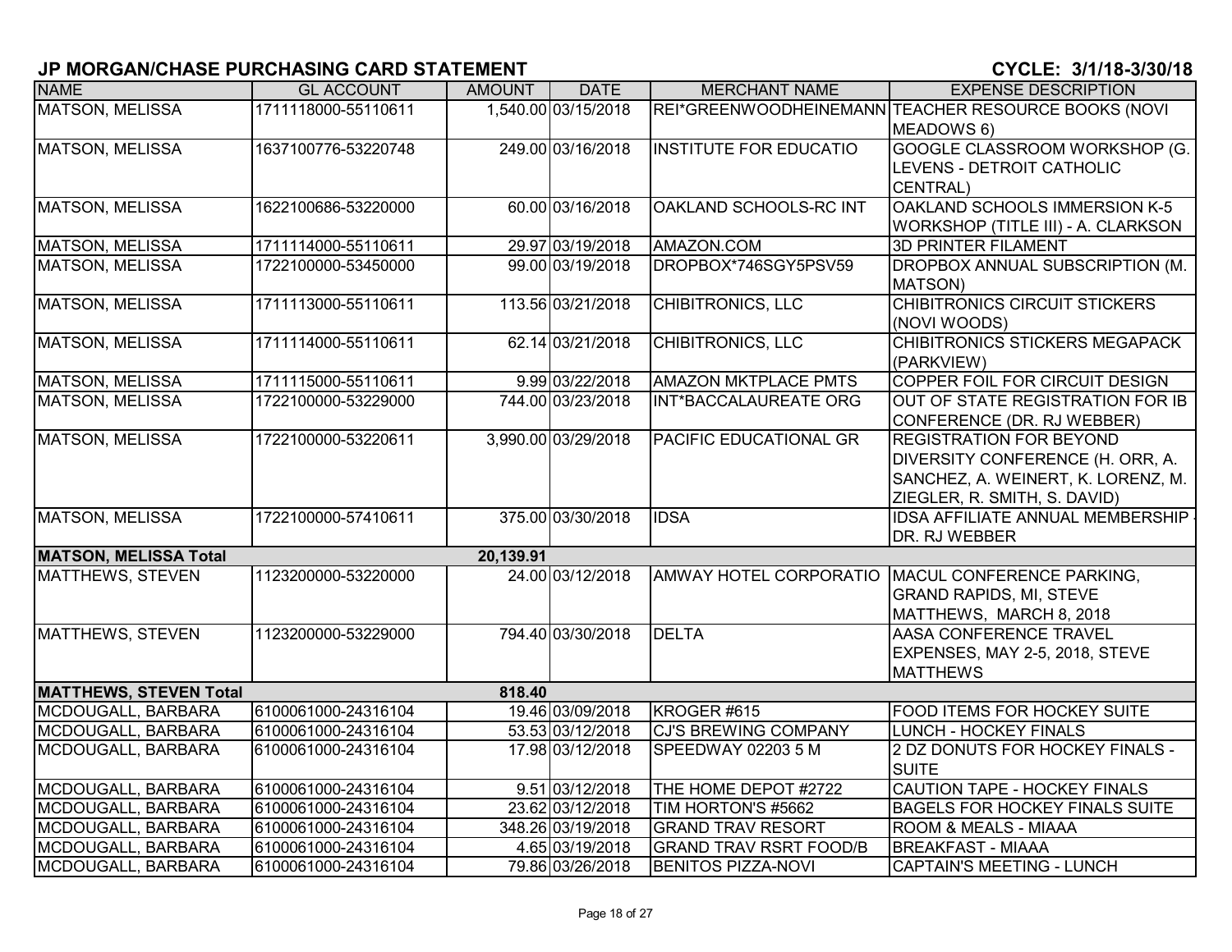## JP MORGAN/CHASE PURCHASING CARD STATEMENT

**CYCLE: 3/1/18-3/30/18**

| NAME | GL ACCOUNT | AMOUNT | DATE | MERCHANT NAME | EXPENSE DESCRIPTION |
|---|---|---|---|---|---|
| MATSON, MELISSA | 1711118000-55110611 | 1,540.00 | 03/15/2018 | REI*GREENWOODHEINEMANN | TEACHER RESOURCE BOOKS (NOVI MEADOWS 6) |
| MATSON, MELISSA | 1637100776-53220748 | 249.00 | 03/16/2018 | INSTITUTE FOR EDUCATIO | GOOGLE CLASSROOM WORKSHOP (G. LEVENS - DETROIT CATHOLIC CENTRAL) |
| MATSON, MELISSA | 1622100686-53220000 | 60.00 | 03/16/2018 | OAKLAND SCHOOLS-RC INT | OAKLAND SCHOOLS IMMERSION K-5 WORKSHOP (TITLE III) - A. CLARKSON |
| MATSON, MELISSA | 1711114000-55110611 | 29.97 | 03/19/2018 | AMAZON.COM | 3D PRINTER FILAMENT |
| MATSON, MELISSA | 1722100000-53450000 | 99.00 | 03/19/2018 | DROPBOX*746SGY5PSV59 | DROPBOX ANNUAL SUBSCRIPTION (M. MATSON) |
| MATSON, MELISSA | 1711113000-55110611 | 113.56 | 03/21/2018 | CHIBITRONICS, LLC | CHIBITRONICS CIRCUIT STICKERS (NOVI WOODS) |
| MATSON, MELISSA | 1711114000-55110611 | 62.14 | 03/21/2018 | CHIBITRONICS, LLC | CHIBITRONICS STICKERS MEGAPACK (PARKVIEW) |
| MATSON, MELISSA | 1711115000-55110611 | 9.99 | 03/22/2018 | AMAZON MKTPLACE PMTS | COPPER FOIL FOR CIRCUIT DESIGN |
| MATSON, MELISSA | 1722100000-53229000 | 744.00 | 03/23/2018 | INT*BACCALAUREATE ORG | OUT OF STATE REGISTRATION FOR IB CONFERENCE (DR. RJ WEBBER) |
| MATSON, MELISSA | 1722100000-53220611 | 3,990.00 | 03/29/2018 | PACIFIC EDUCATIONAL GR | REGISTRATION FOR BEYOND DIVERSITY CONFERENCE (H. ORR, A. SANCHEZ, A. WEINERT, K. LORENZ, M. ZIEGLER, R. SMITH, S. DAVID) |
| MATSON, MELISSA | 1722100000-57410611 | 375.00 | 03/30/2018 | IDSA | IDSA AFFILIATE ANNUAL MEMBERSHIP - DR. RJ WEBBER |
| **MATSON, MELISSA Total** | | **20,139.91** | | | |
| MATTHEWS, STEVEN | 1123200000-53220000 | 24.00 | 03/12/2018 | AMWAY HOTEL CORPORATIO | MACUL CONFERENCE PARKING, GRAND RAPIDS, MI, STEVE MATTHEWS, MARCH 8, 2018 |
| MATTHEWS, STEVEN | 1123200000-53229000 | 794.40 | 03/30/2018 | DELTA | AASA CONFERENCE TRAVEL EXPENSES, MAY 2-5, 2018, STEVE MATTHEWS |
| **MATTHEWS, STEVEN Total** | | **818.40** | | | |
| MCDOUGALL, BARBARA | 6100061000-24316104 | 19.46 | 03/09/2018 | KROGER #615 | FOOD ITEMS FOR HOCKEY SUITE |
| MCDOUGALL, BARBARA | 6100061000-24316104 | 53.53 | 03/12/2018 | CJ'S BREWING COMPANY | LUNCH - HOCKEY FINALS |
| MCDOUGALL, BARBARA | 6100061000-24316104 | 17.98 | 03/12/2018 | SPEEDWAY 02203 5 M | 2 DZ DONUTS FOR HOCKEY FINALS - SUITE |
| MCDOUGALL, BARBARA | 6100061000-24316104 | 9.51 | 03/12/2018 | THE HOME DEPOT #2722 | CAUTION TAPE - HOCKEY FINALS |
| MCDOUGALL, BARBARA | 6100061000-24316104 | 23.62 | 03/12/2018 | TIM HORTON'S #5662 | BAGELS FOR HOCKEY FINALS SUITE |
| MCDOUGALL, BARBARA | 6100061000-24316104 | 348.26 | 03/19/2018 | GRAND TRAV RESORT | ROOM & MEALS - MIAAA |
| MCDOUGALL, BARBARA | 6100061000-24316104 | 4.65 | 03/19/2018 | GRAND TRAV RSRT FOOD/B | BREAKFAST - MIAAA |
| MCDOUGALL, BARBARA | 6100061000-24316104 | 79.86 | 03/26/2018 | BENITOS PIZZA-NOVI | CAPTAIN'S MEETING - LUNCH |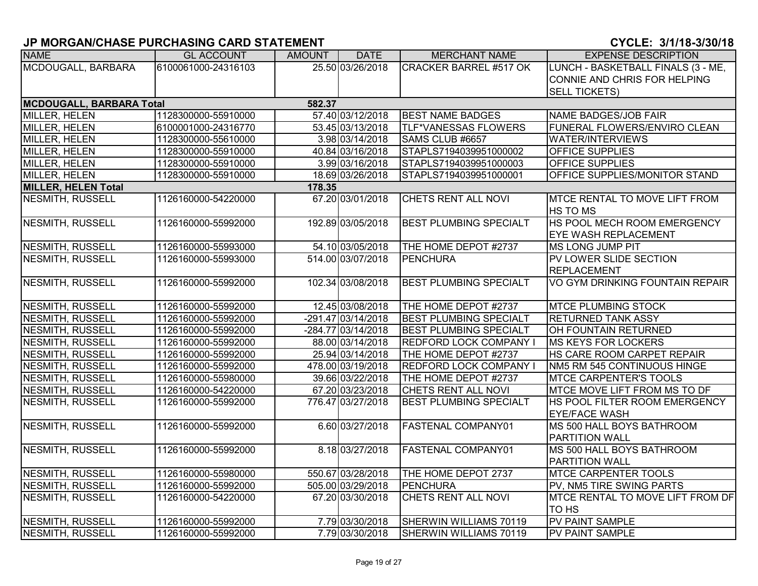## JP MORGAN/CHASE PURCHASING CARD STATEMENT

**CYCLE: 3/1/18-3/30/18**

| NAME | GL ACCOUNT | AMOUNT | DATE | MERCHANT NAME | EXPENSE DESCRIPTION |
|---|---|---|---|---|---|
| MCDOUGALL, BARBARA | 6100061000-24316103 | 25.50 | 03/26/2018 | CRACKER BARREL #517 OK | LUNCH - BASKETBALL FINALS (3 - ME, CONNIE AND CHRIS FOR HELPING SELL TICKETS) |
| **MCDOUGALL, BARBARA Total** | | **582.37** | | | |
| MILLER, HELEN | 1128300000-55910000 | 57.40 | 03/12/2018 | BEST NAME BADGES | NAME BADGES/JOB FAIR |
| MILLER, HELEN | 6100001000-24316770 | 53.45 | 03/13/2018 | TLF*VANESSAS FLOWERS | FUNERAL FLOWERS/ENVIRO CLEAN |
| MILLER, HELEN | 1128300000-55610000 | 3.98 | 03/14/2018 | SAMS CLUB #6657 | WATER/INTERVIEWS |
| MILLER, HELEN | 1128300000-55910000 | 40.84 | 03/16/2018 | STAPLS7194039951000002 | OFFICE SUPPLIES |
| MILLER, HELEN | 1128300000-55910000 | 3.99 | 03/16/2018 | STAPLS7194039951000003 | OFFICE SUPPLIES |
| MILLER, HELEN | 1128300000-55910000 | 18.69 | 03/26/2018 | STAPLS7194039951000001 | OFFICE SUPPLIES/MONITOR STAND |
| **MILLER, HELEN Total** | | **178.35** | | | |
| NESMITH, RUSSELL | 1126160000-54220000 | 67.20 | 03/01/2018 | CHETS RENT ALL NOVI | MTCE RENTAL TO MOVE LIFT FROM HS TO MS |
| NESMITH, RUSSELL | 1126160000-55992000 | 192.89 | 03/05/2018 | BEST PLUMBING SPECIALT | HS POOL MECH ROOM EMERGENCY EYE WASH REPLACEMENT |
| NESMITH, RUSSELL | 1126160000-55993000 | 54.10 | 03/05/2018 | THE HOME DEPOT #2737 | MS LONG JUMP PIT |
| NESMITH, RUSSELL | 1126160000-55993000 | 514.00 | 03/07/2018 | PENCHURA | PV LOWER SLIDE SECTION REPLACEMENT |
| NESMITH, RUSSELL | 1126160000-55992000 | 102.34 | 03/08/2018 | BEST PLUMBING SPECIALT | VO GYM DRINKING FOUNTAIN REPAIR |
| NESMITH, RUSSELL | 1126160000-55992000 | 12.45 | 03/08/2018 | THE HOME DEPOT #2737 | MTCE PLUMBING STOCK |
| NESMITH, RUSSELL | 1126160000-55992000 | -291.47 | 03/14/2018 | BEST PLUMBING SPECIALT | RETURNED TANK ASSY |
| NESMITH, RUSSELL | 1126160000-55992000 | -284.77 | 03/14/2018 | BEST PLUMBING SPECIALT | OH FOUNTAIN RETURNED |
| NESMITH, RUSSELL | 1126160000-55992000 | 88.00 | 03/14/2018 | REDFORD LOCK COMPANY I | MS KEYS FOR LOCKERS |
| NESMITH, RUSSELL | 1126160000-55992000 | 25.94 | 03/14/2018 | THE HOME DEPOT #2737 | HS CARE ROOM CARPET REPAIR |
| NESMITH, RUSSELL | 1126160000-55992000 | 478.00 | 03/19/2018 | REDFORD LOCK COMPANY I | NM5 RM 545 CONTINUOUS HINGE |
| NESMITH, RUSSELL | 1126160000-55980000 | 39.66 | 03/22/2018 | THE HOME DEPOT #2737 | MTCE CARPENTER'S TOOLS |
| NESMITH, RUSSELL | 1126160000-54220000 | 67.20 | 03/23/2018 | CHETS RENT ALL NOVI | MTCE MOVE LIFT FROM MS TO DF |
| NESMITH, RUSSELL | 1126160000-55992000 | 776.47 | 03/27/2018 | BEST PLUMBING SPECIALT | HS POOL FILTER ROOM EMERGENCY EYE/FACE WASH |
| NESMITH, RUSSELL | 1126160000-55992000 | 6.60 | 03/27/2018 | FASTENAL COMPANY01 | MS 500 HALL BOYS BATHROOM PARTITION WALL |
| NESMITH, RUSSELL | 1126160000-55992000 | 8.18 | 03/27/2018 | FASTENAL COMPANY01 | MS 500 HALL BOYS BATHROOM PARTITION WALL |
| NESMITH, RUSSELL | 1126160000-55980000 | 550.67 | 03/28/2018 | THE HOME DEPOT 2737 | MTCE CARPENTER TOOLS |
| NESMITH, RUSSELL | 1126160000-55992000 | 505.00 | 03/29/2018 | PENCHURA | PV, NM5 TIRE SWING PARTS |
| NESMITH, RUSSELL | 1126160000-54220000 | 67.20 | 03/30/2018 | CHETS RENT ALL NOVI | MTCE RENTAL TO MOVE LIFT FROM DF TO HS |
| NESMITH, RUSSELL | 1126160000-55992000 | 7.79 | 03/30/2018 | SHERWIN WILLIAMS 70119 | PV PAINT SAMPLE |
| NESMITH, RUSSELL | 1126160000-55992000 | 7.79 | 03/30/2018 | SHERWIN WILLIAMS 70119 | PV PAINT SAMPLE |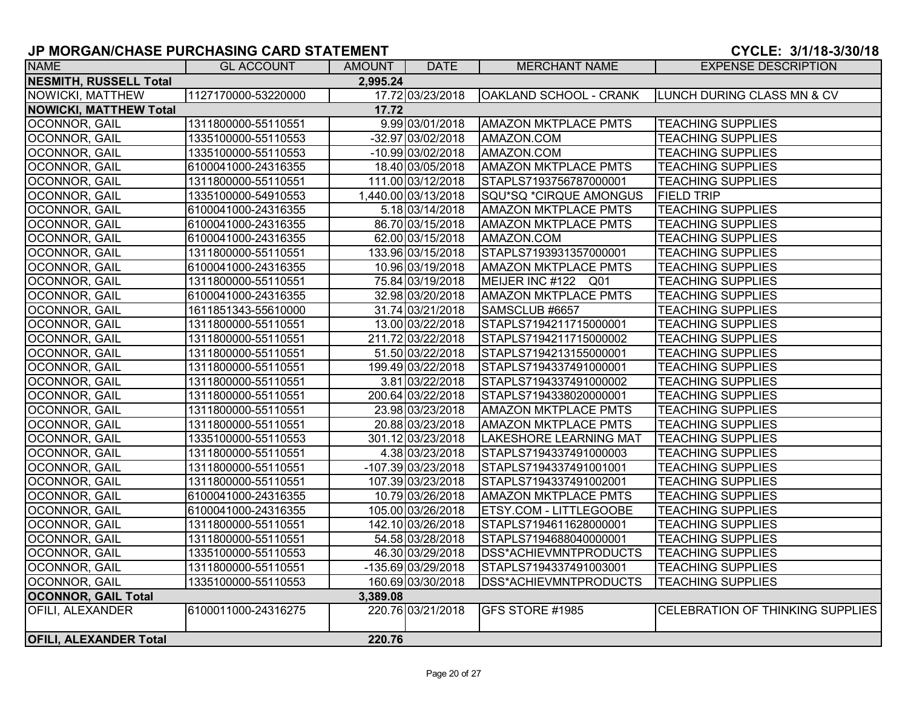## JP MORGAN/CHASE PURCHASING CARD STATEMENT

**CYCLE: 3/1/18-3/30/18**

| NAME | GL ACCOUNT | AMOUNT | DATE | MERCHANT NAME | EXPENSE DESCRIPTION |
|---|---|---|---|---|---|
| **NESMITH, RUSSELL Total** | | **2,995.24** | | | |
| NOWICKI, MATTHEW | 1127170000-53220000 | 17.72 | 03/23/2018 | OAKLAND SCHOOL - CRANK | LUNCH DURING CLASS MN & CV |
| **NOWICKI, MATTHEW Total** | | **17.72** | | | |
| OCONNOR, GAIL | 1311800000-55110551 | 9.99 | 03/01/2018 | AMAZON MKTPLACE PMTS | TEACHING SUPPLIES |
| OCONNOR, GAIL | 1335100000-55110553 | -32.97 | 03/02/2018 | AMAZON.COM | TEACHING SUPPLIES |
| OCONNOR, GAIL | 1335100000-55110553 | -10.99 | 03/02/2018 | AMAZON.COM | TEACHING SUPPLIES |
| OCONNOR, GAIL | 6100041000-24316355 | 18.40 | 03/05/2018 | AMAZON MKTPLACE PMTS | TEACHING SUPPLIES |
| OCONNOR, GAIL | 1311800000-55110551 | 111.00 | 03/12/2018 | STAPLS7193756787000001 | TEACHING SUPPLIES |
| OCONNOR, GAIL | 1335100000-54910553 | 1,440.00 | 03/13/2018 | SQU*SQ *CIRQUE AMONGUS | FIELD TRIP |
| OCONNOR, GAIL | 6100041000-24316355 | 5.18 | 03/14/2018 | AMAZON MKTPLACE PMTS | TEACHING SUPPLIES |
| OCONNOR, GAIL | 6100041000-24316355 | 86.70 | 03/15/2018 | AMAZON MKTPLACE PMTS | TEACHING SUPPLIES |
| OCONNOR, GAIL | 6100041000-24316355 | 62.00 | 03/15/2018 | AMAZON.COM | TEACHING SUPPLIES |
| OCONNOR, GAIL | 1311800000-55110551 | 133.96 | 03/15/2018 | STAPLS7193931357000001 | TEACHING SUPPLIES |
| OCONNOR, GAIL | 6100041000-24316355 | 10.96 | 03/19/2018 | AMAZON MKTPLACE PMTS | TEACHING SUPPLIES |
| OCONNOR, GAIL | 1311800000-55110551 | 75.84 | 03/19/2018 | MEIJER INC #122 Q01 | TEACHING SUPPLIES |
| OCONNOR, GAIL | 6100041000-24316355 | 32.98 | 03/20/2018 | AMAZON MKTPLACE PMTS | TEACHING SUPPLIES |
| OCONNOR, GAIL | 1611851343-55610000 | 31.74 | 03/21/2018 | SAMSCLUB #6657 | TEACHING SUPPLIES |
| OCONNOR, GAIL | 1311800000-55110551 | 13.00 | 03/22/2018 | STAPLS7194211715000001 | TEACHING SUPPLIES |
| OCONNOR, GAIL | 1311800000-55110551 | 211.72 | 03/22/2018 | STAPLS7194211715000002 | TEACHING SUPPLIES |
| OCONNOR, GAIL | 1311800000-55110551 | 51.50 | 03/22/2018 | STAPLS7194213155000001 | TEACHING SUPPLIES |
| OCONNOR, GAIL | 1311800000-55110551 | 199.49 | 03/22/2018 | STAPLS7194337491000001 | TEACHING SUPPLIES |
| OCONNOR, GAIL | 1311800000-55110551 | 3.81 | 03/22/2018 | STAPLS7194337491000002 | TEACHING SUPPLIES |
| OCONNOR, GAIL | 1311800000-55110551 | 200.64 | 03/22/2018 | STAPLS7194338020000001 | TEACHING SUPPLIES |
| OCONNOR, GAIL | 1311800000-55110551 | 23.98 | 03/23/2018 | AMAZON MKTPLACE PMTS | TEACHING SUPPLIES |
| OCONNOR, GAIL | 1311800000-55110551 | 20.88 | 03/23/2018 | AMAZON MKTPLACE PMTS | TEACHING SUPPLIES |
| OCONNOR, GAIL | 1335100000-55110553 | 301.12 | 03/23/2018 | LAKESHORE LEARNING MAT | TEACHING SUPPLIES |
| OCONNOR, GAIL | 1311800000-55110551 | 4.38 | 03/23/2018 | STAPLS7194337491000003 | TEACHING SUPPLIES |
| OCONNOR, GAIL | 1311800000-55110551 | -107.39 | 03/23/2018 | STAPLS7194337491001001 | TEACHING SUPPLIES |
| OCONNOR, GAIL | 1311800000-55110551 | 107.39 | 03/23/2018 | STAPLS7194337491002001 | TEACHING SUPPLIES |
| OCONNOR, GAIL | 6100041000-24316355 | 10.79 | 03/26/2018 | AMAZON MKTPLACE PMTS | TEACHING SUPPLIES |
| OCONNOR, GAIL | 6100041000-24316355 | 105.00 | 03/26/2018 | ETSY.COM - LITTLEGOOBE | TEACHING SUPPLIES |
| OCONNOR, GAIL | 1311800000-55110551 | 142.10 | 03/26/2018 | STAPLS7194611628000001 | TEACHING SUPPLIES |
| OCONNOR, GAIL | 1311800000-55110551 | 54.58 | 03/28/2018 | STAPLS7194688040000001 | TEACHING SUPPLIES |
| OCONNOR, GAIL | 1335100000-55110553 | 46.30 | 03/29/2018 | DSS*ACHIEVMNTPRODUCTS | TEACHING SUPPLIES |
| OCONNOR, GAIL | 1311800000-55110551 | -135.69 | 03/29/2018 | STAPLS7194337491003001 | TEACHING SUPPLIES |
| OCONNOR, GAIL | 1335100000-55110553 | 160.69 | 03/30/2018 | DSS*ACHIEVMNTPRODUCTS | TEACHING SUPPLIES |
| **OCONNOR, GAIL Total** | | **3,389.08** | | | |
| OFILI, ALEXANDER | 6100011000-24316275 | 220.76 | 03/21/2018 | GFS STORE #1985 | CELEBRATION OF THINKING SUPPLIES |
| **OFILI, ALEXANDER Total** | | **220.76** | | | |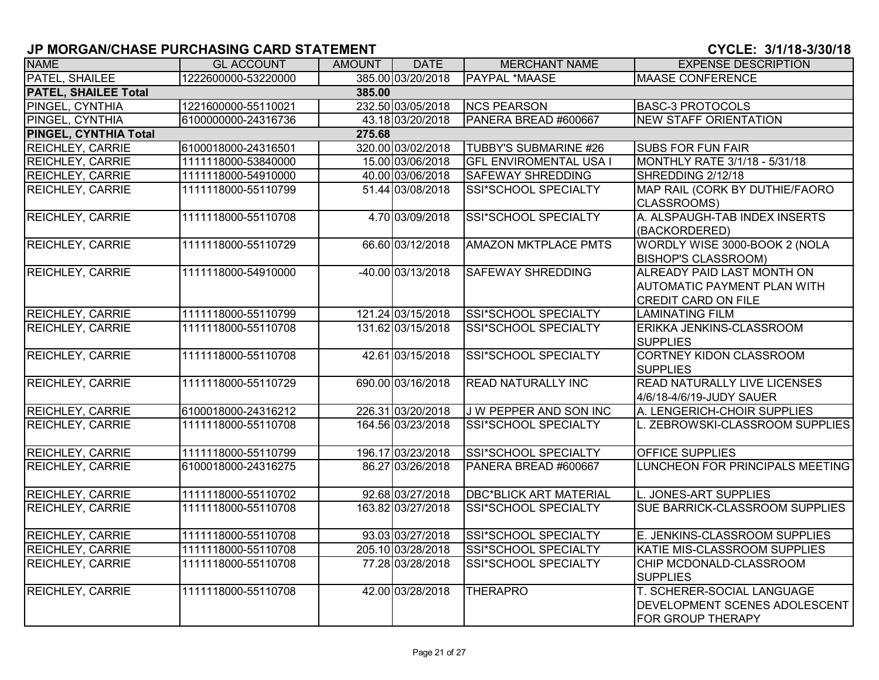## JP MORGAN/CHASE PURCHASING CARD STATEMENT

**CYCLE: 3/1/18-3/30/18**

| NAME | GL ACCOUNT | AMOUNT | DATE | MERCHANT NAME | EXPENSE DESCRIPTION |
|---|---|---|---|---|---|
| PATEL, SHAILEE | 1222600000-53220000 | 385.00 | 03/20/2018 | PAYPAL *MAASE | MAASE CONFERENCE |
| **PATEL, SHAILEE Total** | | **385.00** | | | |
| PINGEL, CYNTHIA | 1221600000-55110021 | 232.50 | 03/05/2018 | NCS PEARSON | BASC-3 PROTOCOLS |
| PINGEL, CYNTHIA | 6100000000-24316736 | 43.18 | 03/20/2018 | PANERA BREAD #600667 | NEW STAFF ORIENTATION |
| **PINGEL, CYNTHIA Total** | | **275.68** | | | |
| REICHLEY, CARRIE | 6100018000-24316501 | 320.00 | 03/02/2018 | TUBBY'S SUBMARINE #26 | SUBS FOR FUN FAIR |
| REICHLEY, CARRIE | 1111118000-53840000 | 15.00 | 03/06/2018 | GFL ENVIROMENTAL USA I | MONTHLY RATE 3/1/18 - 5/31/18 |
| REICHLEY, CARRIE | 1111118000-54910000 | 40.00 | 03/06/2018 | SAFEWAY SHREDDING | SHREDDING 2/12/18 |
| REICHLEY, CARRIE | 1111118000-55110799 | 51.44 | 03/08/2018 | SSI*SCHOOL SPECIALTY | MAP RAIL (CORK BY DUTHIE/FAORO CLASSROOMS) |
| REICHLEY, CARRIE | 1111118000-55110708 | 4.70 | 03/09/2018 | SSI*SCHOOL SPECIALTY | A. ALSPAUGH-TAB INDEX INSERTS (BACKORDERED) |
| REICHLEY, CARRIE | 1111118000-55110729 | 66.60 | 03/12/2018 | AMAZON MKTPLACE PMTS | WORDLY WISE 3000-BOOK 2 (NOLA BISHOP'S CLASSROOM) |
| REICHLEY, CARRIE | 1111118000-54910000 | -40.00 | 03/13/2018 | SAFEWAY SHREDDING | ALREADY PAID LAST MONTH ON AUTOMATIC PAYMENT PLAN WITH CREDIT CARD ON FILE |
| REICHLEY, CARRIE | 1111118000-55110799 | 121.24 | 03/15/2018 | SSI*SCHOOL SPECIALTY | LAMINATING FILM |
| REICHLEY, CARRIE | 1111118000-55110708 | 131.62 | 03/15/2018 | SSI*SCHOOL SPECIALTY | ERIKKA JENKINS-CLASSROOM SUPPLIES |
| REICHLEY, CARRIE | 1111118000-55110708 | 42.61 | 03/15/2018 | SSI*SCHOOL SPECIALTY | CORTNEY KIDON CLASSROOM SUPPLIES |
| REICHLEY, CARRIE | 1111118000-55110729 | 690.00 | 03/16/2018 | READ NATURALLY INC | READ NATURALLY LIVE LICENSES 4/6/18-4/6/19-JUDY SAUER |
| REICHLEY, CARRIE | 6100018000-24316212 | 226.31 | 03/20/2018 | J W PEPPER AND SON INC | A. LENGERICH-CHOIR SUPPLIES |
| REICHLEY, CARRIE | 1111118000-55110708 | 164.56 | 03/23/2018 | SSI*SCHOOL SPECIALTY | L. ZEBROWSKI-CLASSROOM SUPPLIES |
| REICHLEY, CARRIE | 1111118000-55110799 | 196.17 | 03/23/2018 | SSI*SCHOOL SPECIALTY | OFFICE SUPPLIES |
| REICHLEY, CARRIE | 6100018000-24316275 | 86.27 | 03/26/2018 | PANERA BREAD #600667 | LUNCHEON FOR PRINCIPALS MEETING |
| REICHLEY, CARRIE | 1111118000-55110702 | 92.68 | 03/27/2018 | DBC*BLICK ART MATERIAL | L. JONES-ART SUPPLIES |
| REICHLEY, CARRIE | 1111118000-55110708 | 163.82 | 03/27/2018 | SSI*SCHOOL SPECIALTY | SUE BARRICK-CLASSROOM SUPPLIES |
| REICHLEY, CARRIE | 1111118000-55110708 | 93.03 | 03/27/2018 | SSI*SCHOOL SPECIALTY | E. JENKINS-CLASSROOM SUPPLIES |
| REICHLEY, CARRIE | 1111118000-55110708 | 205.10 | 03/28/2018 | SSI*SCHOOL SPECIALTY | KATIE MIS-CLASSROOM SUPPLIES |
| REICHLEY, CARRIE | 1111118000-55110708 | 77.28 | 03/28/2018 | SSI*SCHOOL SPECIALTY | CHIP MCDONALD-CLASSROOM SUPPLIES |
| REICHLEY, CARRIE | 1111118000-55110708 | 42.00 | 03/28/2018 | THERAPRO | T. SCHERER-SOCIAL LANGUAGE DEVELOPMENT SCENES ADOLESCENT FOR GROUP THERAPY |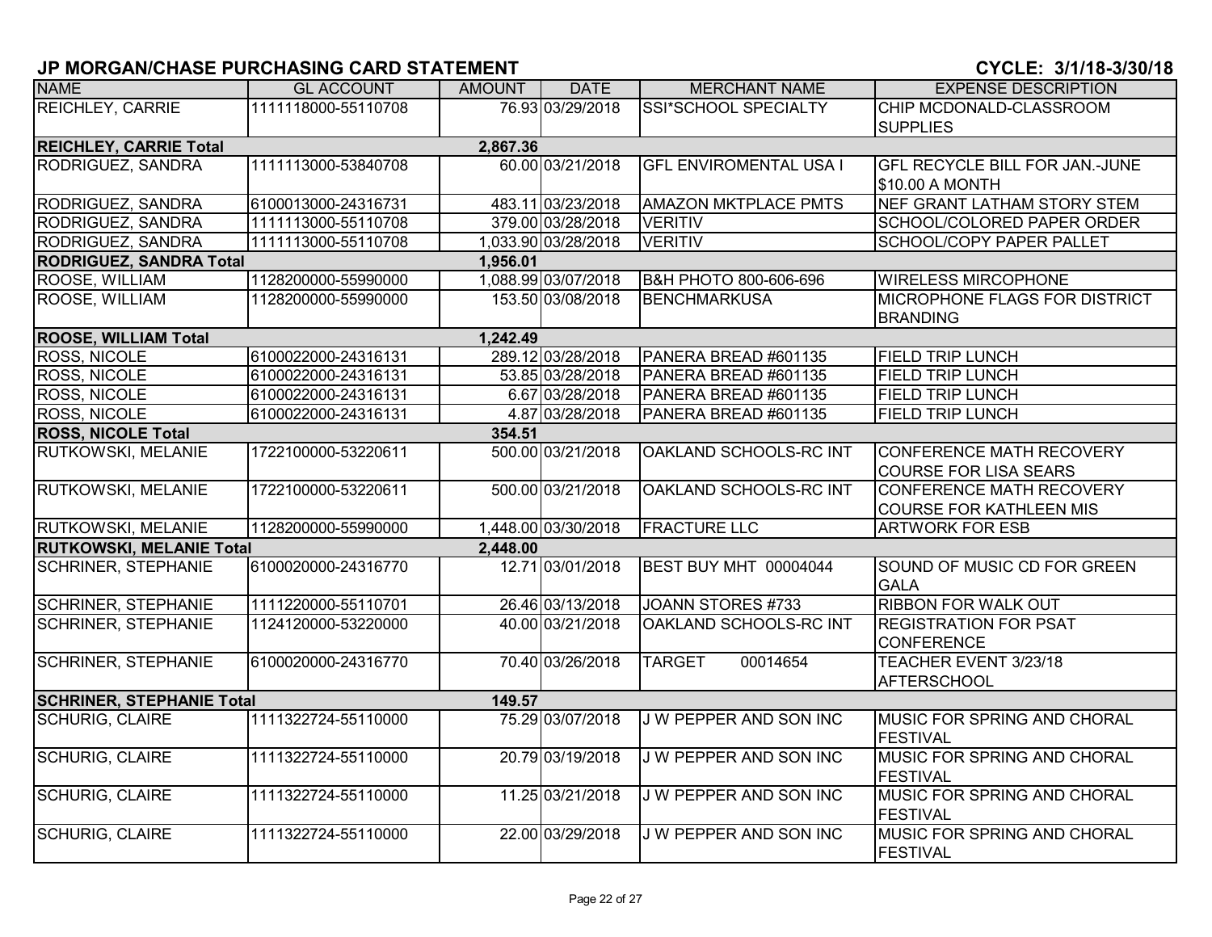## JP MORGAN/CHASE PURCHASING CARD STATEMENT

**CYCLE: 3/1/18-3/30/18**

| NAME | GL ACCOUNT | AMOUNT | DATE | MERCHANT NAME | EXPENSE DESCRIPTION |
|---|---|---|---|---|---|
| REICHLEY, CARRIE | 1111118000-55110708 | 76.93 | 03/29/2018 | SSI*SCHOOL SPECIALTY | CHIP MCDONALD-CLASSROOM SUPPLIES |
| **REICHLEY, CARRIE Total** | | **2,867.36** | | | |
| RODRIGUEZ, SANDRA | 1111113000-53840708 | 60.00 | 03/21/2018 | GFL ENVIROMENTAL USA I | GFL RECYCLE BILL FOR JAN.-JUNE $10.00 A MONTH |
| RODRIGUEZ, SANDRA | 6100013000-24316731 | 483.11 | 03/23/2018 | AMAZON MKTPLACE PMTS | NEF GRANT LATHAM STORY STEM |
| RODRIGUEZ, SANDRA | 1111113000-55110708 | 379.00 | 03/28/2018 | VERITIV | SCHOOL/COLORED PAPER ORDER |
| RODRIGUEZ, SANDRA | 1111113000-55110708 | 1,033.90 | 03/28/2018 | VERITIV | SCHOOL/COPY PAPER PALLET |
| **RODRIGUEZ, SANDRA Total** | | **1,956.01** | | | |
| ROOSE, WILLIAM | 1128200000-55990000 | 1,088.99 | 03/07/2018 | B&H PHOTO 800-606-696 | WIRELESS MIRCOPHONE |
| ROOSE, WILLIAM | 1128200000-55990000 | 153.50 | 03/08/2018 | BENCHMARKUSA | MICROPHONE FLAGS FOR DISTRICT BRANDING |
| **ROOSE, WILLIAM Total** | | **1,242.49** | | | |
| ROSS, NICOLE | 6100022000-24316131 | 289.12 | 03/28/2018 | PANERA BREAD #601135 | FIELD TRIP LUNCH |
| ROSS, NICOLE | 6100022000-24316131 | 53.85 | 03/28/2018 | PANERA BREAD #601135 | FIELD TRIP LUNCH |
| ROSS, NICOLE | 6100022000-24316131 | 6.67 | 03/28/2018 | PANERA BREAD #601135 | FIELD TRIP LUNCH |
| ROSS, NICOLE | 6100022000-24316131 | 4.87 | 03/28/2018 | PANERA BREAD #601135 | FIELD TRIP LUNCH |
| **ROSS, NICOLE Total** | | **354.51** | | | |
| RUTKOWSKI, MELANIE | 1722100000-53220611 | 500.00 | 03/21/2018 | OAKLAND SCHOOLS-RC INT | CONFERENCE MATH RECOVERY COURSE FOR LISA SEARS |
| RUTKOWSKI, MELANIE | 1722100000-53220611 | 500.00 | 03/21/2018 | OAKLAND SCHOOLS-RC INT | CONFERENCE MATH RECOVERY COURSE FOR KATHLEEN MIS |
| RUTKOWSKI, MELANIE | 1128200000-55990000 | 1,448.00 | 03/30/2018 | FRACTURE LLC | ARTWORK FOR ESB |
| **RUTKOWSKI, MELANIE Total** | | **2,448.00** | | | |
| SCHRINER, STEPHANIE | 6100020000-24316770 | 12.71 | 03/01/2018 | BEST BUY MHT 00004044 | SOUND OF MUSIC CD FOR GREEN GALA |
| SCHRINER, STEPHANIE | 1111220000-55110701 | 26.46 | 03/13/2018 | JOANN STORES #733 | RIBBON FOR WALK OUT |
| SCHRINER, STEPHANIE | 1124120000-53220000 | 40.00 | 03/21/2018 | OAKLAND SCHOOLS-RC INT | REGISTRATION FOR PSAT CONFERENCE |
| SCHRINER, STEPHANIE | 6100020000-24316770 | 70.40 | 03/26/2018 | TARGET 00014654 | TEACHER EVENT 3/23/18 AFTERSCHOOL |
| **SCHRINER, STEPHANIE Total** | | **149.57** | | | |
| SCHURIG, CLAIRE | 1111322724-55110000 | 75.29 | 03/07/2018 | J W PEPPER AND SON INC | MUSIC FOR SPRING AND CHORAL FESTIVAL |
| SCHURIG, CLAIRE | 1111322724-55110000 | 20.79 | 03/19/2018 | J W PEPPER AND SON INC | MUSIC FOR SPRING AND CHORAL FESTIVAL |
| SCHURIG, CLAIRE | 1111322724-55110000 | 11.25 | 03/21/2018 | J W PEPPER AND SON INC | MUSIC FOR SPRING AND CHORAL FESTIVAL |
| SCHURIG, CLAIRE | 1111322724-55110000 | 22.00 | 03/29/2018 | J W PEPPER AND SON INC | MUSIC FOR SPRING AND CHORAL FESTIVAL |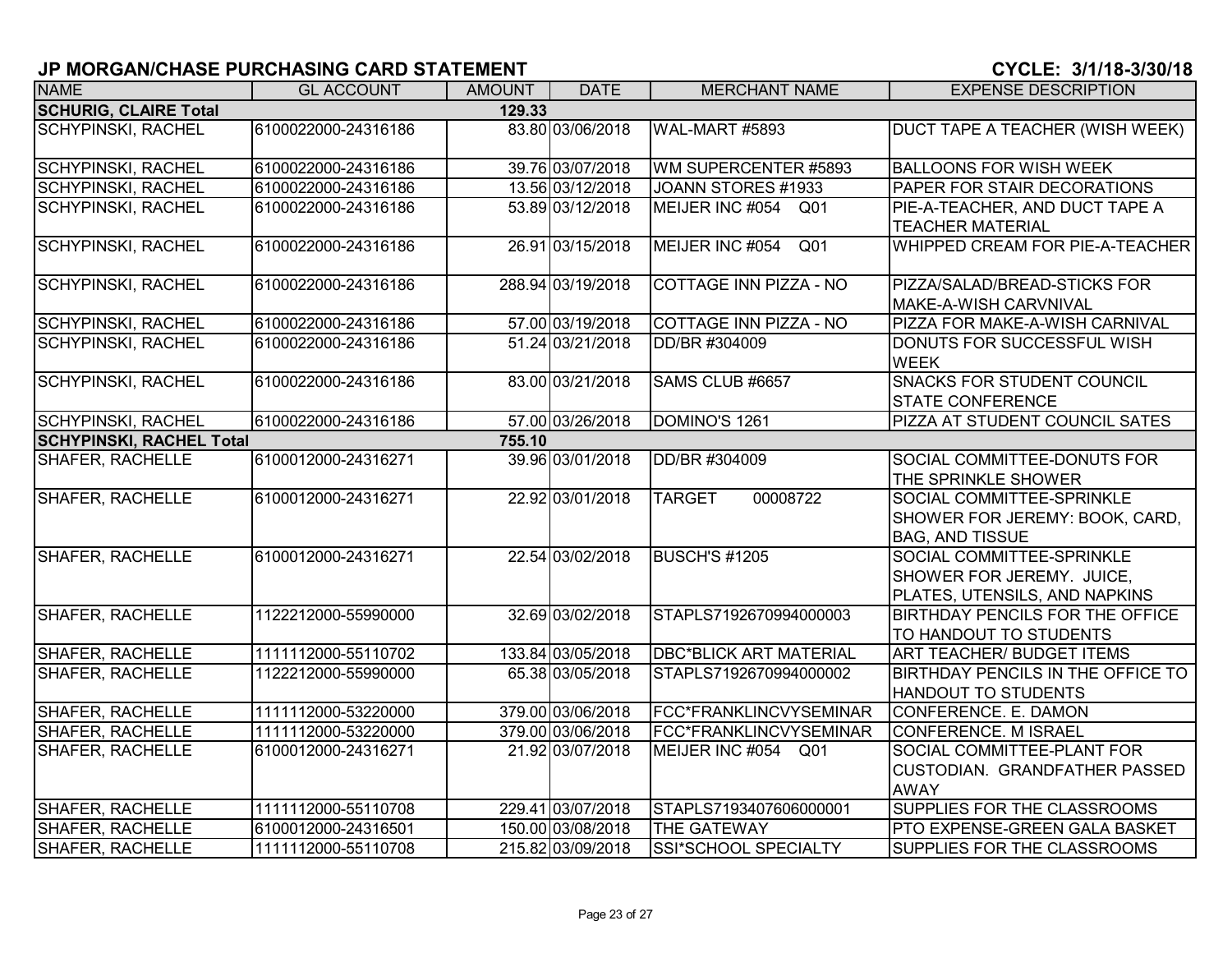## JP MORGAN/CHASE PURCHASING CARD STATEMENT

**CYCLE: 3/1/18-3/30/18**

| NAME | GL ACCOUNT | AMOUNT | DATE | MERCHANT NAME | EXPENSE DESCRIPTION |
|---|---|---|---|---|---|
| **SCHURIG, CLAIRE Total** | | **129.33** | | | |
| SCHYPINSKI, RACHEL | 6100022000-24316186 | 83.80 | 03/06/2018 | WAL-MART #5893 | DUCT TAPE A TEACHER (WISH WEEK) |
| SCHYPINSKI, RACHEL | 6100022000-24316186 | 39.76 | 03/07/2018 | WM SUPERCENTER #5893 | BALLOONS FOR WISH WEEK |
| SCHYPINSKI, RACHEL | 6100022000-24316186 | 13.56 | 03/12/2018 | JOANN STORES #1933 | PAPER FOR STAIR DECORATIONS |
| SCHYPINSKI, RACHEL | 6100022000-24316186 | 53.89 | 03/12/2018 | MEIJER INC #054 Q01 | PIE-A-TEACHER, AND DUCT TAPE A TEACHER MATERIAL |
| SCHYPINSKI, RACHEL | 6100022000-24316186 | 26.91 | 03/15/2018 | MEIJER INC #054 Q01 | WHIPPED CREAM FOR PIE-A-TEACHER |
| SCHYPINSKI, RACHEL | 6100022000-24316186 | 288.94 | 03/19/2018 | COTTAGE INN PIZZA - NO | PIZZA/SALAD/BREAD-STICKS FOR MAKE-A-WISH CARVNIVAL |
| SCHYPINSKI, RACHEL | 6100022000-24316186 | 57.00 | 03/19/2018 | COTTAGE INN PIZZA - NO | PIZZA FOR MAKE-A-WISH CARNIVAL |
| SCHYPINSKI, RACHEL | 6100022000-24316186 | 51.24 | 03/21/2018 | DD/BR #304009 | DONUTS FOR SUCCESSFUL WISH WEEK |
| SCHYPINSKI, RACHEL | 6100022000-24316186 | 83.00 | 03/21/2018 | SAMS CLUB #6657 | SNACKS FOR STUDENT COUNCIL STATE CONFERENCE |
| SCHYPINSKI, RACHEL | 6100022000-24316186 | 57.00 | 03/26/2018 | DOMINO'S 1261 | PIZZA AT STUDENT COUNCIL SATES |
| **SCHYPINSKI, RACHEL Total** | | **755.10** | | | |
| SHAFER, RACHELLE | 6100012000-24316271 | 39.96 | 03/01/2018 | DD/BR #304009 | SOCIAL COMMITTEE-DONUTS FOR THE SPRINKLE SHOWER |
| SHAFER, RACHELLE | 6100012000-24316271 | 22.92 | 03/01/2018 | TARGET 00008722 | SOCIAL COMMITTEE-SPRINKLE SHOWER FOR JEREMY: BOOK, CARD, BAG, AND TISSUE |
| SHAFER, RACHELLE | 6100012000-24316271 | 22.54 | 03/02/2018 | BUSCH'S #1205 | SOCIAL COMMITTEE-SPRINKLE SHOWER FOR JEREMY. JUICE, PLATES, UTENSILS, AND NAPKINS |
| SHAFER, RACHELLE | 1122212000-55990000 | 32.69 | 03/02/2018 | STAPLS7192670994000003 | BIRTHDAY PENCILS FOR THE OFFICE TO HANDOUT TO STUDENTS |
| SHAFER, RACHELLE | 1111112000-55110702 | 133.84 | 03/05/2018 | DBC*BLICK ART MATERIAL | ART TEACHER/ BUDGET ITEMS |
| SHAFER, RACHELLE | 1122212000-55990000 | 65.38 | 03/05/2018 | STAPLS7192670994000002 | BIRTHDAY PENCILS IN THE OFFICE TO HANDOUT TO STUDENTS |
| SHAFER, RACHELLE | 1111112000-53220000 | 379.00 | 03/06/2018 | FCC*FRANKLINCVYSEMINAR | CONFERENCE. E. DAMON |
| SHAFER, RACHELLE | 1111112000-53220000 | 379.00 | 03/06/2018 | FCC*FRANKLINCVYSEMINAR | CONFERENCE. M ISRAEL |
| SHAFER, RACHELLE | 6100012000-24316271 | 21.92 | 03/07/2018 | MEIJER INC #054 Q01 | SOCIAL COMMITTEE-PLANT FOR CUSTODIAN. GRANDFATHER PASSED AWAY |
| SHAFER, RACHELLE | 1111112000-55110708 | 229.41 | 03/07/2018 | STAPLS7193407606000001 | SUPPLIES FOR THE CLASSROOMS |
| SHAFER, RACHELLE | 6100012000-24316501 | 150.00 | 03/08/2018 | THE GATEWAY | PTO EXPENSE-GREEN GALA BASKET |
| SHAFER, RACHELLE | 1111112000-55110708 | 215.82 | 03/09/2018 | SSI*SCHOOL SPECIALTY | SUPPLIES FOR THE CLASSROOMS |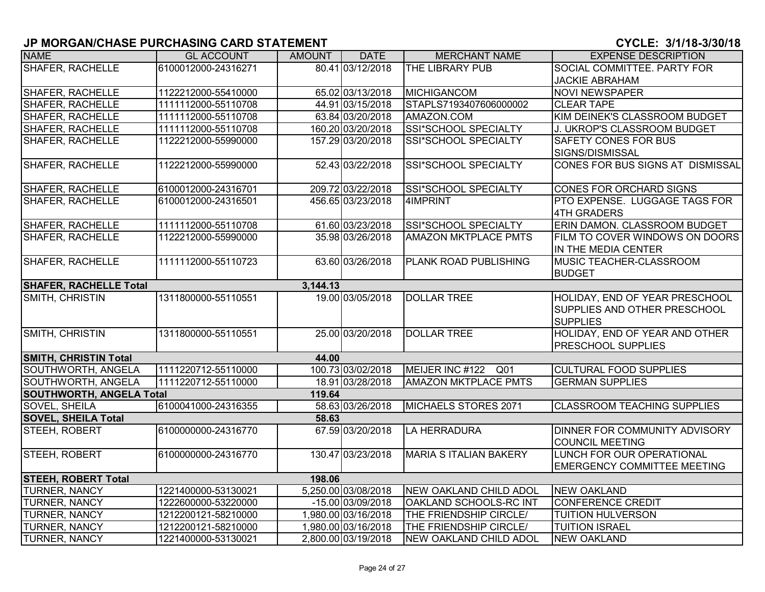## JP MORGAN/CHASE PURCHASING CARD STATEMENT

**CYCLE: 3/1/18-3/30/18**

| NAME | GL ACCOUNT | AMOUNT | DATE | MERCHANT NAME | EXPENSE DESCRIPTION |
|---|---|---|---|---|---|
| SHAFER, RACHELLE | 6100012000-24316271 | 80.41 | 03/12/2018 | THE LIBRARY PUB | SOCIAL COMMITTEE. PARTY FOR JACKIE ABRAHAM |
| SHAFER, RACHELLE | 1122212000-55410000 | 65.02 | 03/13/2018 | MICHIGANCOM | NOVI NEWSPAPER |
| SHAFER, RACHELLE | 1111112000-55110708 | 44.91 | 03/15/2018 | STAPLS7193407606000002 | CLEAR TAPE |
| SHAFER, RACHELLE | 1111112000-55110708 | 63.84 | 03/20/2018 | AMAZON.COM | KIM DEINEK'S CLASSROOM BUDGET |
| SHAFER, RACHELLE | 1111112000-55110708 | 160.20 | 03/20/2018 | SSI*SCHOOL SPECIALTY | J. UKROP'S CLASSROOM BUDGET |
| SHAFER, RACHELLE | 1122212000-55990000 | 157.29 | 03/20/2018 | SSI*SCHOOL SPECIALTY | SAFETY CONES FOR BUS SIGNS/DISMISSAL |
| SHAFER, RACHELLE | 1122212000-55990000 | 52.43 | 03/22/2018 | SSI*SCHOOL SPECIALTY | CONES FOR BUS SIGNS AT DISMISSAL |
| SHAFER, RACHELLE | 6100012000-24316701 | 209.72 | 03/22/2018 | SSI*SCHOOL SPECIALTY | CONES FOR ORCHARD SIGNS |
| SHAFER, RACHELLE | 6100012000-24316501 | 456.65 | 03/23/2018 | 4IMPRINT | PTO EXPENSE. LUGGAGE TAGS FOR 4TH GRADERS |
| SHAFER, RACHELLE | 1111112000-55110708 | 61.60 | 03/23/2018 | SSI*SCHOOL SPECIALTY | ERIN DAMON. CLASSROOM BUDGET |
| SHAFER, RACHELLE | 1122212000-55990000 | 35.98 | 03/26/2018 | AMAZON MKTPLACE PMTS | FILM TO COVER WINDOWS ON DOORS IN THE MEDIA CENTER |
| SHAFER, RACHELLE | 1111112000-55110723 | 63.60 | 03/26/2018 | PLANK ROAD PUBLISHING | MUSIC TEACHER-CLASSROOM BUDGET |
| **SHAFER, RACHELLE Total** | | **3,144.13** | | | |
| SMITH, CHRISTIN | 1311800000-55110551 | 19.00 | 03/05/2018 | DOLLAR TREE | HOLIDAY, END OF YEAR PRESCHOOL SUPPLIES AND OTHER PRESCHOOL SUPPLIES |
| SMITH, CHRISTIN | 1311800000-55110551 | 25.00 | 03/20/2018 | DOLLAR TREE | HOLIDAY, END OF YEAR AND OTHER PRESCHOOL SUPPLIES |
| **SMITH, CHRISTIN Total** | | **44.00** | | | |
| SOUTHWORTH, ANGELA | 1111220712-55110000 | 100.73 | 03/02/2018 | MEIJER INC #122 Q01 | CULTURAL FOOD SUPPLIES |
| SOUTHWORTH, ANGELA | 1111220712-55110000 | 18.91 | 03/28/2018 | AMAZON MKTPLACE PMTS | GERMAN SUPPLIES |
| **SOUTHWORTH, ANGELA Total** | | **119.64** | | | |
| SOVEL, SHEILA | 6100041000-24316355 | 58.63 | 03/26/2018 | MICHAELS STORES 2071 | CLASSROOM TEACHING SUPPLIES |
| **SOVEL, SHEILA Total** | | **58.63** | | | |
| STEEH, ROBERT | 6100000000-24316770 | 67.59 | 03/20/2018 | LA HERRADURA | DINNER FOR COMMUNITY ADVISORY COUNCIL MEETING |
| STEEH, ROBERT | 6100000000-24316770 | 130.47 | 03/23/2018 | MARIA S ITALIAN BAKERY | LUNCH FOR OUR OPERATIONAL EMERGENCY COMMITTEE MEETING |
| **STEEH, ROBERT Total** | | **198.06** | | | |
| TURNER, NANCY | 1221400000-53130021 | 5,250.00 | 03/08/2018 | NEW OAKLAND CHILD ADOL | NEW OAKLAND |
| TURNER, NANCY | 1222600000-53220000 | -15.00 | 03/09/2018 | OAKLAND SCHOOLS-RC INT | CONFERENCE CREDIT |
| TURNER, NANCY | 1212200121-58210000 | 1,980.00 | 03/16/2018 | THE FRIENDSHIP CIRCLE/ | TUITION HULVERSON |
| TURNER, NANCY | 1212200121-58210000 | 1,980.00 | 03/16/2018 | THE FRIENDSHIP CIRCLE/ | TUITION ISRAEL |
| TURNER, NANCY | 1221400000-53130021 | 2,800.00 | 03/19/2018 | NEW OAKLAND CHILD ADOL | NEW OAKLAND |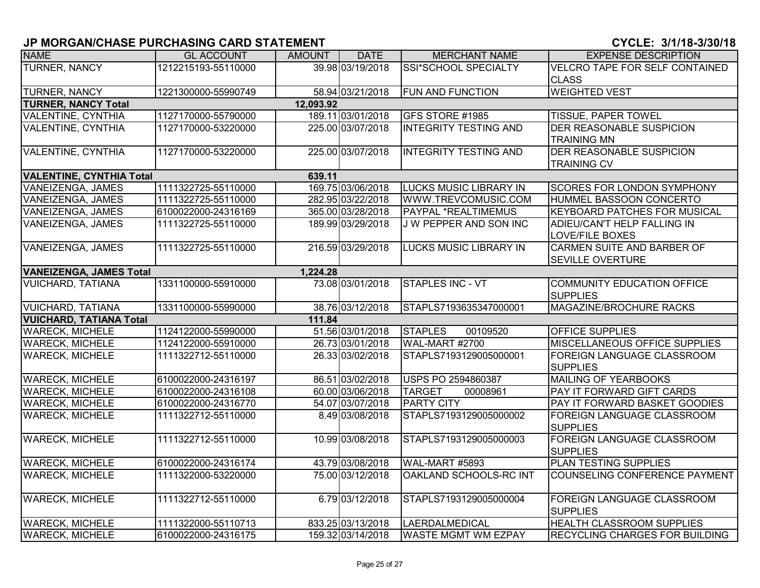## JP MORGAN/CHASE PURCHASING CARD STATEMENT

**CYCLE: 3/1/18-3/30/18**

| NAME | GL ACCOUNT | AMOUNT | DATE | MERCHANT NAME | EXPENSE DESCRIPTION |
|---|---|---|---|---|---|
| TURNER, NANCY | 1212215193-55110000 | 39.98 | 03/19/2018 | SSI*SCHOOL SPECIALTY | VELCRO TAPE FOR SELF CONTAINED CLASS |
| TURNER, NANCY | 1221300000-55990749 | 58.94 | 03/21/2018 | FUN AND FUNCTION | WEIGHTED VEST |
| **TURNER, NANCY Total** | | **12,093.92** | | | |
| VALENTINE, CYNTHIA | 1127170000-55790000 | 189.11 | 03/01/2018 | GFS STORE #1985 | TISSUE, PAPER TOWEL |
| VALENTINE, CYNTHIA | 1127170000-53220000 | 225.00 | 03/07/2018 | INTEGRITY TESTING AND | DER REASONABLE SUSPICION TRAINING MN |
| VALENTINE, CYNTHIA | 1127170000-53220000 | 225.00 | 03/07/2018 | INTEGRITY TESTING AND | DER REASONABLE SUSPICION TRAINING CV |
| **VALENTINE, CYNTHIA Total** | | **639.11** | | | |
| VANEIZENGA, JAMES | 1111322725-55110000 | 169.75 | 03/06/2018 | LUCKS MUSIC LIBRARY IN | SCORES FOR LONDON SYMPHONY |
| VANEIZENGA, JAMES | 1111322725-55110000 | 282.95 | 03/22/2018 | WWW.TREVCOMUSIC.COM | HUMMEL BASSOON CONCERTO |
| VANEIZENGA, JAMES | 6100022000-24316169 | 365.00 | 03/28/2018 | PAYPAL *REALTIMEMUS | KEYBOARD PATCHES FOR MUSICAL |
| VANEIZENGA, JAMES | 1111322725-55110000 | 189.99 | 03/29/2018 | J W PEPPER AND SON INC | ADIEU/CAN'T HELP FALLING IN LOVE/FILE BOXES |
| VANEIZENGA, JAMES | 1111322725-55110000 | 216.59 | 03/29/2018 | LUCKS MUSIC LIBRARY IN | CARMEN SUITE AND BARBER OF SEVILLE OVERTURE |
| **VANEIZENGA, JAMES Total** | | **1,224.28** | | | |
| VUICHARD, TATIANA | 1331100000-55910000 | 73.08 | 03/01/2018 | STAPLES INC - VT | COMMUNITY EDUCATION OFFICE SUPPLIES |
| VUICHARD, TATIANA | 1331100000-55990000 | 38.76 | 03/12/2018 | STAPLS7193635347000001 | MAGAZINE/BROCHURE RACKS |
| **VUICHARD, TATIANA Total** | | **111.84** | | | |
| WARECK, MICHELE | 1124122000-55990000 | 51.56 | 03/01/2018 | STAPLES 00109520 | OFFICE SUPPLIES |
| WARECK, MICHELE | 1124122000-55910000 | 26.73 | 03/01/2018 | WAL-MART #2700 | MISCELLANEOUS OFFICE SUPPLIES |
| WARECK, MICHELE | 1111322712-55110000 | 26.33 | 03/02/2018 | STAPLS7193129005000001 | FOREIGN LANGUAGE CLASSROOM SUPPLIES |
| WARECK, MICHELE | 6100022000-24316197 | 86.51 | 03/02/2018 | USPS PO 2594860387 | MAILING OF YEARBOOKS |
| WARECK, MICHELE | 6100022000-24316108 | 60.00 | 03/06/2018 | TARGET 00008961 | PAY IT FORWARD GIFT CARDS |
| WARECK, MICHELE | 6100022000-24316770 | 54.07 | 03/07/2018 | PARTY CITY | PAY IT FORWARD BASKET GOODIES |
| WARECK, MICHELE | 1111322712-55110000 | 8.49 | 03/08/2018 | STAPLS7193129005000002 | FOREIGN LANGUAGE CLASSROOM SUPPLIES |
| WARECK, MICHELE | 1111322712-55110000 | 10.99 | 03/08/2018 | STAPLS7193129005000003 | FOREIGN LANGUAGE CLASSROOM SUPPLIES |
| WARECK, MICHELE | 6100022000-24316174 | 43.79 | 03/08/2018 | WAL-MART #5893 | PLAN TESTING SUPPLIES |
| WARECK, MICHELE | 1111322000-53220000 | 75.00 | 03/12/2018 | OAKLAND SCHOOLS-RC INT | COUNSELING CONFERENCE PAYMENT |
| WARECK, MICHELE | 1111322712-55110000 | 6.79 | 03/12/2018 | STAPLS7193129005000004 | FOREIGN LANGUAGE CLASSROOM SUPPLIES |
| WARECK, MICHELE | 1111322000-55110713 | 833.25 | 03/13/2018 | LAERDALMEDICAL | HEALTH CLASSROOM SUPPLIES |
| WARECK, MICHELE | 6100022000-24316175 | 159.32 | 03/14/2018 | WASTE MGMT WM EZPAY | RECYCLING CHARGES FOR BUILDING |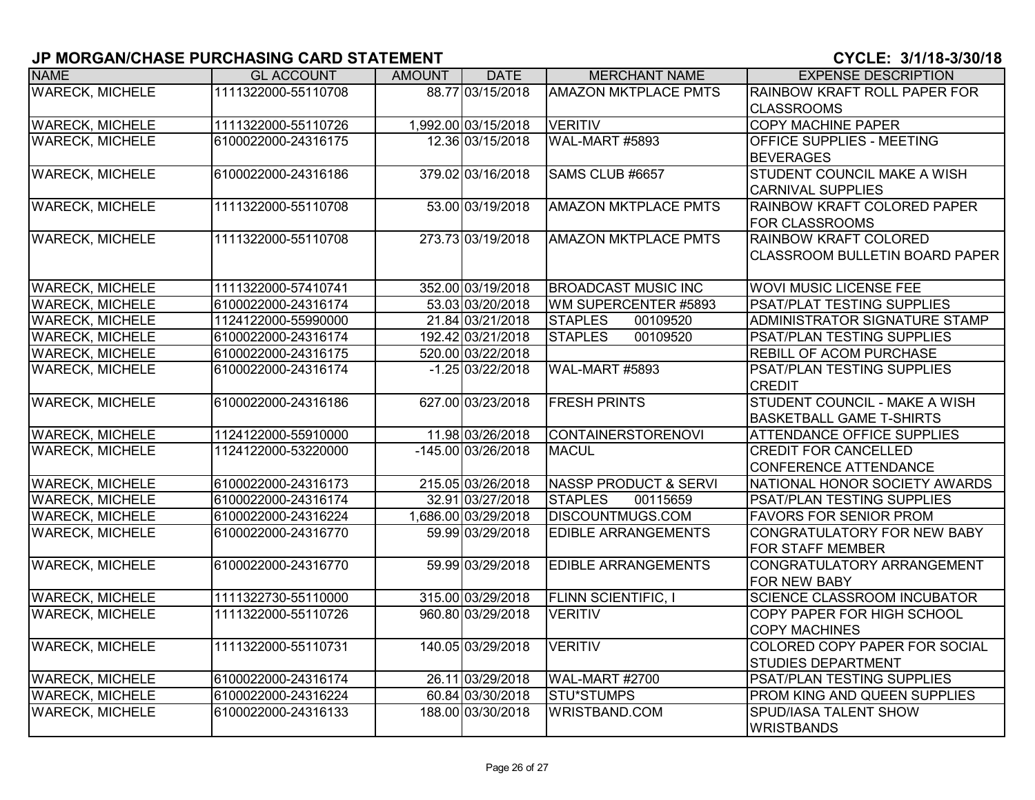## JP MORGAN/CHASE PURCHASING CARD STATEMENT

**CYCLE: 3/1/18-3/30/18**

| NAME | GL ACCOUNT | AMOUNT | DATE | MERCHANT NAME | EXPENSE DESCRIPTION |
|---|---|---|---|---|---|
| WARECK, MICHELE | 1111322000-55110708 | 88.77 | 03/15/2018 | AMAZON MKTPLACE PMTS | RAINBOW KRAFT ROLL PAPER FOR CLASSROOMS |
| WARECK, MICHELE | 1111322000-55110726 | 1,992.00 | 03/15/2018 | VERITIV | COPY MACHINE PAPER |
| WARECK, MICHELE | 6100022000-24316175 | 12.36 | 03/15/2018 | WAL-MART #5893 | OFFICE SUPPLIES - MEETING BEVERAGES |
| WARECK, MICHELE | 6100022000-24316186 | 379.02 | 03/16/2018 | SAMS CLUB #6657 | STUDENT COUNCIL MAKE A WISH CARNIVAL SUPPLIES |
| WARECK, MICHELE | 1111322000-55110708 | 53.00 | 03/19/2018 | AMAZON MKTPLACE PMTS | RAINBOW KRAFT COLORED PAPER FOR CLASSROOMS |
| WARECK, MICHELE | 1111322000-55110708 | 273.73 | 03/19/2018 | AMAZON MKTPLACE PMTS | RAINBOW KRAFT COLORED CLASSROOM BULLETIN BOARD PAPER |
| WARECK, MICHELE | 1111322000-57410741 | 352.00 | 03/19/2018 | BROADCAST MUSIC INC | WOVI MUSIC LICENSE FEE |
| WARECK, MICHELE | 6100022000-24316174 | 53.03 | 03/20/2018 | WM SUPERCENTER #5893 | PSAT/PLAT TESTING SUPPLIES |
| WARECK, MICHELE | 1124122000-55990000 | 21.84 | 03/21/2018 | STAPLES 00109520 | ADMINISTRATOR SIGNATURE STAMP |
| WARECK, MICHELE | 6100022000-24316174 | 192.42 | 03/21/2018 | STAPLES 00109520 | PSAT/PLAN TESTING SUPPLIES |
| WARECK, MICHELE | 6100022000-24316175 | 520.00 | 03/22/2018 | | REBILL OF ACOM PURCHASE |
| WARECK, MICHELE | 6100022000-24316174 | -1.25 | 03/22/2018 | WAL-MART #5893 | PSAT/PLAN TESTING SUPPLIES CREDIT |
| WARECK, MICHELE | 6100022000-24316186 | 627.00 | 03/23/2018 | FRESH PRINTS | STUDENT COUNCIL - MAKE A WISH BASKETBALL GAME T-SHIRTS |
| WARECK, MICHELE | 1124122000-55910000 | 11.98 | 03/26/2018 | CONTAINERSTORENOVI | ATTENDANCE OFFICE SUPPLIES |
| WARECK, MICHELE | 1124122000-53220000 | -145.00 | 03/26/2018 | MACUL | CREDIT FOR CANCELLED CONFERENCE ATTENDANCE |
| WARECK, MICHELE | 6100022000-24316173 | 215.05 | 03/26/2018 | NASSP PRODUCT & SERVI | NATIONAL HONOR SOCIETY AWARDS |
| WARECK, MICHELE | 6100022000-24316174 | 32.91 | 03/27/2018 | STAPLES 00115659 | PSAT/PLAN TESTING SUPPLIES |
| WARECK, MICHELE | 6100022000-24316224 | 1,686.00 | 03/29/2018 | DISCOUNTMUGS.COM | FAVORS FOR SENIOR PROM |
| WARECK, MICHELE | 6100022000-24316770 | 59.99 | 03/29/2018 | EDIBLE ARRANGEMENTS | CONGRATULATORY FOR NEW BABY FOR STAFF MEMBER |
| WARECK, MICHELE | 6100022000-24316770 | 59.99 | 03/29/2018 | EDIBLE ARRANGEMENTS | CONGRATULATORY ARRANGEMENT FOR NEW BABY |
| WARECK, MICHELE | 1111322730-55110000 | 315.00 | 03/29/2018 | FLINN SCIENTIFIC, I | SCIENCE CLASSROOM INCUBATOR |
| WARECK, MICHELE | 1111322000-55110726 | 960.80 | 03/29/2018 | VERITIV | COPY PAPER FOR HIGH SCHOOL COPY MACHINES |
| WARECK, MICHELE | 1111322000-55110731 | 140.05 | 03/29/2018 | VERITIV | COLORED COPY PAPER FOR SOCIAL STUDIES DEPARTMENT |
| WARECK, MICHELE | 6100022000-24316174 | 26.11 | 03/29/2018 | WAL-MART #2700 | PSAT/PLAN TESTING SUPPLIES |
| WARECK, MICHELE | 6100022000-24316224 | 60.84 | 03/30/2018 | STU*STUMPS | PROM KING AND QUEEN SUPPLIES |
| WARECK, MICHELE | 6100022000-24316133 | 188.00 | 03/30/2018 | WRISTBAND.COM | SPUD/IASA TALENT SHOW WRISTBANDS |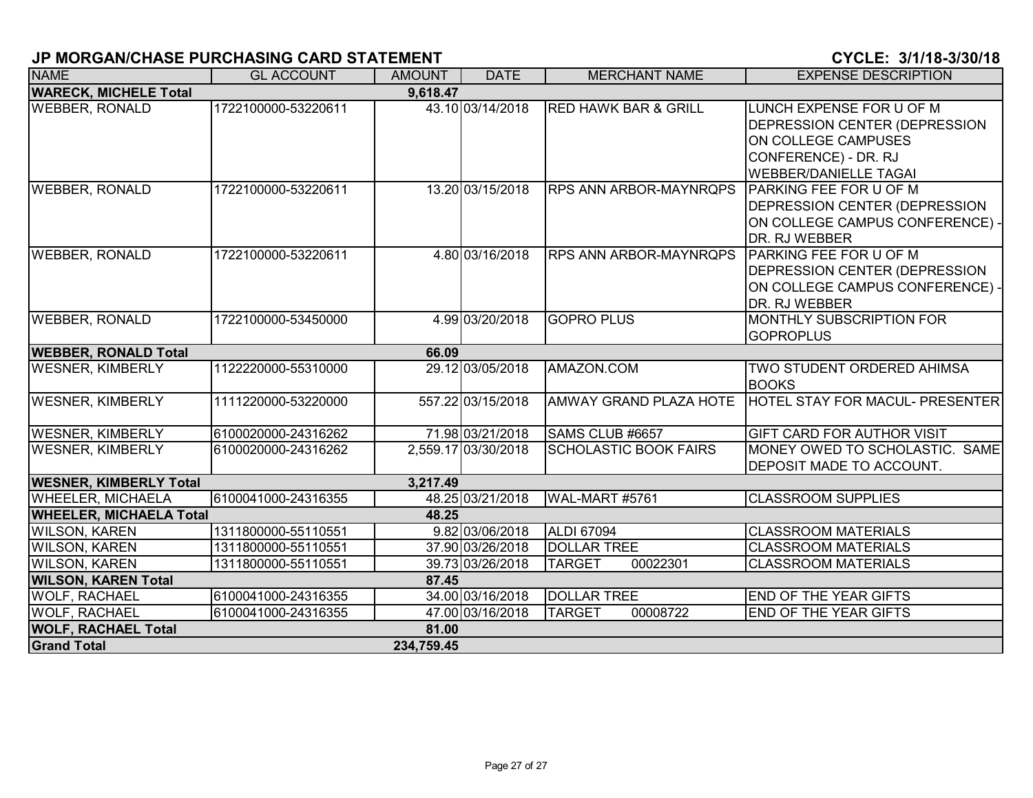## JP MORGAN/CHASE PURCHASING CARD STATEMENT

**CYCLE: 3/1/18-3/30/18**

| NAME | GL ACCOUNT | AMOUNT | DATE | MERCHANT NAME | EXPENSE DESCRIPTION |
|---|---|---|---|---|---|
| **WARECK, MICHELE Total** | | **9,618.47** | | | |
| WEBBER, RONALD | 1722100000-53220611 | 43.10 | 03/14/2018 | RED HAWK BAR & GRILL | LUNCH EXPENSE FOR U OF M DEPRESSION CENTER (DEPRESSION ON COLLEGE CAMPUSES CONFERENCE) - DR. RJ WEBBER/DANIELLE TAGAI |
| WEBBER, RONALD | 1722100000-53220611 | 13.20 | 03/15/2018 | RPS ANN ARBOR-MAYNRQPS | PARKING FEE FOR U OF M DEPRESSION CENTER (DEPRESSION ON COLLEGE CAMPUS CONFERENCE) - DR. RJ WEBBER |
| WEBBER, RONALD | 1722100000-53220611 | 4.80 | 03/16/2018 | RPS ANN ARBOR-MAYNRQPS | PARKING FEE FOR U OF M DEPRESSION CENTER (DEPRESSION ON COLLEGE CAMPUS CONFERENCE) - DR. RJ WEBBER |
| WEBBER, RONALD | 1722100000-53450000 | 4.99 | 03/20/2018 | GOPRO PLUS | MONTHLY SUBSCRIPTION FOR GOPROPLUS |
| **WEBBER, RONALD Total** | | **66.09** | | | |
| WESNER, KIMBERLY | 1122220000-55310000 | 29.12 | 03/05/2018 | AMAZON.COM | TWO STUDENT ORDERED AHIMSA BOOKS |
| WESNER, KIMBERLY | 1111220000-53220000 | 557.22 | 03/15/2018 | AMWAY GRAND PLAZA HOTE | HOTEL STAY FOR MACUL- PRESENTER |
| WESNER, KIMBERLY | 6100020000-24316262 | 71.98 | 03/21/2018 | SAMS CLUB #6657 | GIFT CARD FOR AUTHOR VISIT |
| WESNER, KIMBERLY | 6100020000-24316262 | 2,559.17 | 03/30/2018 | SCHOLASTIC BOOK FAIRS | MONEY OWED TO SCHOLASTIC. SAME DEPOSIT MADE TO ACCOUNT. |
| **WESNER, KIMBERLY Total** | | **3,217.49** | | | |
| WHEELER, MICHAELA | 6100041000-24316355 | 48.25 | 03/21/2018 | WAL-MART #5761 | CLASSROOM SUPPLIES |
| **WHEELER, MICHAELA Total** | | **48.25** | | | |
| WILSON, KAREN | 1311800000-55110551 | 9.82 | 03/06/2018 | ALDI 67094 | CLASSROOM MATERIALS |
| WILSON, KAREN | 1311800000-55110551 | 37.90 | 03/26/2018 | DOLLAR TREE | CLASSROOM MATERIALS |
| WILSON, KAREN | 1311800000-55110551 | 39.73 | 03/26/2018 | TARGET 00022301 | CLASSROOM MATERIALS |
| **WILSON, KAREN Total** | | **87.45** | | | |
| WOLF, RACHAEL | 6100041000-24316355 | 34.00 | 03/16/2018 | DOLLAR TREE | END OF THE YEAR GIFTS |
| WOLF, RACHAEL | 6100041000-24316355 | 47.00 | 03/16/2018 | TARGET 00008722 | END OF THE YEAR GIFTS |
| **WOLF, RACHAEL Total** | | **81.00** | | | |
| **Grand Total** | | **234,759.45** | | | |